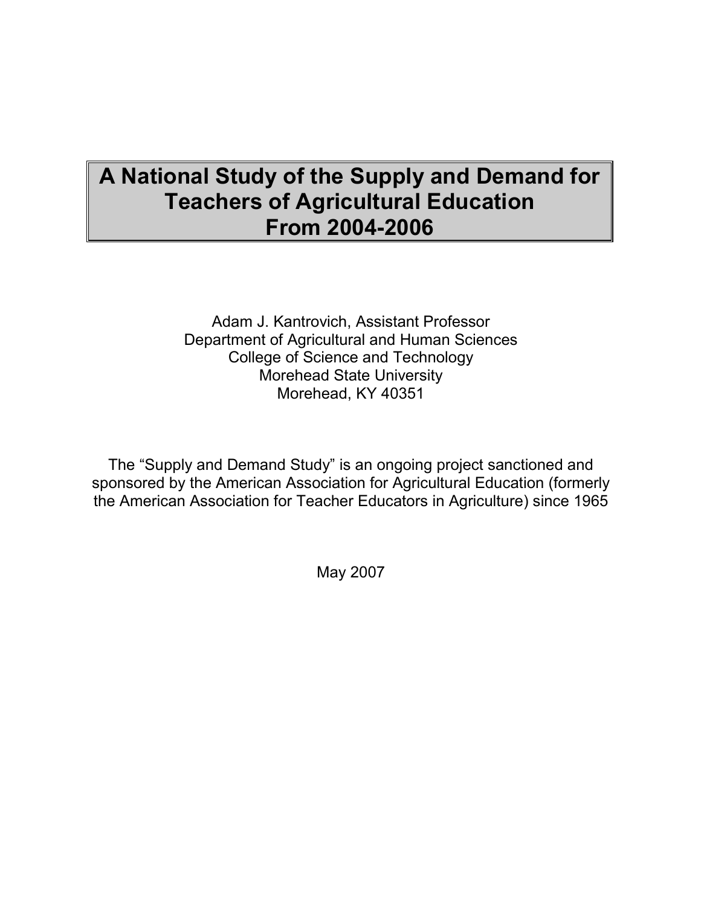# A National Study of the Supply and Demand for Teachers of Agricultural Education From 2004-2006

Adam J. Kantrovich, Assistant Professor
Department of Agricultural and Human Sciences
College of Science and Technology
Morehead State University
Morehead, KY 40351

The "Supply and Demand Study" is an ongoing project sanctioned and sponsored by the American Association for Agricultural Education (formerly the American Association for Teacher Educators in Agriculture) since 1965

May 2007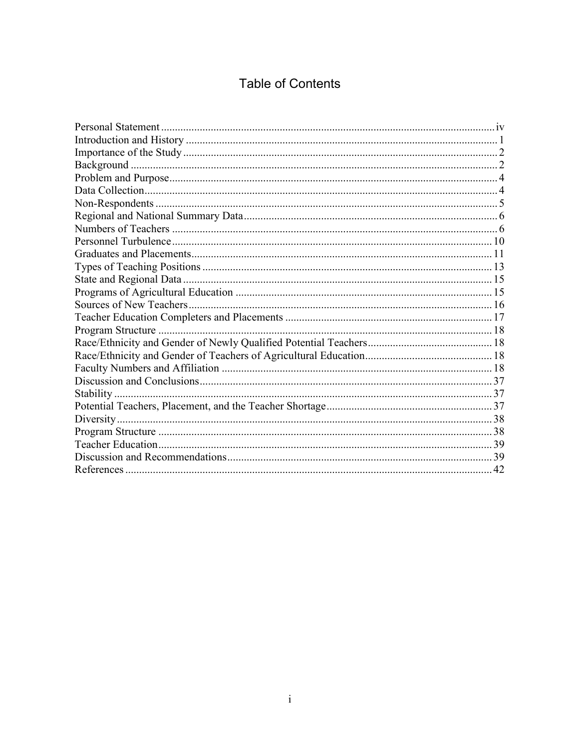# Table of Contents

| | |
|---|---|
| Personal Statement | iv |
| Introduction and History | 1 |
| Importance of the Study | 2 |
| Background | 2 |
| Problem and Purpose | 4 |
| Data Collection | 4 |
| Non-Respondents | 5 |
| Regional and National Summary Data | 6 |
| Numbers of Teachers | 6 |
| Personnel Turbulence | 10 |
| Graduates and Placements | 11 |
| Types of Teaching Positions | 13 |
| State and Regional Data | 15 |
| Programs of Agricultural Education | 15 |
| Sources of New Teachers | 16 |
| Teacher Education Completers and Placements | 17 |
| Program Structure | 18 |
| Race/Ethnicity and Gender of Newly Qualified Potential Teachers | 18 |
| Race/Ethnicity and Gender of Teachers of Agricultural Education | 18 |
| Faculty Numbers and Affiliation | 18 |
| Discussion and Conclusions | 37 |
| Stability | 37 |
| Potential Teachers, Placement, and the Teacher Shortage | 37 |
| Diversity | 38 |
| Program Structure | 38 |
| Teacher Education | 39 |
| Discussion and Recommendations | 39 |
| References | 42 |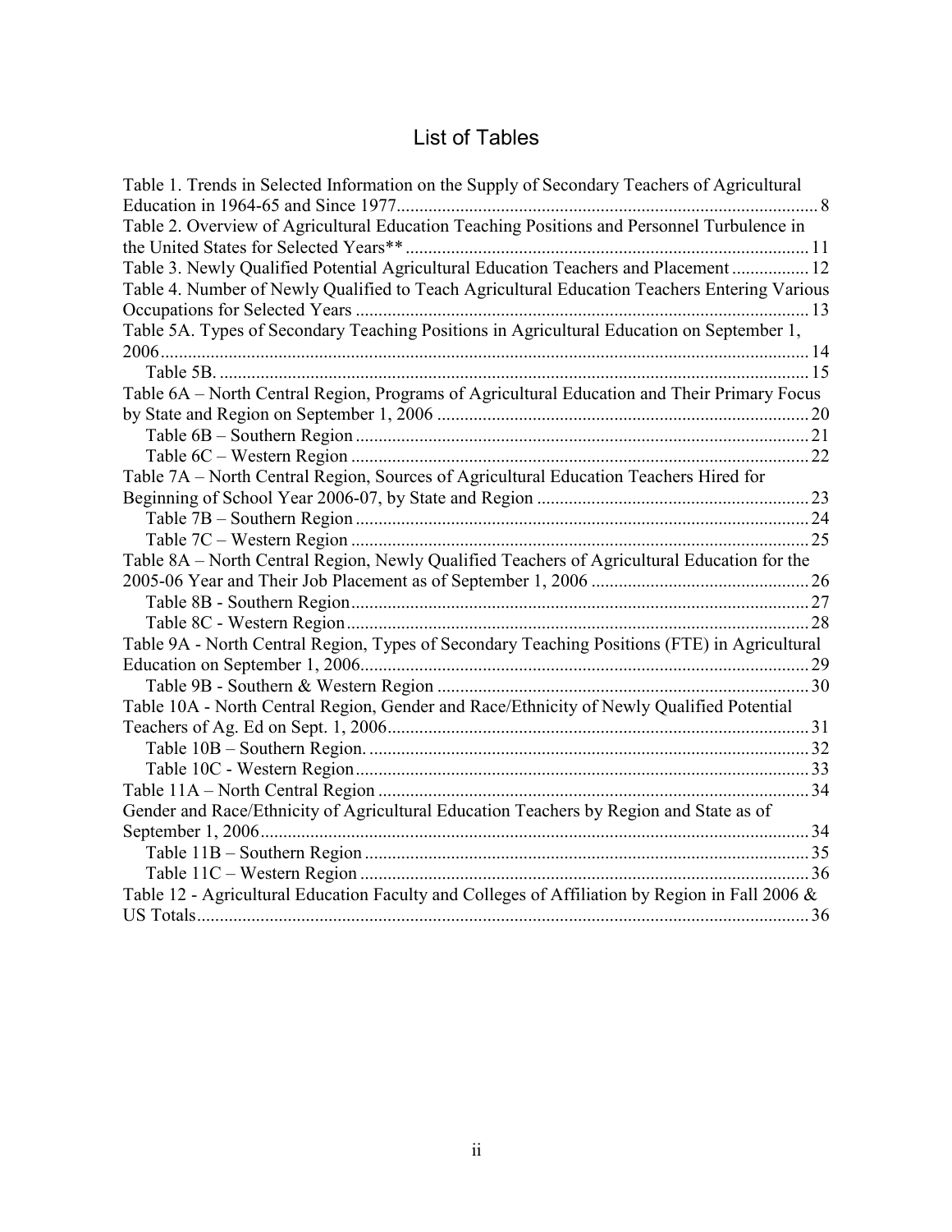# List of Tables

Table 1. Trends in Selected Information on the Supply of Secondary Teachers of Agricultural Education in 1964-65 and Since 1977 ........ 8

Table 2. Overview of Agricultural Education Teaching Positions and Personnel Turbulence in the United States for Selected Years** ........ 11

Table 3. Newly Qualified Potential Agricultural Education Teachers and Placement ........ 12

Table 4. Number of Newly Qualified to Teach Agricultural Education Teachers Entering Various Occupations for Selected Years ........ 13

Table 5A. Types of Secondary Teaching Positions in Agricultural Education on September 1, 2006 ........ 14

- Table 5B. ........ 15

Table 6A – North Central Region, Programs of Agricultural Education and Their Primary Focus by State and Region on September 1, 2006 ........ 20

- Table 6B – Southern Region ........ 21
- Table 6C – Western Region ........ 22

Table 7A – North Central Region, Sources of Agricultural Education Teachers Hired for Beginning of School Year 2006-07, by State and Region ........ 23

- Table 7B – Southern Region ........ 24
- Table 7C – Western Region ........ 25

Table 8A – North Central Region, Newly Qualified Teachers of Agricultural Education for the 2005-06 Year and Their Job Placement as of September 1, 2006 ........ 26

- Table 8B - Southern Region ........ 27
- Table 8C - Western Region ........ 28

Table 9A - North Central Region, Types of Secondary Teaching Positions (FTE) in Agricultural Education on September 1, 2006 ........ 29

- Table 9B - Southern & Western Region ........ 30

Table 10A - North Central Region, Gender and Race/Ethnicity of Newly Qualified Potential Teachers of Ag. Ed on Sept. 1, 2006 ........ 31

- Table 10B – Southern Region. ........ 32
- Table 10C - Western Region ........ 33

Table 11A – North Central Region ........ 34

Gender and Race/Ethnicity of Agricultural Education Teachers by Region and State as of September 1, 2006 ........ 34

- Table 11B – Southern Region ........ 35
- Table 11C – Western Region ........ 36

Table 12 - Agricultural Education Faculty and Colleges of Affiliation by Region in Fall 2006 & US Totals ........ 36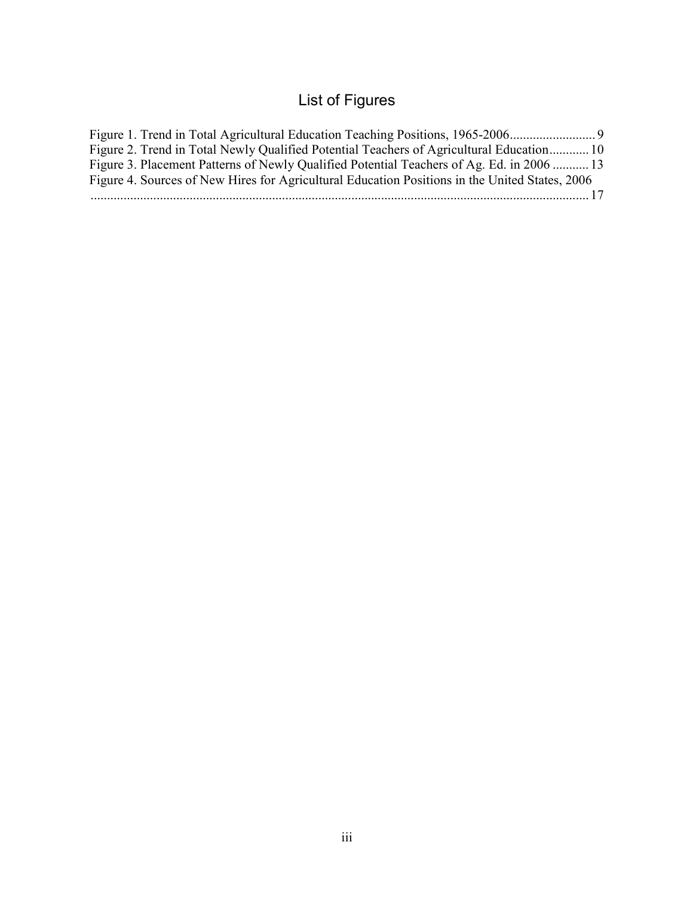# List of Figures

Figure 1. Trend in Total Agricultural Education Teaching Positions, 1965-2006.......................... 9
Figure 2. Trend in Total Newly Qualified Potential Teachers of Agricultural Education............ 10
Figure 3. Placement Patterns of Newly Qualified Potential Teachers of Ag. Ed. in 2006 ........... 13
Figure 4. Sources of New Hires for Agricultural Education Positions in the United States, 2006 ........................................................................................................................................ 17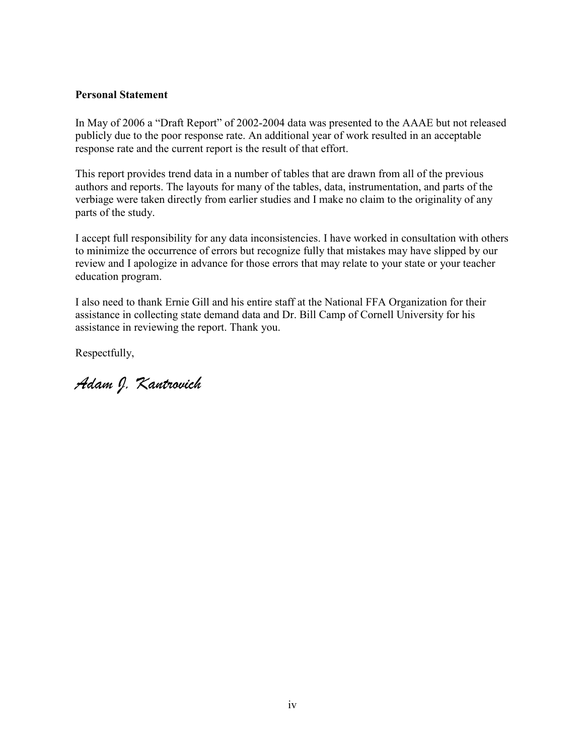**Personal Statement**

In May of 2006 a "Draft Report" of 2002-2004 data was presented to the AAAE but not released publicly due to the poor response rate. An additional year of work resulted in an acceptable response rate and the current report is the result of that effort.

This report provides trend data in a number of tables that are drawn from all of the previous authors and reports. The layouts for many of the tables, data, instrumentation, and parts of the verbiage were taken directly from earlier studies and I make no claim to the originality of any parts of the study.

I accept full responsibility for any data inconsistencies. I have worked in consultation with others to minimize the occurrence of errors but recognize fully that mistakes may have slipped by our review and I apologize in advance for those errors that may relate to your state or your teacher education program.

I also need to thank Ernie Gill and his entire staff at the National FFA Organization for their assistance in collecting state demand data and Dr. Bill Camp of Cornell University for his assistance in reviewing the report. Thank you.

Respectfully,

*Adam J. Kantrovich*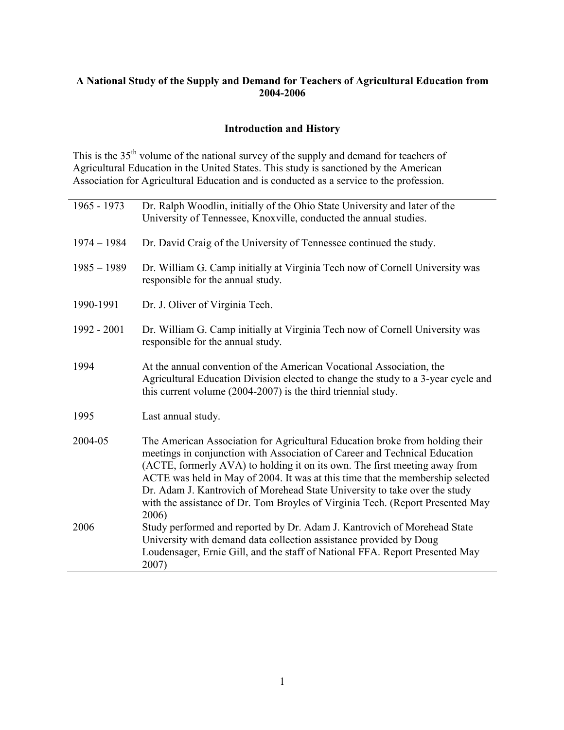**A National Study of the Supply and Demand for Teachers of Agricultural Education from 2004-2006**

**Introduction and History**

This is the 35th volume of the national survey of the supply and demand for teachers of Agricultural Education in the United States. This study is sanctioned by the American Association for Agricultural Education and is conducted as a service to the profession.

| | |
|---|---|
| 1965 - 1973 | Dr. Ralph Woodlin, initially of the Ohio State University and later of the University of Tennessee, Knoxville, conducted the annual studies. |
| 1974 – 1984 | Dr. David Craig of the University of Tennessee continued the study. |
| 1985 – 1989 | Dr. William G. Camp initially at Virginia Tech now of Cornell University was responsible for the annual study. |
| 1990-1991 | Dr. J. Oliver of Virginia Tech. |
| 1992 - 2001 | Dr. William G. Camp initially at Virginia Tech now of Cornell University was responsible for the annual study. |
| 1994 | At the annual convention of the American Vocational Association, the Agricultural Education Division elected to change the study to a 3-year cycle and this current volume (2004-2007) is the third triennial study. |
| 1995 | Last annual study. |
| 2004-05 | The American Association for Agricultural Education broke from holding their meetings in conjunction with Association of Career and Technical Education (ACTE, formerly AVA) to holding it on its own. The first meeting away from ACTE was held in May of 2004. It was at this time that the membership selected Dr. Adam J. Kantrovich of Morehead State University to take over the study with the assistance of Dr. Tom Broyles of Virginia Tech. (Report Presented May 2006) |
| 2006 | Study performed and reported by Dr. Adam J. Kantrovich of Morehead State University with demand data collection assistance provided by Doug Loudensager, Ernie Gill, and the staff of National FFA. Report Presented May 2007) |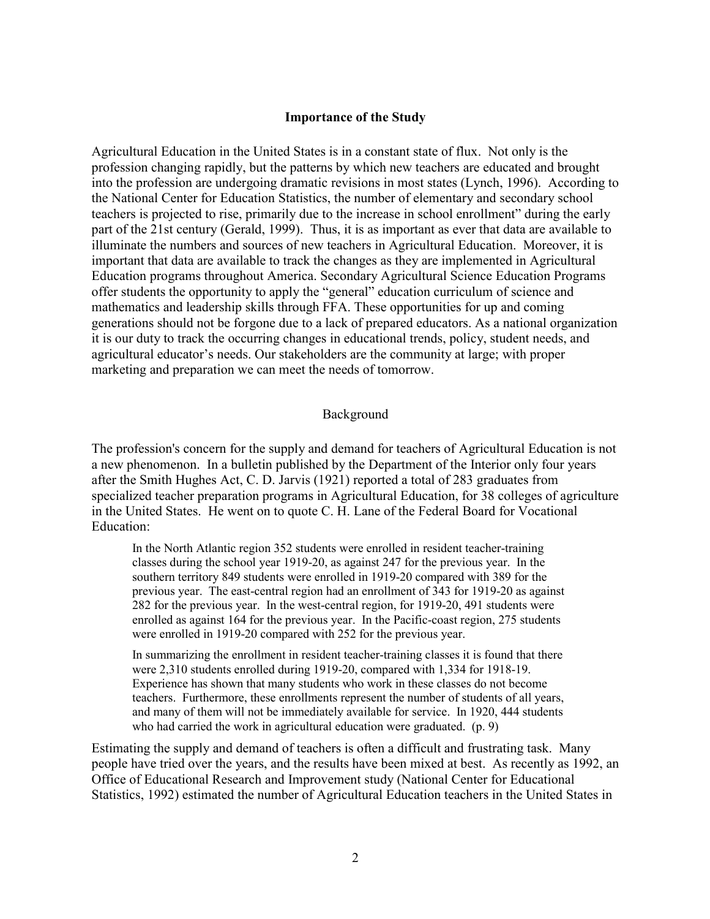## Importance of the Study

Agricultural Education in the United States is in a constant state of flux. Not only is the profession changing rapidly, but the patterns by which new teachers are educated and brought into the profession are undergoing dramatic revisions in most states (Lynch, 1996). According to the National Center for Education Statistics, the number of elementary and secondary school teachers is projected to rise, primarily due to the increase in school enrollment" during the early part of the 21st century (Gerald, 1999). Thus, it is as important as ever that data are available to illuminate the numbers and sources of new teachers in Agricultural Education. Moreover, it is important that data are available to track the changes as they are implemented in Agricultural Education programs throughout America. Secondary Agricultural Science Education Programs offer students the opportunity to apply the "general" education curriculum of science and mathematics and leadership skills through FFA. These opportunities for up and coming generations should not be forgone due to a lack of prepared educators. As a national organization it is our duty to track the occurring changes in educational trends, policy, student needs, and agricultural educator's needs. Our stakeholders are the community at large; with proper marketing and preparation we can meet the needs of tomorrow.

## Background

The profession's concern for the supply and demand for teachers of Agricultural Education is not a new phenomenon. In a bulletin published by the Department of the Interior only four years after the Smith Hughes Act, C. D. Jarvis (1921) reported a total of 283 graduates from specialized teacher preparation programs in Agricultural Education, for 38 colleges of agriculture in the United States. He went on to quote C. H. Lane of the Federal Board for Vocational Education:

> In the North Atlantic region 352 students were enrolled in resident teacher-training classes during the school year 1919-20, as against 247 for the previous year. In the southern territory 849 students were enrolled in 1919-20 compared with 389 for the previous year. The east-central region had an enrollment of 343 for 1919-20 as against 282 for the previous year. In the west-central region, for 1919-20, 491 students were enrolled as against 164 for the previous year. In the Pacific-coast region, 275 students were enrolled in 1919-20 compared with 252 for the previous year.
>
> In summarizing the enrollment in resident teacher-training classes it is found that there were 2,310 students enrolled during 1919-20, compared with 1,334 for 1918-19. Experience has shown that many students who work in these classes do not become teachers. Furthermore, these enrollments represent the number of students of all years, and many of them will not be immediately available for service. In 1920, 444 students who had carried the work in agricultural education were graduated. (p. 9)

Estimating the supply and demand of teachers is often a difficult and frustrating task. Many people have tried over the years, and the results have been mixed at best. As recently as 1992, an Office of Educational Research and Improvement study (National Center for Educational Statistics, 1992) estimated the number of Agricultural Education teachers in the United States in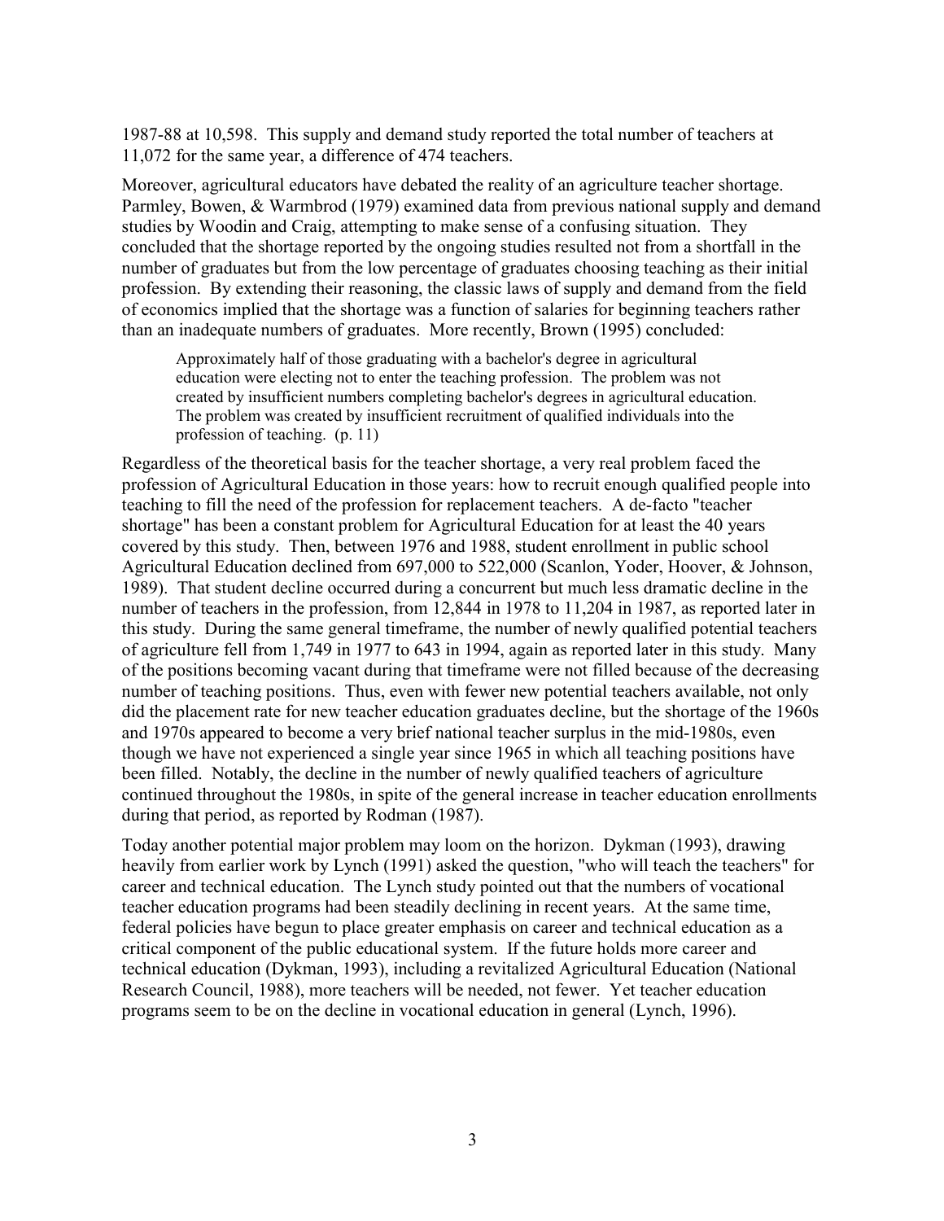1987-88 at 10,598. This supply and demand study reported the total number of teachers at 11,072 for the same year, a difference of 474 teachers.

Moreover, agricultural educators have debated the reality of an agriculture teacher shortage. Parmley, Bowen, & Warmbrod (1979) examined data from previous national supply and demand studies by Woodin and Craig, attempting to make sense of a confusing situation. They concluded that the shortage reported by the ongoing studies resulted not from a shortfall in the number of graduates but from the low percentage of graduates choosing teaching as their initial profession. By extending their reasoning, the classic laws of supply and demand from the field of economics implied that the shortage was a function of salaries for beginning teachers rather than an inadequate numbers of graduates. More recently, Brown (1995) concluded:

> Approximately half of those graduating with a bachelor's degree in agricultural education were electing not to enter the teaching profession. The problem was not created by insufficient numbers completing bachelor's degrees in agricultural education. The problem was created by insufficient recruitment of qualified individuals into the profession of teaching. (p. 11)

Regardless of the theoretical basis for the teacher shortage, a very real problem faced the profession of Agricultural Education in those years: how to recruit enough qualified people into teaching to fill the need of the profession for replacement teachers. A de-facto "teacher shortage" has been a constant problem for Agricultural Education for at least the 40 years covered by this study. Then, between 1976 and 1988, student enrollment in public school Agricultural Education declined from 697,000 to 522,000 (Scanlon, Yoder, Hoover, & Johnson, 1989). That student decline occurred during a concurrent but much less dramatic decline in the number of teachers in the profession, from 12,844 in 1978 to 11,204 in 1987, as reported later in this study. During the same general timeframe, the number of newly qualified potential teachers of agriculture fell from 1,749 in 1977 to 643 in 1994, again as reported later in this study. Many of the positions becoming vacant during that timeframe were not filled because of the decreasing number of teaching positions. Thus, even with fewer new potential teachers available, not only did the placement rate for new teacher education graduates decline, but the shortage of the 1960s and 1970s appeared to become a very brief national teacher surplus in the mid-1980s, even though we have not experienced a single year since 1965 in which all teaching positions have been filled. Notably, the decline in the number of newly qualified teachers of agriculture continued throughout the 1980s, in spite of the general increase in teacher education enrollments during that period, as reported by Rodman (1987).

Today another potential major problem may loom on the horizon. Dykman (1993), drawing heavily from earlier work by Lynch (1991) asked the question, "who will teach the teachers" for career and technical education. The Lynch study pointed out that the numbers of vocational teacher education programs had been steadily declining in recent years. At the same time, federal policies have begun to place greater emphasis on career and technical education as a critical component of the public educational system. If the future holds more career and technical education (Dykman, 1993), including a revitalized Agricultural Education (National Research Council, 1988), more teachers will be needed, not fewer. Yet teacher education programs seem to be on the decline in vocational education in general (Lynch, 1996).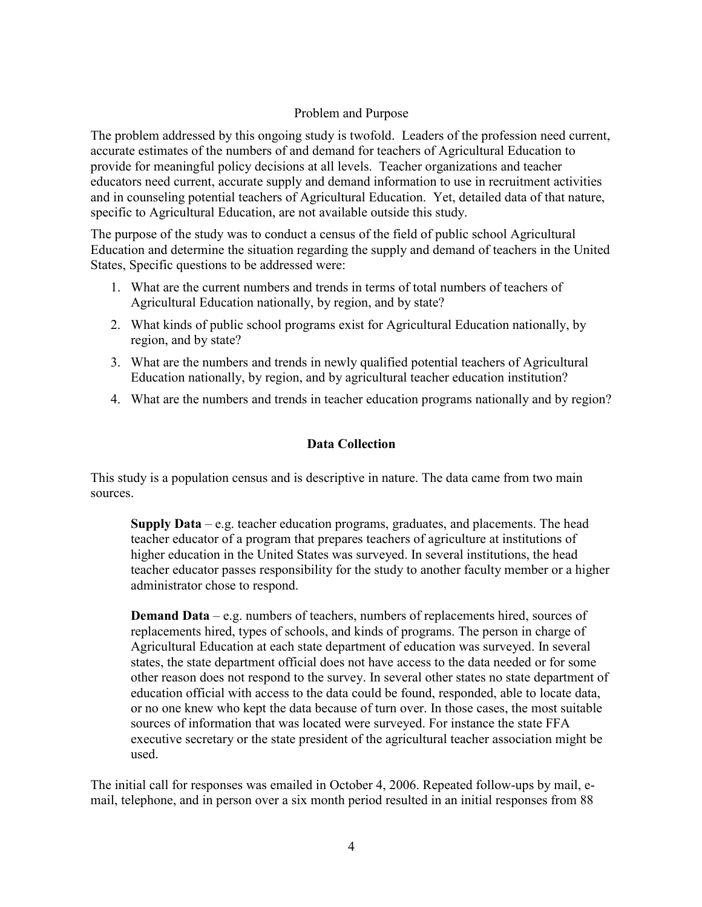## Problem and Purpose

The problem addressed by this ongoing study is twofold. Leaders of the profession need current, accurate estimates of the numbers of and demand for teachers of Agricultural Education to provide for meaningful policy decisions at all levels. Teacher organizations and teacher educators need current, accurate supply and demand information to use in recruitment activities and in counseling potential teachers of Agricultural Education. Yet, detailed data of that nature, specific to Agricultural Education, are not available outside this study.

The purpose of the study was to conduct a census of the field of public school Agricultural Education and determine the situation regarding the supply and demand of teachers in the United States, Specific questions to be addressed were:

1. What are the current numbers and trends in terms of total numbers of teachers of Agricultural Education nationally, by region, and by state?
2. What kinds of public school programs exist for Agricultural Education nationally, by region, and by state?
3. What are the numbers and trends in newly qualified potential teachers of Agricultural Education nationally, by region, and by agricultural teacher education institution?
4. What are the numbers and trends in teacher education programs nationally and by region?

## Data Collection

This study is a population census and is descriptive in nature. The data came from two main sources.

> **Supply Data** – e.g. teacher education programs, graduates, and placements. The head teacher educator of a program that prepares teachers of agriculture at institutions of higher education in the United States was surveyed. In several institutions, the head teacher educator passes responsibility for the study to another faculty member or a higher administrator chose to respond.
>
> **Demand Data** – e.g. numbers of teachers, numbers of replacements hired, sources of replacements hired, types of schools, and kinds of programs. The person in charge of Agricultural Education at each state department of education was surveyed. In several states, the state department official does not have access to the data needed or for some other reason does not respond to the survey. In several other states no state department of education official with access to the data could be found, responded, able to locate data, or no one knew who kept the data because of turn over. In those cases, the most suitable sources of information that was located were surveyed. For instance the state FFA executive secretary or the state president of the agricultural teacher association might be used.

The initial call for responses was emailed in October 4, 2006. Repeated follow-ups by mail, e-mail, telephone, and in person over a six month period resulted in an initial responses from 88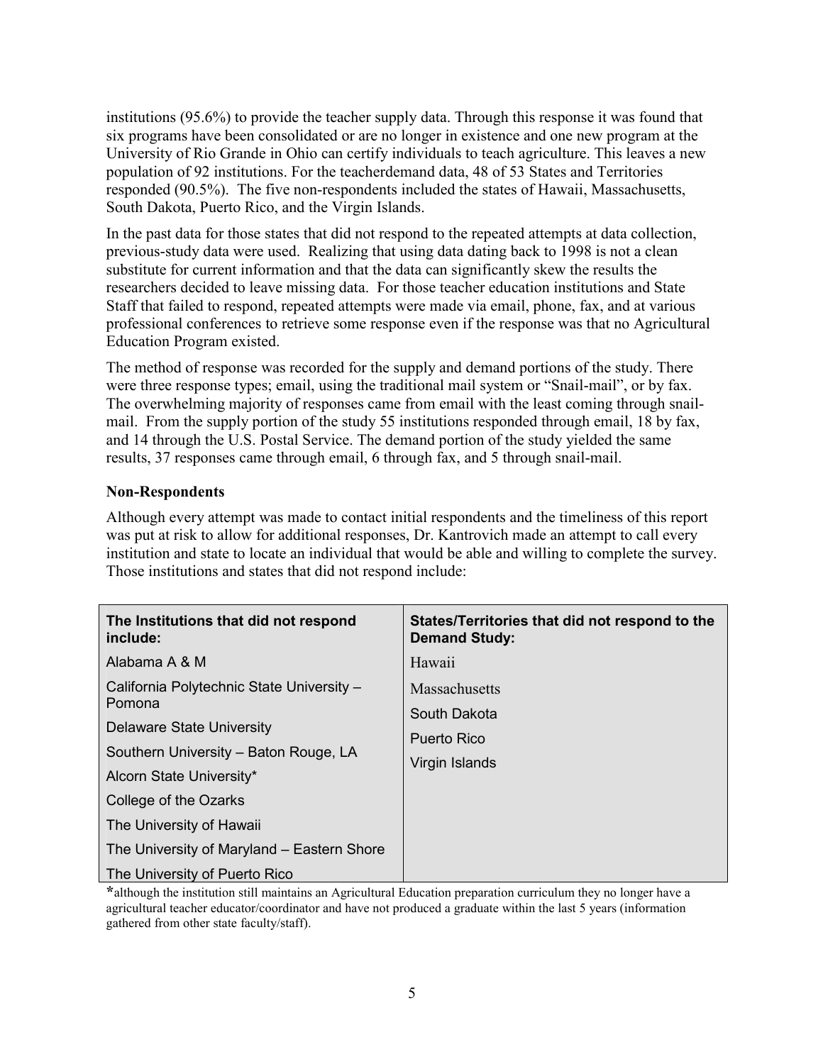institutions (95.6%) to provide the teacher supply data. Through this response it was found that six programs have been consolidated or are no longer in existence and one new program at the University of Rio Grande in Ohio can certify individuals to teach agriculture. This leaves a new population of 92 institutions. For the teacherdemand data, 48 of 53 States and Territories responded (90.5%). The five non-respondents included the states of Hawaii, Massachusetts, South Dakota, Puerto Rico, and the Virgin Islands.

In the past data for those states that did not respond to the repeated attempts at data collection, previous-study data were used. Realizing that using data dating back to 1998 is not a clean substitute for current information and that the data can significantly skew the results the researchers decided to leave missing data. For those teacher education institutions and State Staff that failed to respond, repeated attempts were made via email, phone, fax, and at various professional conferences to retrieve some response even if the response was that no Agricultural Education Program existed.

The method of response was recorded for the supply and demand portions of the study. There were three response types; email, using the traditional mail system or "Snail-mail", or by fax. The overwhelming majority of responses came from email with the least coming through snail-mail. From the supply portion of the study 55 institutions responded through email, 18 by fax, and 14 through the U.S. Postal Service. The demand portion of the study yielded the same results, 37 responses came through email, 6 through fax, and 5 through snail-mail.

### Non-Respondents

Although every attempt was made to contact initial respondents and the timeliness of this report was put at risk to allow for additional responses, Dr. Kantrovich made an attempt to call every institution and state to locate an individual that would be able and willing to complete the survey. Those institutions and states that did not respond include:

| The Institutions that did not respond include: | States/Territories that did not respond to the Demand Study: |
|---|---|
| Alabama A & M | Hawaii |
| California Polytechnic State University – Pomona | Massachusetts |
| Delaware State University | South Dakota |
| Southern University – Baton Rouge, LA | Puerto Rico |
| Alcorn State University* | Virgin Islands |
| College of the Ozarks | |
| The University of Hawaii | |
| The University of Maryland – Eastern Shore | |
| The University of Puerto Rico | |

*although the institution still maintains an Agricultural Education preparation curriculum they no longer have a agricultural teacher educator/coordinator and have not produced a graduate within the last 5 years (information gathered from other state faculty/staff).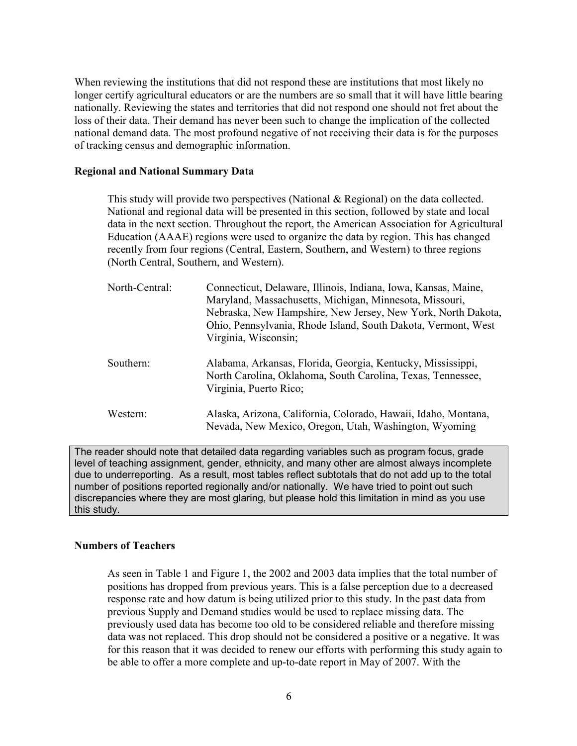When reviewing the institutions that did not respond these are institutions that most likely no longer certify agricultural educators or are the numbers are so small that it will have little bearing nationally. Reviewing the states and territories that did not respond one should not fret about the loss of their data. Their demand has never been such to change the implication of the collected national demand data. The most profound negative of not receiving their data is for the purposes of tracking census and demographic information.

### Regional and National Summary Data

This study will provide two perspectives (National & Regional) on the data collected. National and regional data will be presented in this section, followed by state and local data in the next section. Throughout the report, the American Association for Agricultural Education (AAAE) regions were used to organize the data by region. This has changed recently from four regions (Central, Eastern, Southern, and Western) to three regions (North Central, Southern, and Western).

North-Central: Connecticut, Delaware, Illinois, Indiana, Iowa, Kansas, Maine, Maryland, Massachusetts, Michigan, Minnesota, Missouri, Nebraska, New Hampshire, New Jersey, New York, North Dakota, Ohio, Pennsylvania, Rhode Island, South Dakota, Vermont, West Virginia, Wisconsin;

Southern: Alabama, Arkansas, Florida, Georgia, Kentucky, Mississippi, North Carolina, Oklahoma, South Carolina, Texas, Tennessee, Virginia, Puerto Rico;

Western: Alaska, Arizona, California, Colorado, Hawaii, Idaho, Montana, Nevada, New Mexico, Oregon, Utah, Washington, Wyoming

> The reader should note that detailed data regarding variables such as program focus, grade level of teaching assignment, gender, ethnicity, and many other are almost always incomplete due to underreporting. As a result, most tables reflect subtotals that do not add up to the total number of positions reported regionally and/or nationally. We have tried to point out such discrepancies where they are most glaring, but please hold this limitation in mind as you use this study.

### Numbers of Teachers

As seen in Table 1 and Figure 1, the 2002 and 2003 data implies that the total number of positions has dropped from previous years. This is a false perception due to a decreased response rate and how datum is being utilized prior to this study. In the past data from previous Supply and Demand studies would be used to replace missing data. The previously used data has become too old to be considered reliable and therefore missing data was not replaced. This drop should not be considered a positive or a negative. It was for this reason that it was decided to renew our efforts with performing this study again to be able to offer a more complete and up-to-date report in May of 2007. With the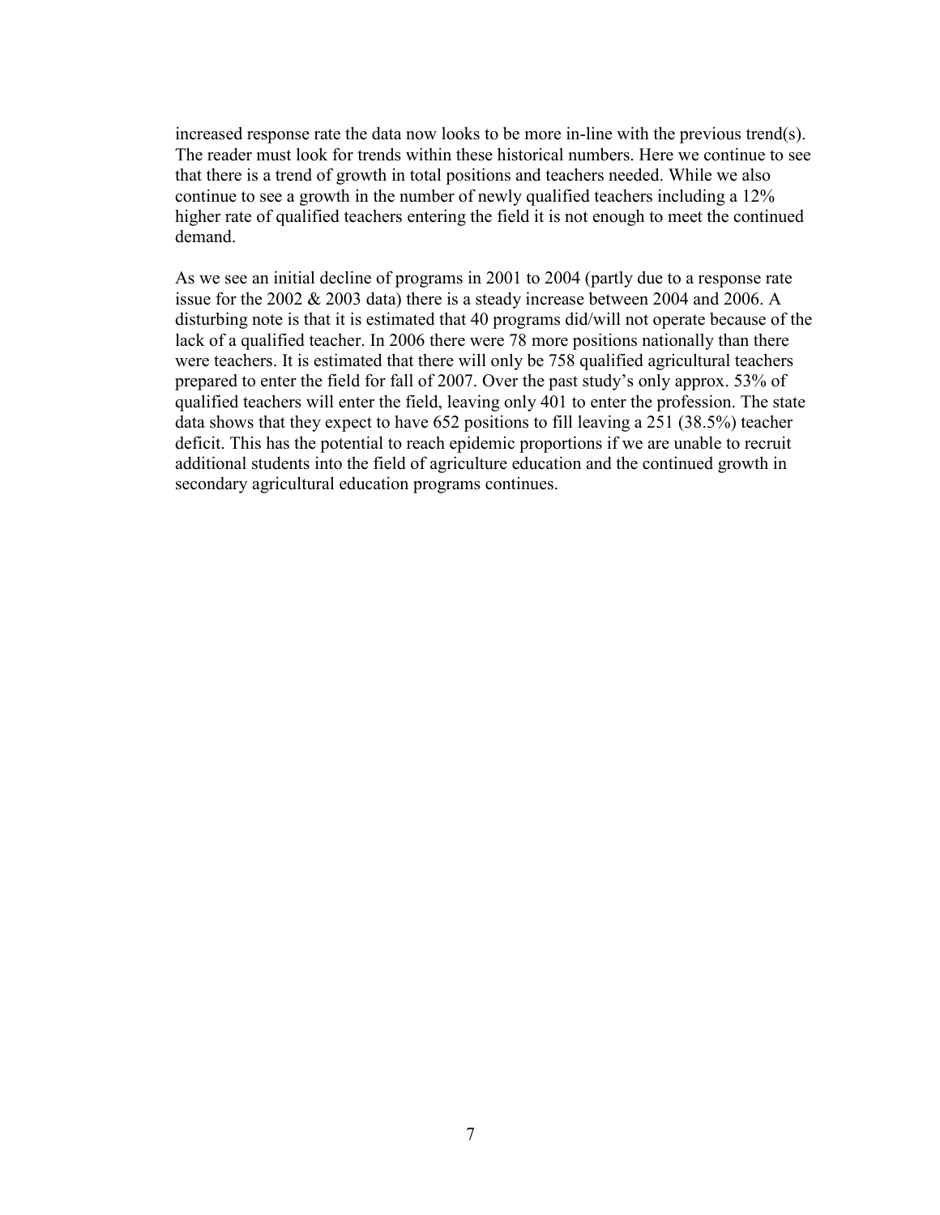increased response rate the data now looks to be more in-line with the previous trend(s). The reader must look for trends within these historical numbers. Here we continue to see that there is a trend of growth in total positions and teachers needed. While we also continue to see a growth in the number of newly qualified teachers including a 12% higher rate of qualified teachers entering the field it is not enough to meet the continued demand.

As we see an initial decline of programs in 2001 to 2004 (partly due to a response rate issue for the 2002 & 2003 data) there is a steady increase between 2004 and 2006. A disturbing note is that it is estimated that 40 programs did/will not operate because of the lack of a qualified teacher. In 2006 there were 78 more positions nationally than there were teachers. It is estimated that there will only be 758 qualified agricultural teachers prepared to enter the field for fall of 2007. Over the past study's only approx. 53% of qualified teachers will enter the field, leaving only 401 to enter the profession. The state data shows that they expect to have 652 positions to fill leaving a 251 (38.5%) teacher deficit. This has the potential to reach epidemic proportions if we are unable to recruit additional students into the field of agriculture education and the continued growth in secondary agricultural education programs continues.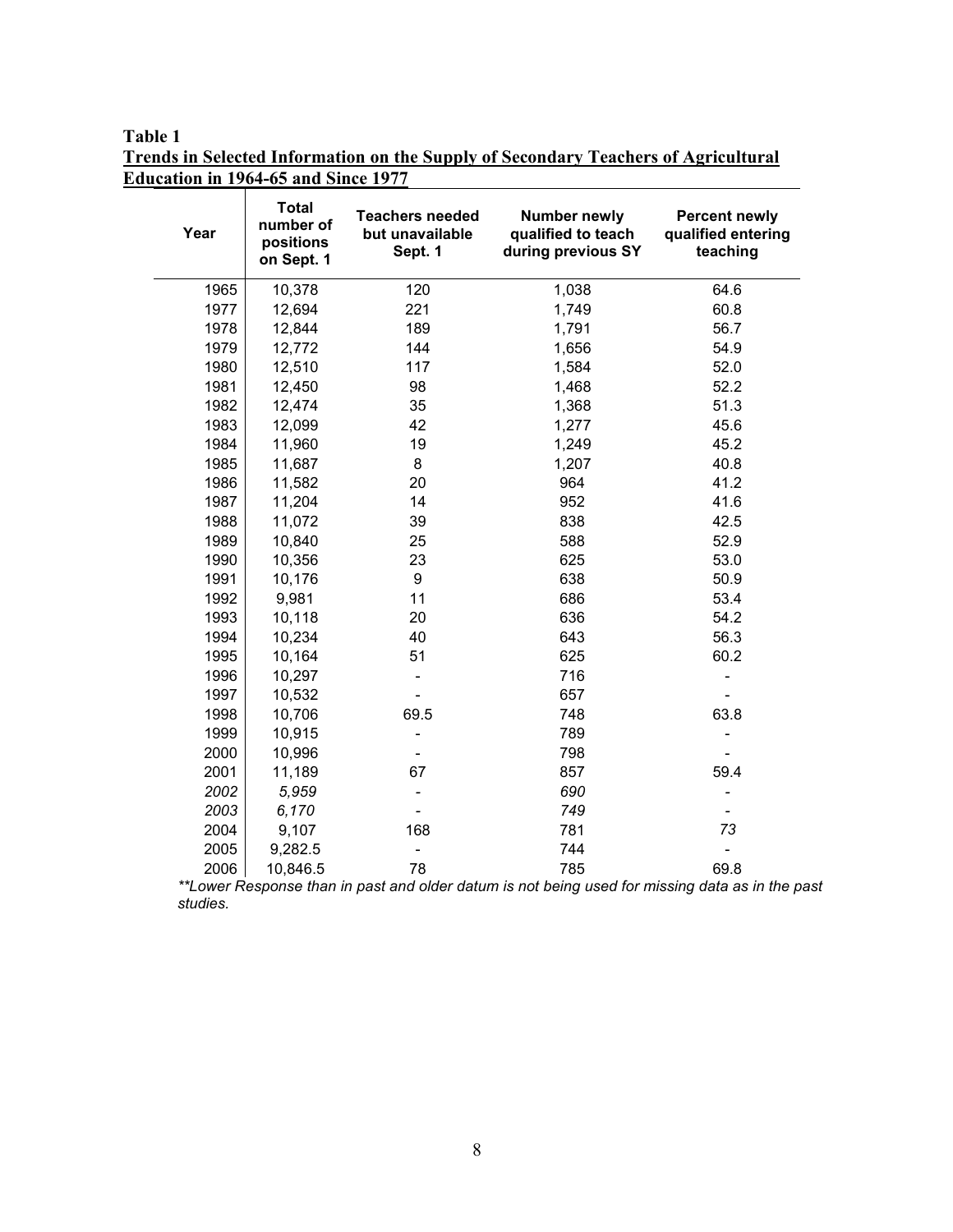**Table 1**
**Trends in Selected Information on the Supply of Secondary Teachers of Agricultural Education in 1964-65 and Since 1977**

| Year | Total number of positions on Sept. 1 | Teachers needed but unavailable Sept. 1 | Number newly qualified to teach during previous SY | Percent newly qualified entering teaching |
|---|---|---|---|---|
| 1965 | 10,378 | 120 | 1,038 | 64.6 |
| 1977 | 12,694 | 221 | 1,749 | 60.8 |
| 1978 | 12,844 | 189 | 1,791 | 56.7 |
| 1979 | 12,772 | 144 | 1,656 | 54.9 |
| 1980 | 12,510 | 117 | 1,584 | 52.0 |
| 1981 | 12,450 | 98 | 1,468 | 52.2 |
| 1982 | 12,474 | 35 | 1,368 | 51.3 |
| 1983 | 12,099 | 42 | 1,277 | 45.6 |
| 1984 | 11,960 | 19 | 1,249 | 45.2 |
| 1985 | 11,687 | 8 | 1,207 | 40.8 |
| 1986 | 11,582 | 20 | 964 | 41.2 |
| 1987 | 11,204 | 14 | 952 | 41.6 |
| 1988 | 11,072 | 39 | 838 | 42.5 |
| 1989 | 10,840 | 25 | 588 | 52.9 |
| 1990 | 10,356 | 23 | 625 | 53.0 |
| 1991 | 10,176 | 9 | 638 | 50.9 |
| 1992 | 9,981 | 11 | 686 | 53.4 |
| 1993 | 10,118 | 20 | 636 | 54.2 |
| 1994 | 10,234 | 40 | 643 | 56.3 |
| 1995 | 10,164 | 51 | 625 | 60.2 |
| 1996 | 10,297 | - | 716 | - |
| 1997 | 10,532 | - | 657 | - |
| 1998 | 10,706 | 69.5 | 748 | 63.8 |
| 1999 | 10,915 | - | 789 | - |
| 2000 | 10,996 | - | 798 | - |
| 2001 | 11,189 | 67 | 857 | 59.4 |
| *2002* | *5,959* | - | *690* | - |
| *2003* | *6,170* | - | *749* | - |
| 2004 | 9,107 | 168 | 781 | *73* |
| 2005 | 9,282.5 | - | 744 | - |
| 2006 | 10,846.5 | 78 | 785 | 69.8 |

*\*\*Lower Response than in past and older datum is not being used for missing data as in the past studies.*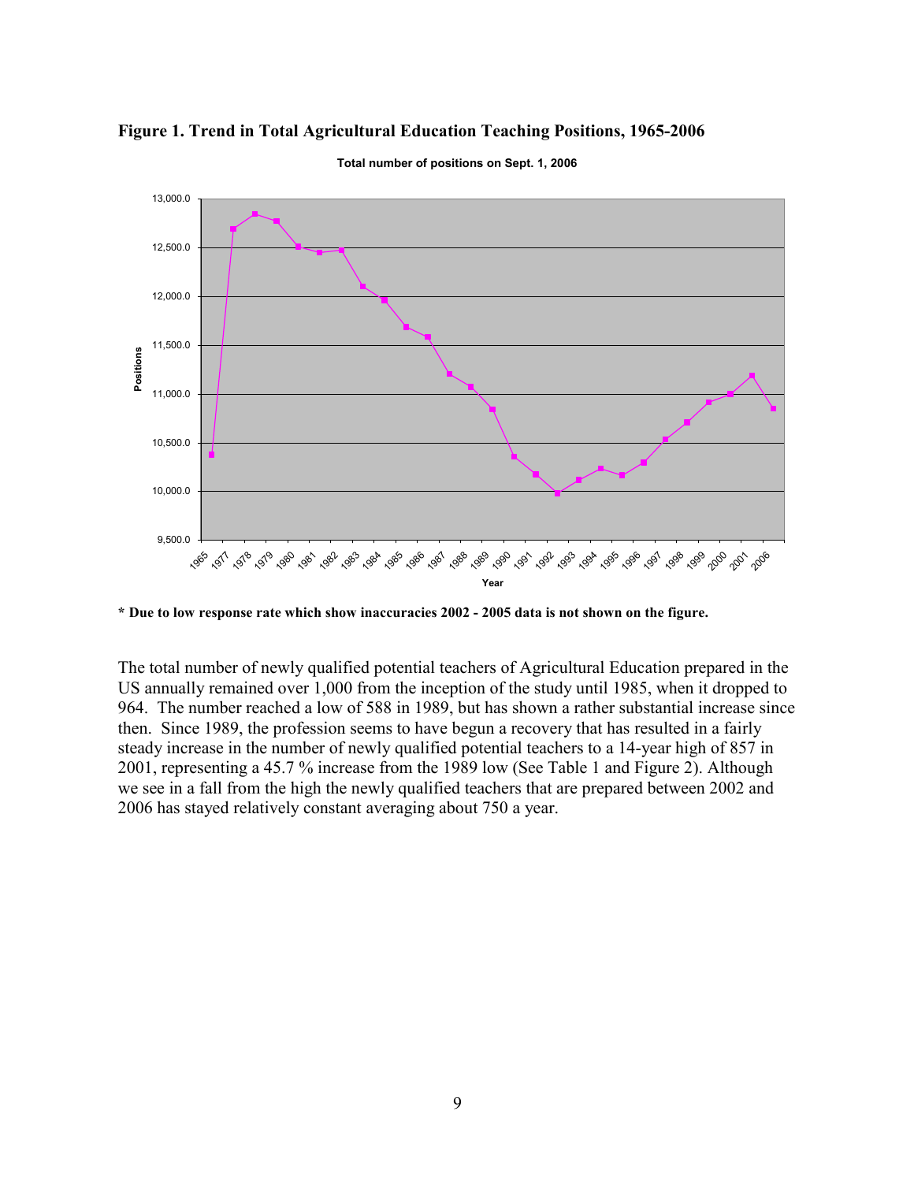**Figure 1. Trend in Total Agricultural Education Teaching Positions, 1965-2006**

**\* Due to low response rate which show inaccuracies 2002 - 2005 data is not shown on the figure.**

The total number of newly qualified potential teachers of Agricultural Education prepared in the US annually remained over 1,000 from the inception of the study until 1985, when it dropped to 964. The number reached a low of 588 in 1989, but has shown a rather substantial increase since then. Since 1989, the profession seems to have begun a recovery that has resulted in a fairly steady increase in the number of newly qualified potential teachers to a 14-year high of 857 in 2001, representing a 45.7 % increase from the 1989 low (See Table 1 and Figure 2). Although we see in a fall from the high the newly qualified teachers that are prepared between 2002 and 2006 has stayed relatively constant averaging about 750 a year.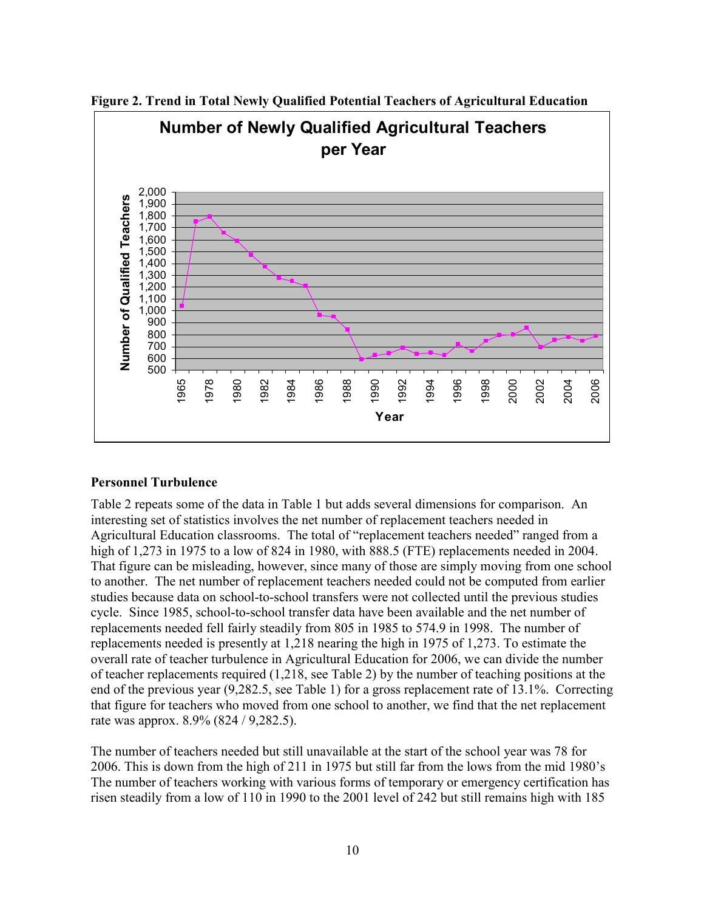**Figure 2. Trend in Total Newly Qualified Potential Teachers of Agricultural Education**

**Personnel Turbulence**

Table 2 repeats some of the data in Table 1 but adds several dimensions for comparison. An interesting set of statistics involves the net number of replacement teachers needed in Agricultural Education classrooms. The total of "replacement teachers needed" ranged from a high of 1,273 in 1975 to a low of 824 in 1980, with 888.5 (FTE) replacements needed in 2004. That figure can be misleading, however, since many of those are simply moving from one school to another. The net number of replacement teachers needed could not be computed from earlier studies because data on school-to-school transfers were not collected until the previous studies cycle. Since 1985, school-to-school transfer data have been available and the net number of replacements needed fell fairly steadily from 805 in 1985 to 574.9 in 1998. The number of replacements needed is presently at 1,218 nearing the high in 1975 of 1,273. To estimate the overall rate of teacher turbulence in Agricultural Education for 2006, we can divide the number of teacher replacements required (1,218, see Table 2) by the number of teaching positions at the end of the previous year (9,282.5, see Table 1) for a gross replacement rate of 13.1%. Correcting that figure for teachers who moved from one school to another, we find that the net replacement rate was approx. 8.9% (824 / 9,282.5).

The number of teachers needed but still unavailable at the start of the school year was 78 for 2006. This is down from the high of 211 in 1975 but still far from the lows from the mid 1980's The number of teachers working with various forms of temporary or emergency certification has risen steadily from a low of 110 in 1990 to the 2001 level of 242 but still remains high with 185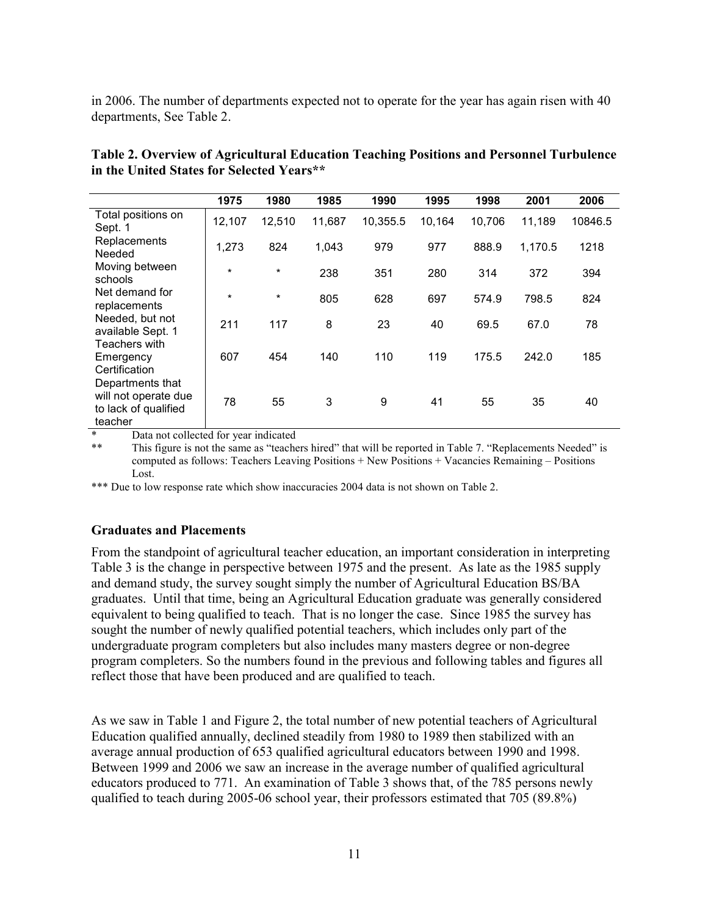in 2006. The number of departments expected not to operate for the year has again risen with 40 departments, See Table 2.

**Table 2. Overview of Agricultural Education Teaching Positions and Personnel Turbulence in the United States for Selected Years****

| | 1975 | 1980 | 1985 | 1990 | 1995 | 1998 | 2001 | 2006 |
|---|---|---|---|---|---|---|---|---|
| Total positions on Sept. 1 | 12,107 | 12,510 | 11,687 | 10,355.5 | 10,164 | 10,706 | 11,189 | 10846.5 |
| Replacements Needed | 1,273 | 824 | 1,043 | 979 | 977 | 888.9 | 1,170.5 | 1218 |
| Moving between schools | * | * | 238 | 351 | 280 | 314 | 372 | 394 |
| Net demand for replacements | * | * | 805 | 628 | 697 | 574.9 | 798.5 | 824 |
| Needed, but not available Sept. 1 | 211 | 117 | 8 | 23 | 40 | 69.5 | 67.0 | 78 |
| Teachers with Emergency Certification | 607 | 454 | 140 | 110 | 119 | 175.5 | 242.0 | 185 |
| Departments that will not operate due to lack of qualified teacher | 78 | 55 | 3 | 9 | 41 | 55 | 35 | 40 |

\* Data not collected for year indicated

** This figure is not the same as "teachers hired" that will be reported in Table 7. "Replacements Needed" is computed as follows: Teachers Leaving Positions + New Positions + Vacancies Remaining – Positions Lost.

*** Due to low response rate which show inaccuracies 2004 data is not shown on Table 2.

### Graduates and Placements

From the standpoint of agricultural teacher education, an important consideration in interpreting Table 3 is the change in perspective between 1975 and the present. As late as the 1985 supply and demand study, the survey sought simply the number of Agricultural Education BS/BA graduates. Until that time, being an Agricultural Education graduate was generally considered equivalent to being qualified to teach. That is no longer the case. Since 1985 the survey has sought the number of newly qualified potential teachers, which includes only part of the undergraduate program completers but also includes many masters degree or non-degree program completers. So the numbers found in the previous and following tables and figures all reflect those that have been produced and are qualified to teach.

As we saw in Table 1 and Figure 2, the total number of new potential teachers of Agricultural Education qualified annually, declined steadily from 1980 to 1989 then stabilized with an average annual production of 653 qualified agricultural educators between 1990 and 1998. Between 1999 and 2006 we saw an increase in the average number of qualified agricultural educators produced to 771. An examination of Table 3 shows that, of the 785 persons newly qualified to teach during 2005-06 school year, their professors estimated that 705 (89.8%)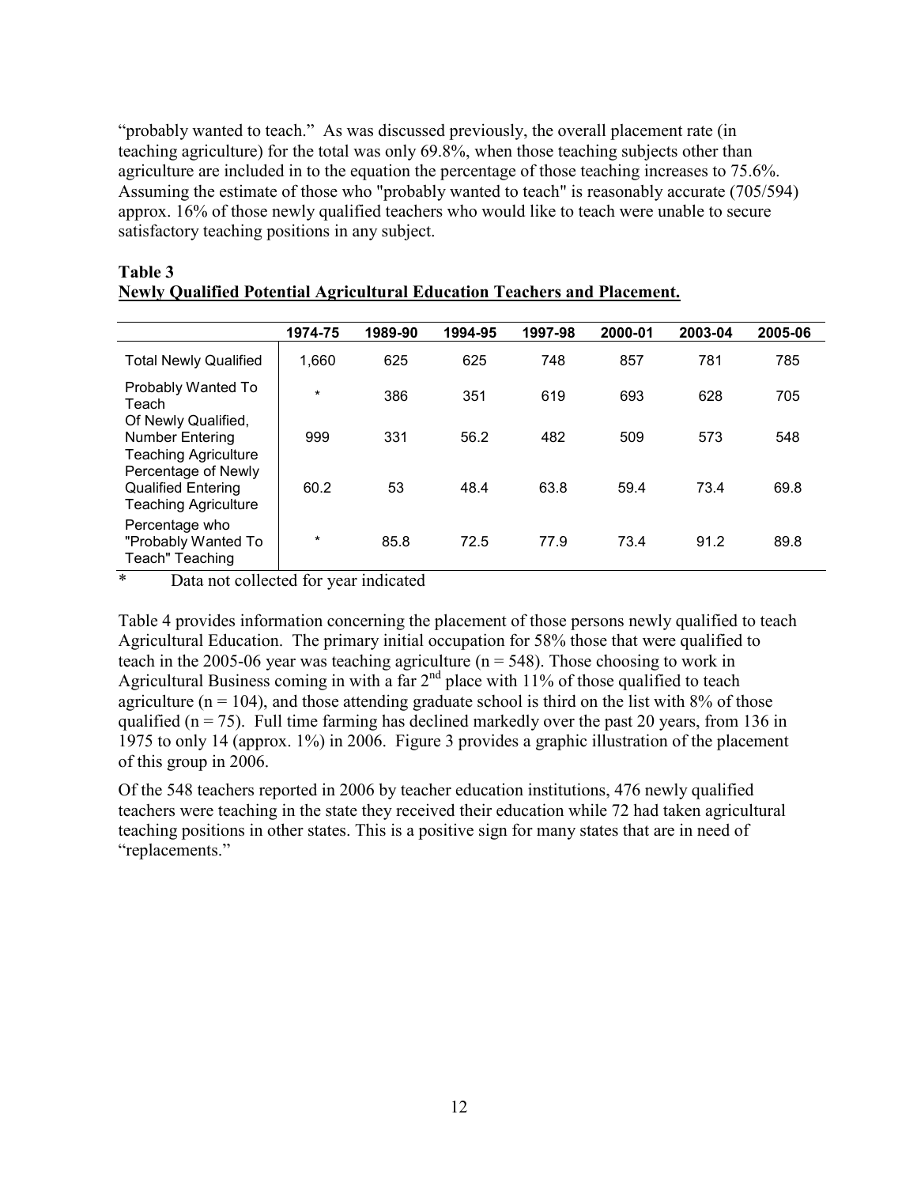"probably wanted to teach." As was discussed previously, the overall placement rate (in teaching agriculture) for the total was only 69.8%, when those teaching subjects other than agriculture are included in to the equation the percentage of those teaching increases to 75.6%. Assuming the estimate of those who "probably wanted to teach" is reasonably accurate (705/594) approx. 16% of those newly qualified teachers who would like to teach were unable to secure satisfactory teaching positions in any subject.

**Table 3**
**Newly Qualified Potential Agricultural Education Teachers and Placement.**

| | 1974-75 | 1989-90 | 1994-95 | 1997-98 | 2000-01 | 2003-04 | 2005-06 |
|---|---|---|---|---|---|---|---|
| Total Newly Qualified | 1,660 | 625 | 625 | 748 | 857 | 781 | 785 |
| Probably Wanted To Teach | * | 386 | 351 | 619 | 693 | 628 | 705 |
| Of Newly Qualified, Number Entering Teaching Agriculture | 999 | 331 | 56.2 | 482 | 509 | 573 | 548 |
| Percentage of Newly Qualified Entering Teaching Agriculture | 60.2 | 53 | 48.4 | 63.8 | 59.4 | 73.4 | 69.8 |
| Percentage who "Probably Wanted To Teach" Teaching | * | 85.8 | 72.5 | 77.9 | 73.4 | 91.2 | 89.8 |

\* Data not collected for year indicated

Table 4 provides information concerning the placement of those persons newly qualified to teach Agricultural Education. The primary initial occupation for 58% those that were qualified to teach in the 2005-06 year was teaching agriculture (n = 548). Those choosing to work in Agricultural Business coming in with a far 2nd place with 11% of those qualified to teach agriculture (n = 104), and those attending graduate school is third on the list with 8% of those qualified (n = 75). Full time farming has declined markedly over the past 20 years, from 136 in 1975 to only 14 (approx. 1%) in 2006. Figure 3 provides a graphic illustration of the placement of this group in 2006.

Of the 548 teachers reported in 2006 by teacher education institutions, 476 newly qualified teachers were teaching in the state they received their education while 72 had taken agricultural teaching positions in other states. This is a positive sign for many states that are in need of "replacements."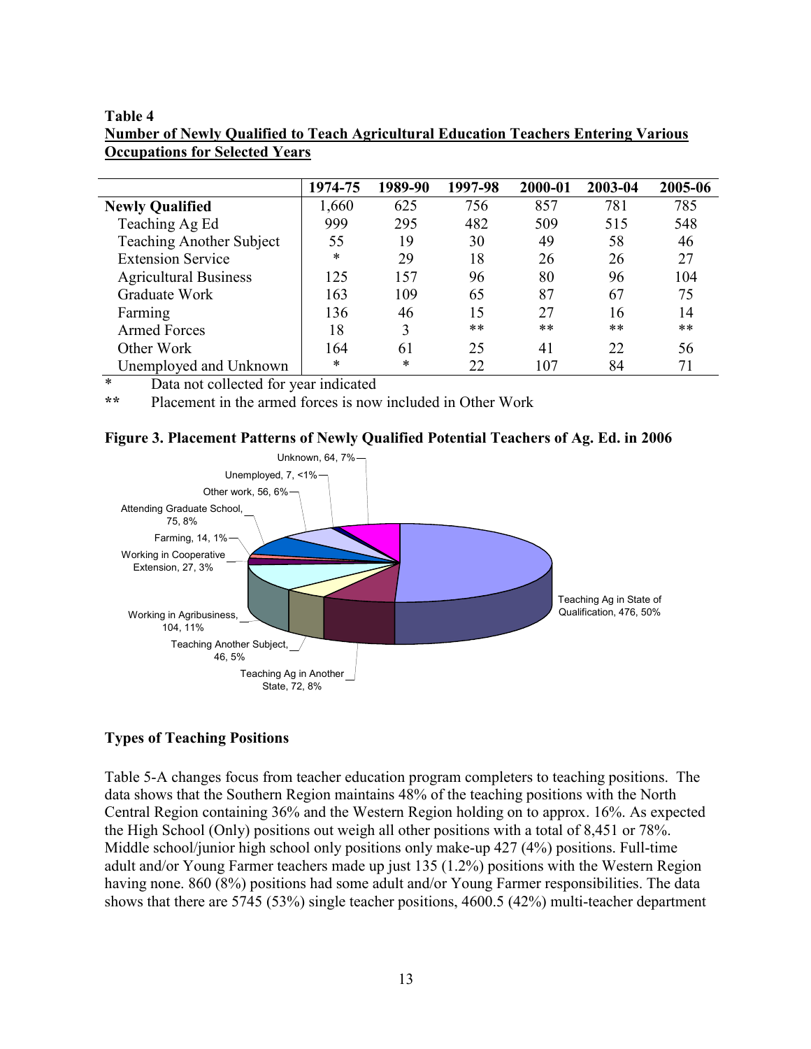**Table 4**
**Number of Newly Qualified to Teach Agricultural Education Teachers Entering Various Occupations for Selected Years**

| | 1974-75 | 1989-90 | 1997-98 | 2000-01 | 2003-04 | 2005-06 |
|---|---|---|---|---|---|---|
| **Newly Qualified** | 1,660 | 625 | 756 | 857 | 781 | 785 |
| Teaching Ag Ed | 999 | 295 | 482 | 509 | 515 | 548 |
| Teaching Another Subject | 55 | 19 | 30 | 49 | 58 | 46 |
| Extension Service | * | 29 | 18 | 26 | 26 | 27 |
| Agricultural Business | 125 | 157 | 96 | 80 | 96 | 104 |
| Graduate Work | 163 | 109 | 65 | 87 | 67 | 75 |
| Farming | 136 | 46 | 15 | 27 | 16 | 14 |
| Armed Forces | 18 | 3 | ** | ** | ** | ** |
| Other Work | 164 | 61 | 25 | 41 | 22 | 56 |
| Unemployed and Unknown | * | * | 22 | 107 | 84 | 71 |

\* Data not collected for year indicated

\*\* Placement in the armed forces is now included in Other Work

**Figure 3. Placement Patterns of Newly Qualified Potential Teachers of Ag. Ed. in 2006**

Unknown, 64, 7%
Unemployed, 7, <1%
Other work, 56, 6%
Attending Graduate School, 75, 8%
Farming, 14, 1%
Working in Cooperative Extension, 27, 3%
Working in Agribusiness, 104, 11%
Teaching Another Subject, 46, 5%
Teaching Ag in Another State, 72, 8%
Teaching Ag in State of Qualification, 476, 50%

### Types of Teaching Positions

Table 5-A changes focus from teacher education program completers to teaching positions. The data shows that the Southern Region maintains 48% of the teaching positions with the North Central Region containing 36% and the Western Region holding on to approx. 16%. As expected the High School (Only) positions out weigh all other positions with a total of 8,451 or 78%. Middle school/junior high school only positions only make-up 427 (4%) positions. Full-time adult and/or Young Farmer teachers made up just 135 (1.2%) positions with the Western Region having none. 860 (8%) positions had some adult and/or Young Farmer responsibilities. The data shows that there are 5745 (53%) single teacher positions, 4600.5 (42%) multi-teacher department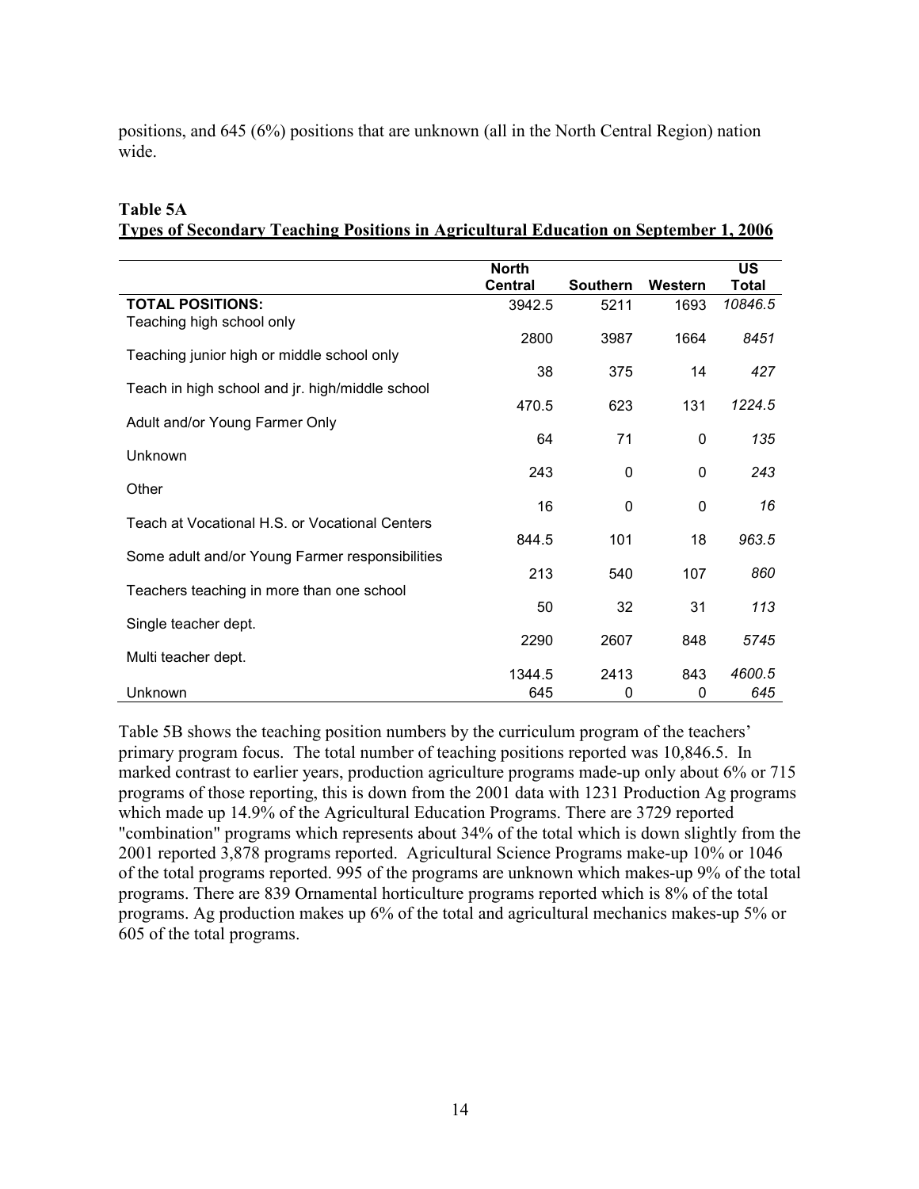positions, and 645 (6%) positions that are unknown (all in the North Central Region) nation wide.

**Table 5A**
**Types of Secondary Teaching Positions in Agricultural Education on September 1, 2006**

| | North Central | Southern | Western | US Total |
|---|---|---|---|---|
| **TOTAL POSITIONS:** | 3942.5 | 5211 | 1693 | *10846.5* |
| Teaching high school only | 2800 | 3987 | 1664 | *8451* |
| Teaching junior high or middle school only | 38 | 375 | 14 | *427* |
| Teach in high school and jr. high/middle school | 470.5 | 623 | 131 | *1224.5* |
| Adult and/or Young Farmer Only | 64 | 71 | 0 | *135* |
| Unknown | 243 | 0 | 0 | *243* |
| Other | 16 | 0 | 0 | *16* |
| Teach at Vocational H.S. or Vocational Centers | 844.5 | 101 | 18 | *963.5* |
| Some adult and/or Young Farmer responsibilities | 213 | 540 | 107 | *860* |
| Teachers teaching in more than one school | 50 | 32 | 31 | *113* |
| Single teacher dept. | 2290 | 2607 | 848 | *5745* |
| Multi teacher dept. | 1344.5 | 2413 | 843 | *4600.5* |
| Unknown | 645 | 0 | 0 | 645 |

Table 5B shows the teaching position numbers by the curriculum program of the teachers' primary program focus. The total number of teaching positions reported was 10,846.5. In marked contrast to earlier years, production agriculture programs made-up only about 6% or 715 programs of those reporting, this is down from the 2001 data with 1231 Production Ag programs which made up 14.9% of the Agricultural Education Programs. There are 3729 reported "combination" programs which represents about 34% of the total which is down slightly from the 2001 reported 3,878 programs reported. Agricultural Science Programs make-up 10% or 1046 of the total programs reported. 995 of the programs are unknown which makes-up 9% of the total programs. There are 839 Ornamental horticulture programs reported which is 8% of the total programs. Ag production makes up 6% of the total and agricultural mechanics makes-up 5% or 605 of the total programs.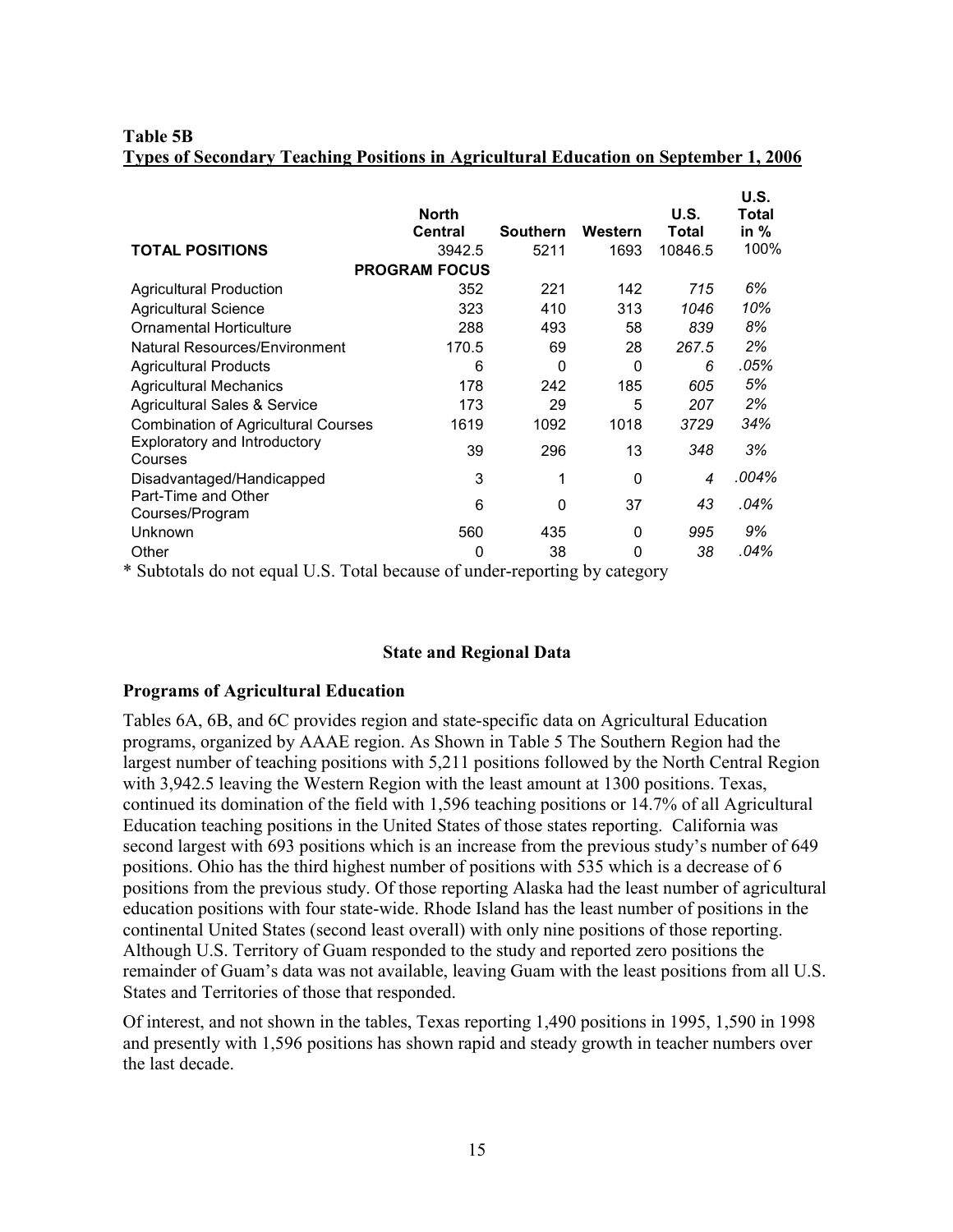**Table 5B**
**Types of Secondary Teaching Positions in Agricultural Education on September 1, 2006**

| | North Central | Southern | Western | U.S. Total | U.S. Total in % |
|---|---|---|---|---|---|
| **TOTAL POSITIONS** | 3942.5 | 5211 | 1693 | 10846.5 | 100% |
| **PROGRAM FOCUS** | | | | | |
| Agricultural Production | 352 | 221 | 142 | *715* | *6%* |
| Agricultural Science | 323 | 410 | 313 | *1046* | *10%* |
| Ornamental Horticulture | 288 | 493 | 58 | *839* | *8%* |
| Natural Resources/Environment | 170.5 | 69 | 28 | *267.5* | *2%* |
| Agricultural Products | 6 | 0 | 0 | *6* | *.05%* |
| Agricultural Mechanics | 178 | 242 | 185 | *605* | *5%* |
| Agricultural Sales & Service | 173 | 29 | 5 | *207* | *2%* |
| Combination of Agricultural Courses | 1619 | 1092 | 1018 | *3729* | *34%* |
| Exploratory and Introductory Courses | 39 | 296 | 13 | *348* | *3%* |
| Disadvantaged/Handicapped | 3 | 1 | 0 | *4* | *.004%* |
| Part-Time and Other Courses/Program | 6 | 0 | 37 | *43* | *.04%* |
| Unknown | 560 | 435 | 0 | *995* | *9%* |
| Other | 0 | 38 | 0 | *38* | *.04%* |

* Subtotals do not equal U.S. Total because of under-reporting by category

### State and Regional Data

#### Programs of Agricultural Education

Tables 6A, 6B, and 6C provides region and state-specific data on Agricultural Education programs, organized by AAAE region. As Shown in Table 5 The Southern Region had the largest number of teaching positions with 5,211 positions followed by the North Central Region with 3,942.5 leaving the Western Region with the least amount at 1300 positions. Texas, continued its domination of the field with 1,596 teaching positions or 14.7% of all Agricultural Education teaching positions in the United States of those states reporting. California was second largest with 693 positions which is an increase from the previous study's number of 649 positions. Ohio has the third highest number of positions with 535 which is a decrease of 6 positions from the previous study. Of those reporting Alaska had the least number of agricultural education positions with four state-wide. Rhode Island has the least number of positions in the continental United States (second least overall) with only nine positions of those reporting. Although U.S. Territory of Guam responded to the study and reported zero positions the remainder of Guam's data was not available, leaving Guam with the least positions from all U.S. States and Territories of those that responded.

Of interest, and not shown in the tables, Texas reporting 1,490 positions in 1995, 1,590 in 1998 and presently with 1,596 positions has shown rapid and steady growth in teacher numbers over the last decade.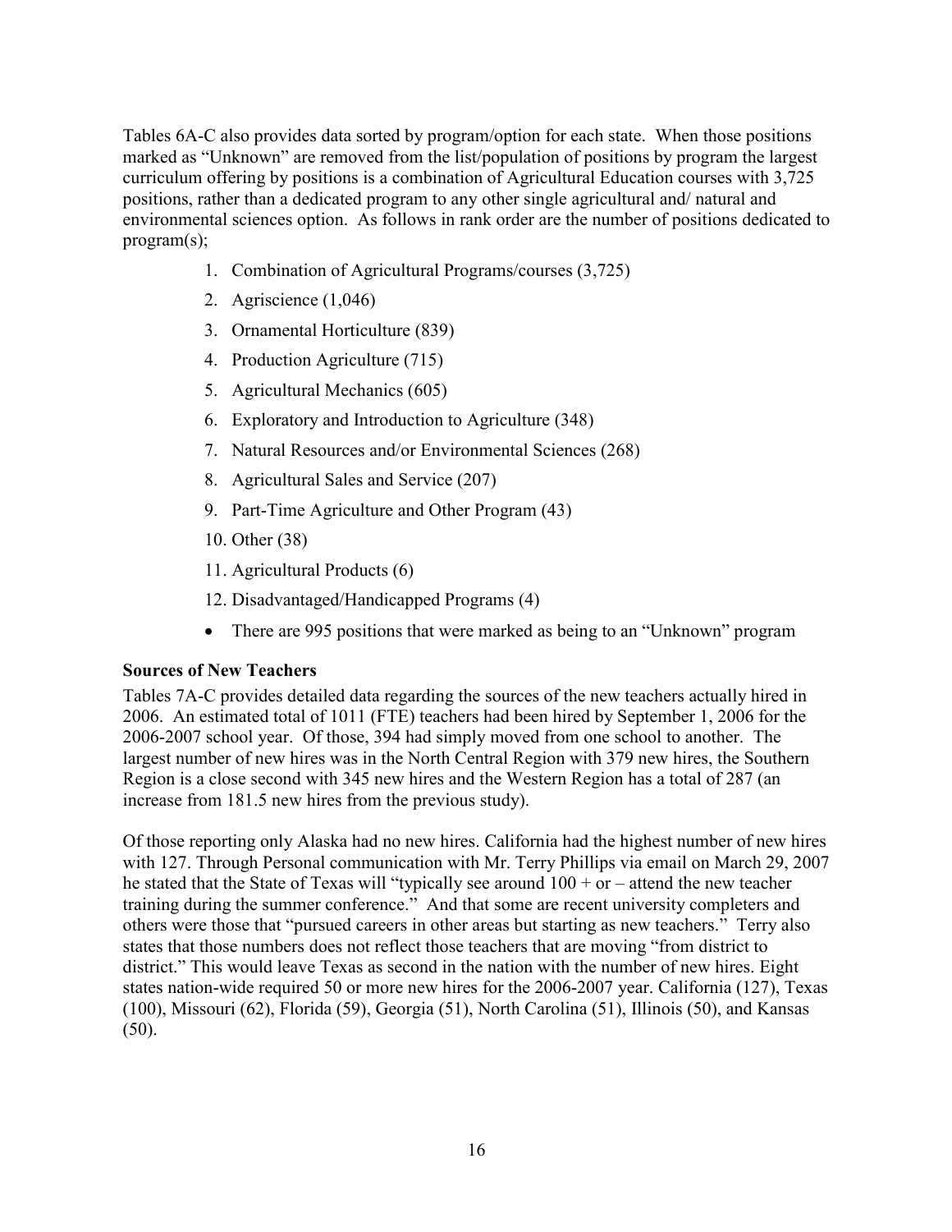Tables 6A-C also provides data sorted by program/option for each state. When those positions marked as "Unknown" are removed from the list/population of positions by program the largest curriculum offering by positions is a combination of Agricultural Education courses with 3,725 positions, rather than a dedicated program to any other single agricultural and/ natural and environmental sciences option. As follows in rank order are the number of positions dedicated to program(s);

1. Combination of Agricultural Programs/courses (3,725)
2. Agriscience (1,046)
3. Ornamental Horticulture (839)
4. Production Agriculture (715)
5. Agricultural Mechanics (605)
6. Exploratory and Introduction to Agriculture (348)
7. Natural Resources and/or Environmental Sciences (268)
8. Agricultural Sales and Service (207)
9. Part-Time Agriculture and Other Program (43)
10. Other (38)
11. Agricultural Products (6)
12. Disadvantaged/Handicapped Programs (4)

- There are 995 positions that were marked as being to an "Unknown" program

**Sources of New Teachers**

Tables 7A-C provides detailed data regarding the sources of the new teachers actually hired in 2006. An estimated total of 1011 (FTE) teachers had been hired by September 1, 2006 for the 2006-2007 school year. Of those, 394 had simply moved from one school to another. The largest number of new hires was in the North Central Region with 379 new hires, the Southern Region is a close second with 345 new hires and the Western Region has a total of 287 (an increase from 181.5 new hires from the previous study).

Of those reporting only Alaska had no new hires. California had the highest number of new hires with 127. Through Personal communication with Mr. Terry Phillips via email on March 29, 2007 he stated that the State of Texas will "typically see around 100 + or – attend the new teacher training during the summer conference." And that some are recent university completers and others were those that "pursued careers in other areas but starting as new teachers." Terry also states that those numbers does not reflect those teachers that are moving "from district to district." This would leave Texas as second in the nation with the number of new hires. Eight states nation-wide required 50 or more new hires for the 2006-2007 year. California (127), Texas (100), Missouri (62), Florida (59), Georgia (51), North Carolina (51), Illinois (50), and Kansas (50).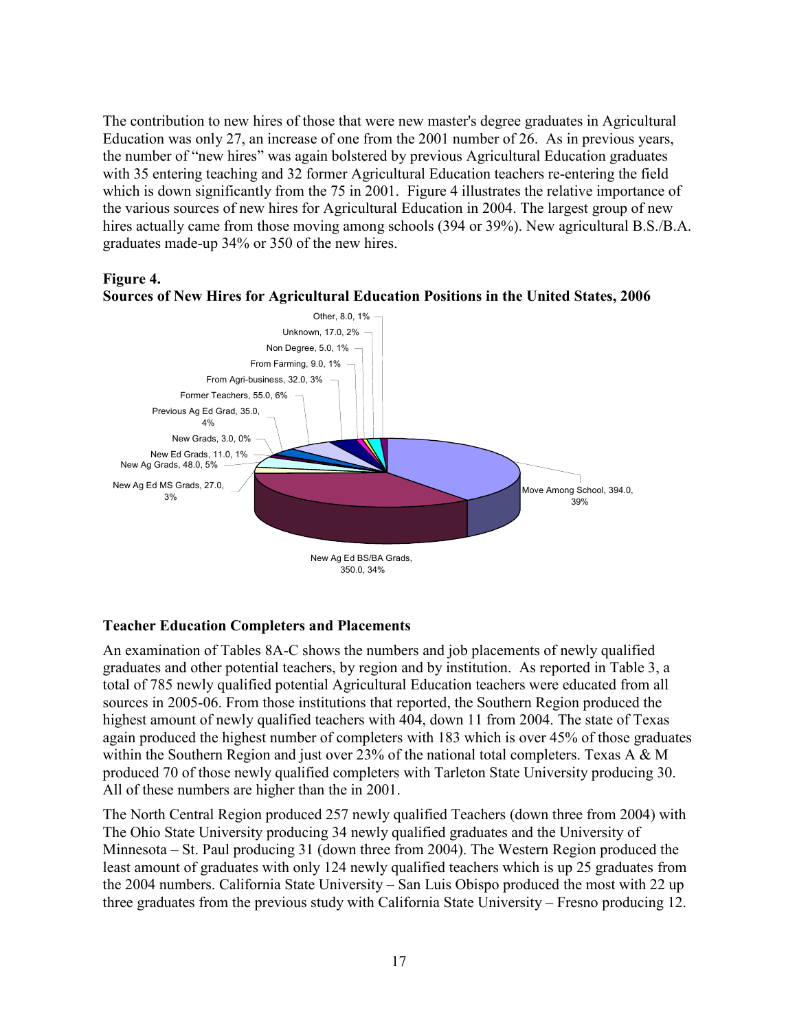The contribution to new hires of those that were new master's degree graduates in Agricultural Education was only 27, an increase of one from the 2001 number of 26. As in previous years, the number of "new hires" was again bolstered by previous Agricultural Education graduates with 35 entering teaching and 32 former Agricultural Education teachers re-entering the field which is down significantly from the 75 in 2001. Figure 4 illustrates the relative importance of the various sources of new hires for Agricultural Education in 2004. The largest group of new hires actually came from those moving among schools (394 or 39%). New agricultural B.S./B.A. graduates made-up 34% or 350 of the new hires.

**Figure 4.**
**Sources of New Hires for Agricultural Education Positions in the United States, 2006**

| Source | Number | Percent |
|---|---|---|
| Move Among School | 394.0 | 39% |
| New Ag Ed BS/BA Grads | 350.0 | 34% |
| New Ag Ed MS Grads | 27.0 | 3% |
| New Ag Grads | 48.0 | 5% |
| New Ed Grads | 11.0 | 1% |
| New Grads | 3.0 | 0% |
| Previous Ag Ed Grad | 35.0 | 4% |
| Former Teachers | 55.0 | 6% |
| From Agri-business | 32.0 | 3% |
| From Farming | 9.0 | 1% |
| Non Degree | 5.0 | 1% |
| Unknown | 17.0 | 2% |
| Other | 8.0 | 1% |

## Teacher Education Completers and Placements

An examination of Tables 8A-C shows the numbers and job placements of newly qualified graduates and other potential teachers, by region and by institution. As reported in Table 3, a total of 785 newly qualified potential Agricultural Education teachers were educated from all sources in 2005-06. From those institutions that reported, the Southern Region produced the highest amount of newly qualified teachers with 404, down 11 from 2004. The state of Texas again produced the highest number of completers with 183 which is over 45% of those graduates within the Southern Region and just over 23% of the national total completers. Texas A & M produced 70 of those newly qualified completers with Tarleton State University producing 30. All of these numbers are higher than the in 2001.

The North Central Region produced 257 newly qualified Teachers (down three from 2004) with The Ohio State University producing 34 newly qualified graduates and the University of Minnesota – St. Paul producing 31 (down three from 2004). The Western Region produced the least amount of graduates with only 124 newly qualified teachers which is up 25 graduates from the 2004 numbers. California State University – San Luis Obispo produced the most with 22 up three graduates from the previous study with California State University – Fresno producing 12.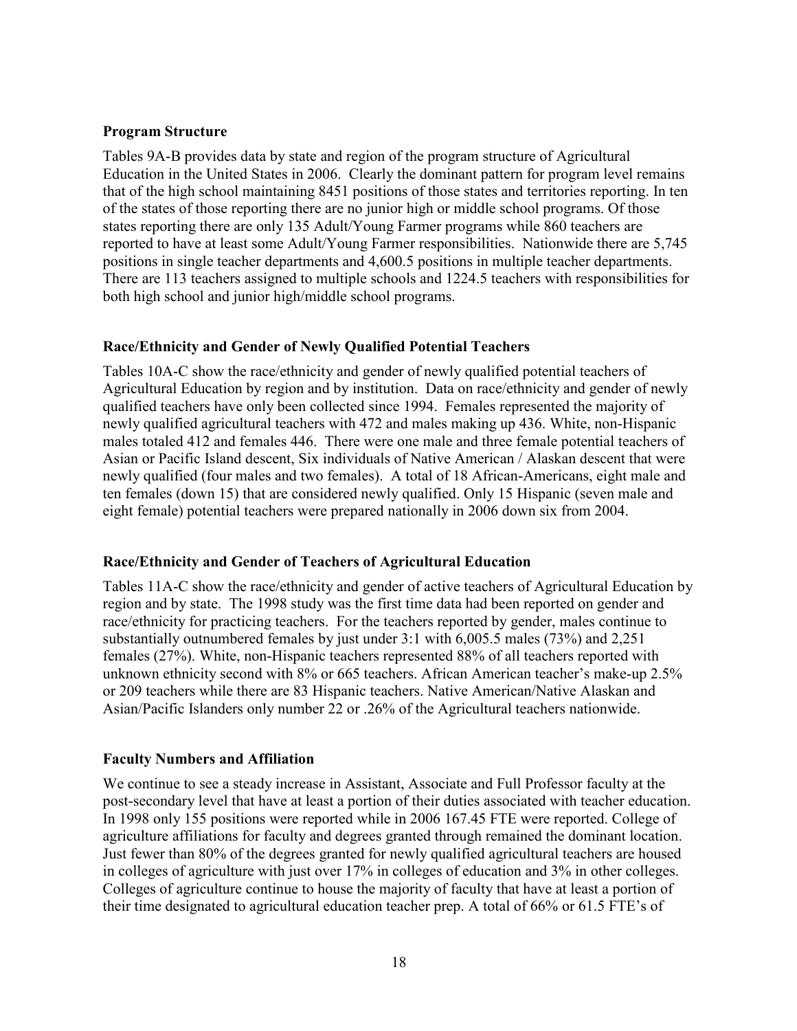**Program Structure**

Tables 9A-B provides data by state and region of the program structure of Agricultural Education in the United States in 2006. Clearly the dominant pattern for program level remains that of the high school maintaining 8451 positions of those states and territories reporting. In ten of the states of those reporting there are no junior high or middle school programs. Of those states reporting there are only 135 Adult/Young Farmer programs while 860 teachers are reported to have at least some Adult/Young Farmer responsibilities. Nationwide there are 5,745 positions in single teacher departments and 4,600.5 positions in multiple teacher departments. There are 113 teachers assigned to multiple schools and 1224.5 teachers with responsibilities for both high school and junior high/middle school programs.

**Race/Ethnicity and Gender of Newly Qualified Potential Teachers**

Tables 10A-C show the race/ethnicity and gender of newly qualified potential teachers of Agricultural Education by region and by institution. Data on race/ethnicity and gender of newly qualified teachers have only been collected since 1994. Females represented the majority of newly qualified agricultural teachers with 472 and males making up 436. White, non-Hispanic males totaled 412 and females 446. There were one male and three female potential teachers of Asian or Pacific Island descent, Six individuals of Native American / Alaskan descent that were newly qualified (four males and two females). A total of 18 African-Americans, eight male and ten females (down 15) that are considered newly qualified. Only 15 Hispanic (seven male and eight female) potential teachers were prepared nationally in 2006 down six from 2004.

**Race/Ethnicity and Gender of Teachers of Agricultural Education**

Tables 11A-C show the race/ethnicity and gender of active teachers of Agricultural Education by region and by state. The 1998 study was the first time data had been reported on gender and race/ethnicity for practicing teachers. For the teachers reported by gender, males continue to substantially outnumbered females by just under 3:1 with 6,005.5 males (73%) and 2,251 females (27%). White, non-Hispanic teachers represented 88% of all teachers reported with unknown ethnicity second with 8% or 665 teachers. African American teacher's make-up 2.5% or 209 teachers while there are 83 Hispanic teachers. Native American/Native Alaskan and Asian/Pacific Islanders only number 22 or .26% of the Agricultural teachers nationwide.

**Faculty Numbers and Affiliation**

We continue to see a steady increase in Assistant, Associate and Full Professor faculty at the post-secondary level that have at least a portion of their duties associated with teacher education. In 1998 only 155 positions were reported while in 2006 167.45 FTE were reported. College of agriculture affiliations for faculty and degrees granted through remained the dominant location. Just fewer than 80% of the degrees granted for newly qualified agricultural teachers are housed in colleges of agriculture with just over 17% in colleges of education and 3% in other colleges. Colleges of agriculture continue to house the majority of faculty that have at least a portion of their time designated to agricultural education teacher prep. A total of 66% or 61.5 FTE's of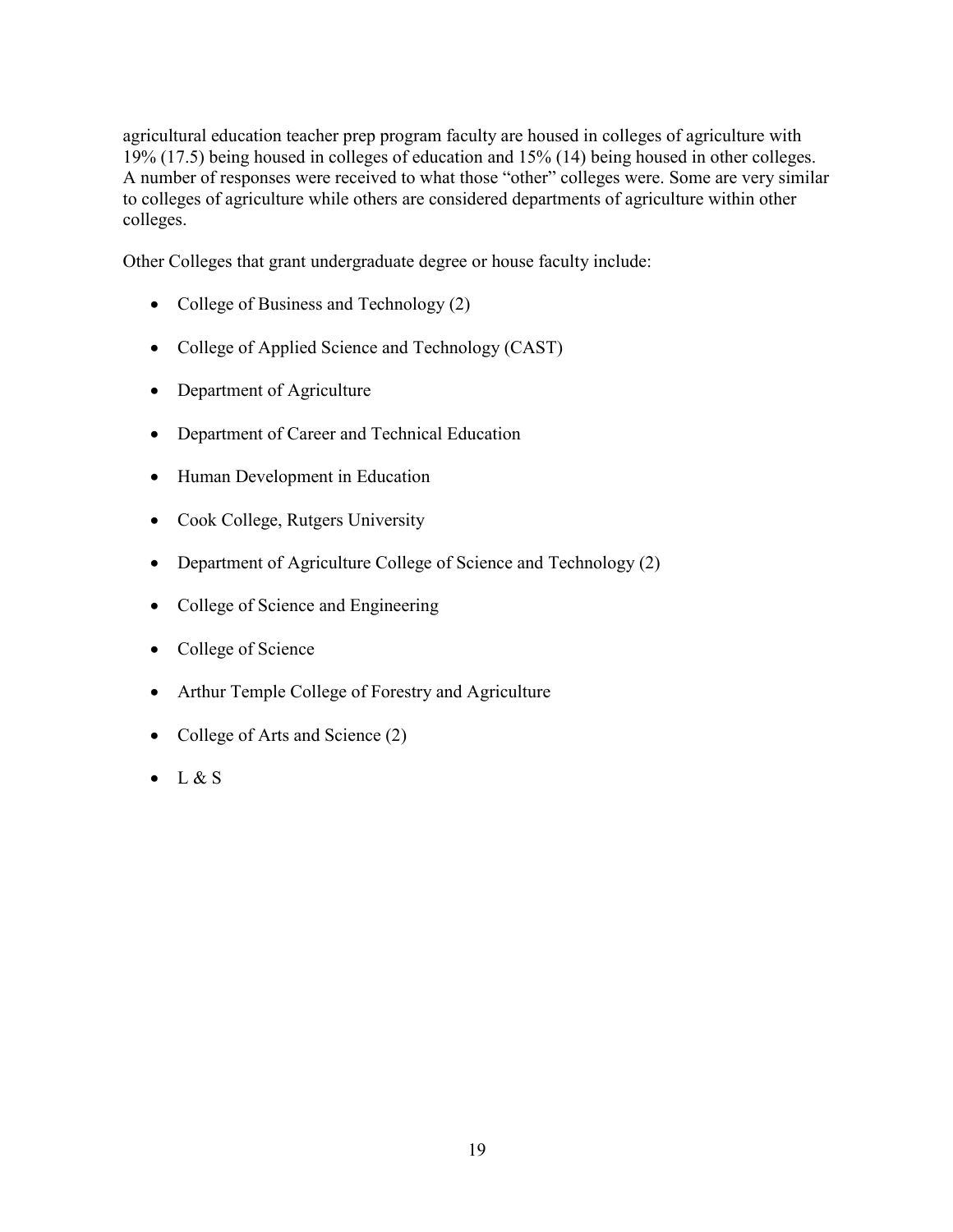agricultural education teacher prep program faculty are housed in colleges of agriculture with 19% (17.5) being housed in colleges of education and 15% (14) being housed in other colleges. A number of responses were received to what those "other" colleges were. Some are very similar to colleges of agriculture while others are considered departments of agriculture within other colleges.

Other Colleges that grant undergraduate degree or house faculty include:

- College of Business and Technology (2)
- College of Applied Science and Technology (CAST)
- Department of Agriculture
- Department of Career and Technical Education
- Human Development in Education
- Cook College, Rutgers University
- Department of Agriculture College of Science and Technology (2)
- College of Science and Engineering
- College of Science
- Arthur Temple College of Forestry and Agriculture
- College of Arts and Science (2)
- L & S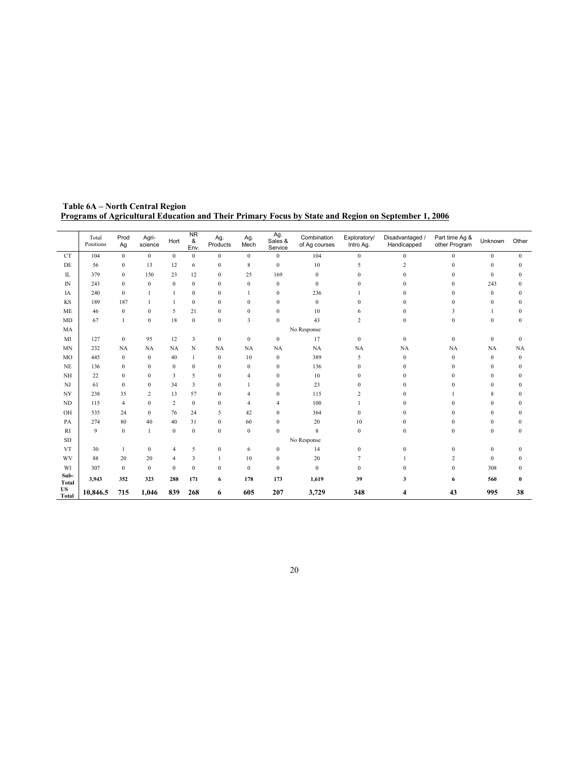**Table 6A – North Central Region**
**Programs of Agricultural Education and Their Primary Focus by State and Region on September 1, 2006**

| | Total Positions | Prod Ag | Agri-science | Hort | NR & Env. | Ag. Products | Ag. Mech | Ag. Sales & Service | Combination of Ag courses | Exploratory/ Intro Ag. | Disadvantaged / Handicapped | Part time Ag & other Program | Unknown | Other |
|---|---|---|---|---|---|---|---|---|---|---|---|---|---|---|
| CT | 104 | 0 | 0 | 0 | 0 | 0 | 0 | 0 | 104 | 0 | 0 | 0 | 0 | 0 |
| DE | 56 | 0 | 13 | 12 | 6 | 0 | 8 | 0 | 10 | 5 | 2 | 0 | 0 | 0 |
| IL | 379 | 0 | 150 | 23 | 12 | 0 | 25 | 169 | 0 | 0 | 0 | 0 | 0 | 0 |
| IN | 243 | 0 | 0 | 0 | 0 | 0 | 0 | 0 | 0 | 0 | 0 | 0 | 243 | 0 |
| IA | 240 | 0 | 1 | 1 | 0 | 0 | 1 | 0 | 236 | 1 | 0 | 0 | 0 | 0 |
| KS | 189 | 187 | 1 | 1 | 0 | 0 | 0 | 0 | 0 | 0 | 0 | 0 | 0 | 0 |
| ME | 46 | 0 | 0 | 5 | 21 | 0 | 0 | 0 | 10 | 6 | 0 | 3 | 1 | 0 |
| MD | 67 | 1 | 0 | 18 | 0 | 0 | 3 | 0 | 43 | 2 | 0 | 0 | 0 | 0 |
| MA | | | | | | | | | No Response | | | | | |
| MI | 127 | 0 | 95 | 12 | 3 | 0 | 0 | 0 | 17 | 0 | 0 | 0 | 0 | 0 |
| MN | 232 | NA | NA | NA | N | NA | NA | NA | NA | NA | NA | NA | NA | NA |
| MO | 445 | 0 | 0 | 40 | 1 | 0 | 10 | 0 | 389 | 5 | 0 | 0 | 0 | 0 |
| NE | 136 | 0 | 0 | 0 | 0 | 0 | 0 | 0 | 136 | 0 | 0 | 0 | 0 | 0 |
| NH | 22 | 0 | 0 | 3 | 5 | 0 | 4 | 0 | 10 | 0 | 0 | 0 | 0 | 0 |
| NJ | 61 | 0 | 0 | 34 | 3 | 0 | 1 | 0 | 23 | 0 | 0 | 0 | 0 | 0 |
| NY | 238 | 35 | 2 | 13 | 57 | 0 | 4 | 0 | 115 | 2 | 0 | 1 | 8 | 0 |
| ND | 115 | 4 | 0 | 2 | 0 | 0 | 4 | 4 | 100 | 1 | 0 | 0 | 0 | 0 |
| OH | 535 | 24 | 0 | 76 | 24 | 5 | 42 | 0 | 364 | 0 | 0 | 0 | 0 | 0 |
| PA | 274 | 80 | 40 | 40 | 31 | 0 | 60 | 0 | 20 | 10 | 0 | 0 | 0 | 0 |
| RI | 9 | 0 | 1 | 0 | 0 | 0 | 0 | 0 | 8 | 0 | 0 | 0 | 0 | 0 |
| SD | | | | | | | | | No Response | | | | | |
| VT | 30 | 1 | 0 | 4 | 5 | 0 | 6 | 0 | 14 | 0 | 0 | 0 | 0 | 0 |
| WV | 88 | 20 | 20 | 4 | 3 | 1 | 10 | 0 | 20 | 7 | 1 | 2 | 0 | 0 |
| WI | 307 | 0 | 0 | 0 | 0 | 0 | 0 | 0 | 0 | 0 | 0 | 0 | 308 | 0 |
| **Sub-Total** | **3,943** | **352** | **323** | **288** | **171** | **6** | **178** | **173** | **1,619** | **39** | **3** | **6** | **560** | **0** |
| **US Total** | **10,846.5** | **715** | **1,046** | **839** | **268** | **6** | **605** | **207** | **3,729** | **348** | **4** | **43** | **995** | **38** |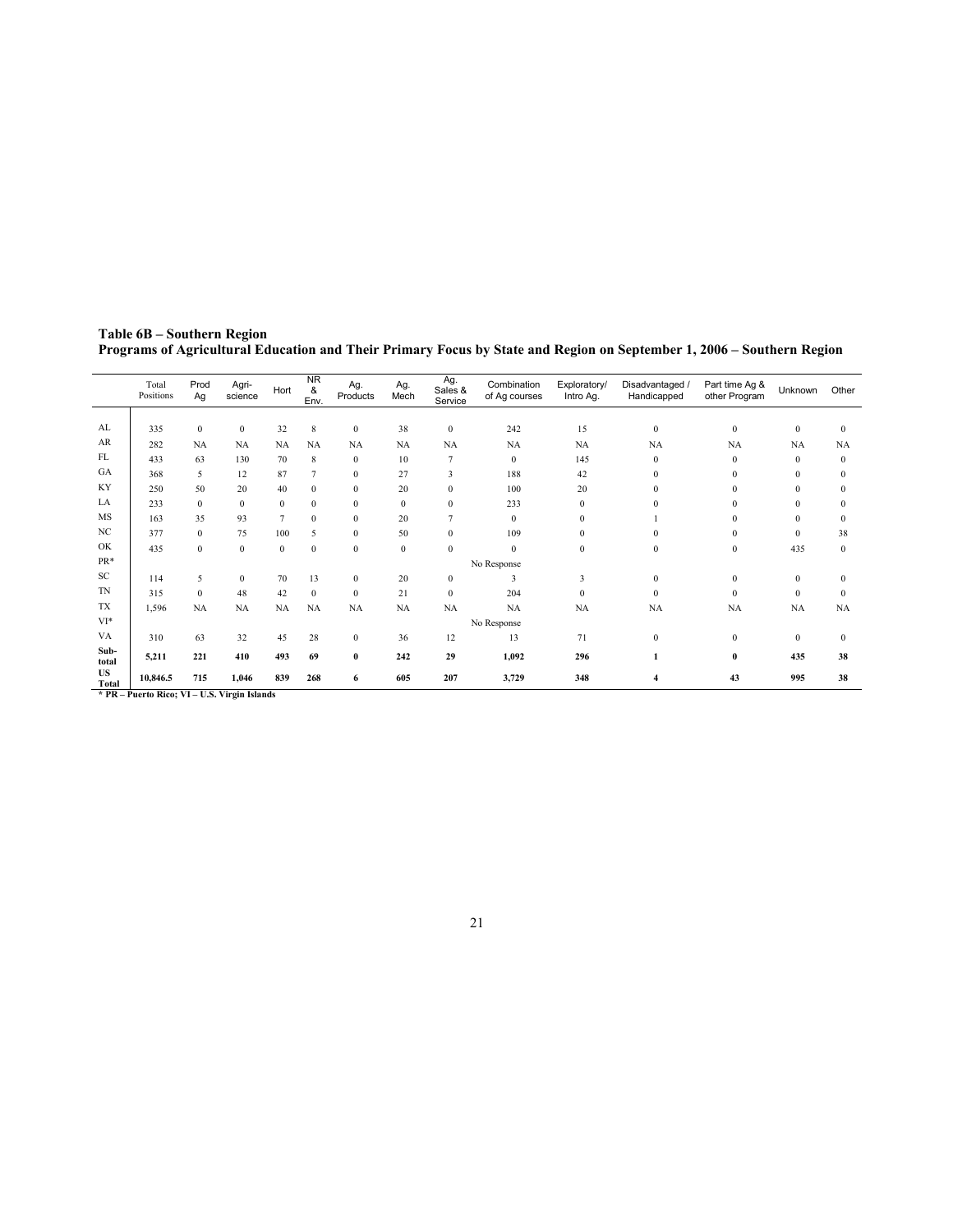**Table 6B – Southern Region**

**Programs of Agricultural Education and Their Primary Focus by State and Region on September 1, 2006 – Southern Region**

| | Total Positions | Prod Ag | Agri-science | Hort | NR & Env. | Ag. Products | Ag. Mech | Ag. Sales & Service | Combination of Ag courses | Exploratory/ Intro Ag. | Disadvantaged / Handicapped | Part time Ag & other Program | Unknown | Other |
|---|---|---|---|---|---|---|---|---|---|---|---|---|---|---|
| AL | 335 | 0 | 0 | 32 | 8 | 0 | 38 | 0 | 242 | 15 | 0 | 0 | 0 | 0 |
| AR | 282 | NA | NA | NA | NA | NA | NA | NA | NA | NA | NA | NA | NA | NA |
| FL | 433 | 63 | 130 | 70 | 8 | 0 | 10 | 7 | 0 | 145 | 0 | 0 | 0 | 0 |
| GA | 368 | 5 | 12 | 87 | 7 | 0 | 27 | 3 | 188 | 42 | 0 | 0 | 0 | 0 |
| KY | 250 | 50 | 20 | 40 | 0 | 0 | 20 | 0 | 100 | 20 | 0 | 0 | 0 | 0 |
| LA | 233 | 0 | 0 | 0 | 0 | 0 | 0 | 0 | 233 | 0 | 0 | 0 | 0 | 0 |
| MS | 163 | 35 | 93 | 7 | 0 | 0 | 20 | 7 | 0 | 0 | 1 | 0 | 0 | 0 |
| NC | 377 | 0 | 75 | 100 | 5 | 0 | 50 | 0 | 109 | 0 | 0 | 0 | 0 | 38 |
| OK | 435 | 0 | 0 | 0 | 0 | 0 | 0 | 0 | 0 | 0 | 0 | 0 | 435 | 0 |
| PR* | No Response | | | | | | | | | | | | | |
| SC | 114 | 5 | 0 | 70 | 13 | 0 | 20 | 0 | 3 | 3 | 0 | 0 | 0 | 0 |
| TN | 315 | 0 | 48 | 42 | 0 | 0 | 21 | 0 | 204 | 0 | 0 | 0 | 0 | 0 |
| TX | 1,596 | NA | NA | NA | NA | NA | NA | NA | NA | NA | NA | NA | NA | NA |
| VI* | No Response | | | | | | | | | | | | | |
| VA | 310 | 63 | 32 | 45 | 28 | 0 | 36 | 12 | 13 | 71 | 0 | 0 | 0 | 0 |
| **Sub-total** | **5,211** | **221** | **410** | **493** | **69** | **0** | **242** | **29** | **1,092** | **296** | **1** | **0** | **435** | **38** |
| **US Total** | **10,846.5** | **715** | **1,046** | **839** | **268** | **6** | **605** | **207** | **3,729** | **348** | **4** | **43** | **995** | **38** |

**\* PR – Puerto Rico; VI – U.S. Virgin Islands**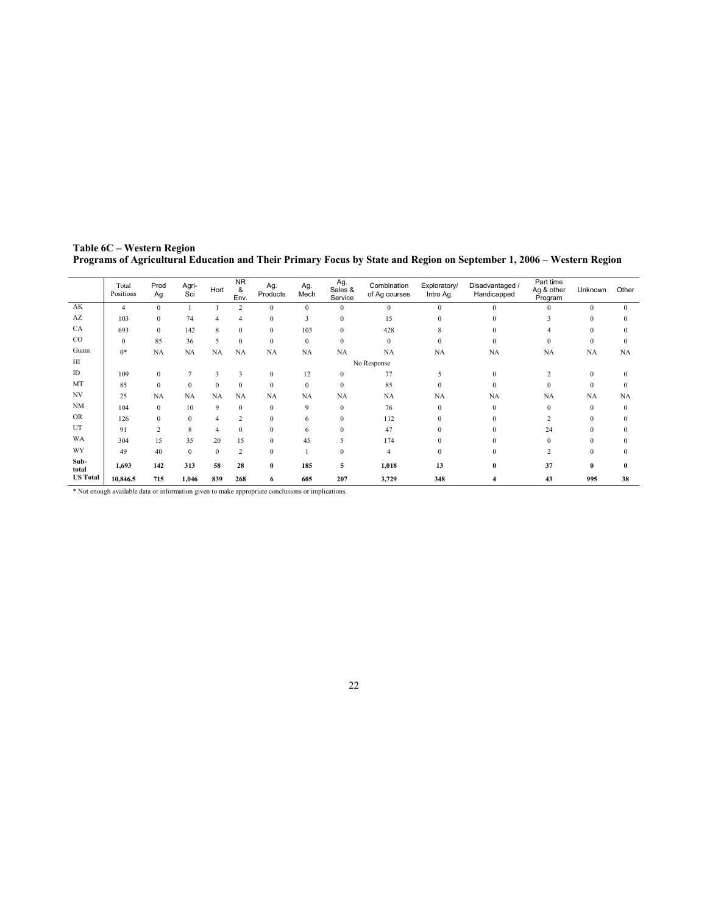**Table 6C – Western Region**
**Programs of Agricultural Education and Their Primary Focus by State and Region on September 1, 2006 – Western Region**

| | Total Positions | Prod Ag | Agri-Sci | Hort | NR & Env. | Ag. Products | Ag. Mech | Ag. Sales & Service | Combination of Ag courses | Exploratory/ Intro Ag. | Disadvantaged / Handicapped | Part time Ag & other Program | Unknown | Other |
|---|---|---|---|---|---|---|---|---|---|---|---|---|---|---|
| AK | 4 | 0 | 1 | 1 | 2 | 0 | 0 | 0 | 0 | 0 | 0 | 0 | 0 | 0 |
| AZ | 103 | 0 | 74 | 4 | 4 | 0 | 3 | 0 | 15 | 0 | 0 | 3 | 0 | 0 |
| CA | 693 | 0 | 142 | 8 | 0 | 0 | 103 | 0 | 428 | 8 | 0 | 4 | 0 | 0 |
| CO | 0 | 85 | 36 | 5 | 0 | 0 | 0 | 0 | 0 | 0 | 0 | 0 | 0 | 0 |
| Guam | 0* | NA | NA | NA | NA | NA | NA | NA | NA | NA | NA | NA | NA | NA |
| HI | | | | | | | | | No Response | | | | | |
| ID | 109 | 0 | 7 | 3 | 3 | 0 | 12 | 0 | 77 | 5 | 0 | 2 | 0 | 0 |
| MT | 85 | 0 | 0 | 0 | 0 | 0 | 0 | 0 | 85 | 0 | 0 | 0 | 0 | 0 |
| NV | 25 | NA | NA | NA | NA | NA | NA | NA | NA | NA | NA | NA | NA | NA |
| NM | 104 | 0 | 10 | 9 | 0 | 0 | 9 | 0 | 76 | 0 | 0 | 0 | 0 | 0 |
| OR | 126 | 0 | 0 | 4 | 2 | 0 | 6 | 0 | 112 | 0 | 0 | 2 | 0 | 0 |
| UT | 91 | 2 | 8 | 4 | 0 | 0 | 6 | 0 | 47 | 0 | 0 | 24 | 0 | 0 |
| WA | 304 | 15 | 35 | 20 | 15 | 0 | 45 | 5 | 174 | 0 | 0 | 0 | 0 | 0 |
| WY | 49 | 40 | 0 | 0 | 2 | 0 | 1 | 0 | 4 | 0 | 0 | 2 | 0 | 0 |
| **Sub-total** | **1,693** | **142** | **313** | **58** | **28** | **0** | **185** | **5** | **1,018** | **13** | **0** | **37** | **0** | **0** |
| **US Total** | **10,846.5** | **715** | **1,046** | **839** | **268** | **6** | **605** | **207** | **3,729** | **348** | **4** | **43** | **995** | **38** |

* Not enough available data or information given to make appropriate conclusions or implications.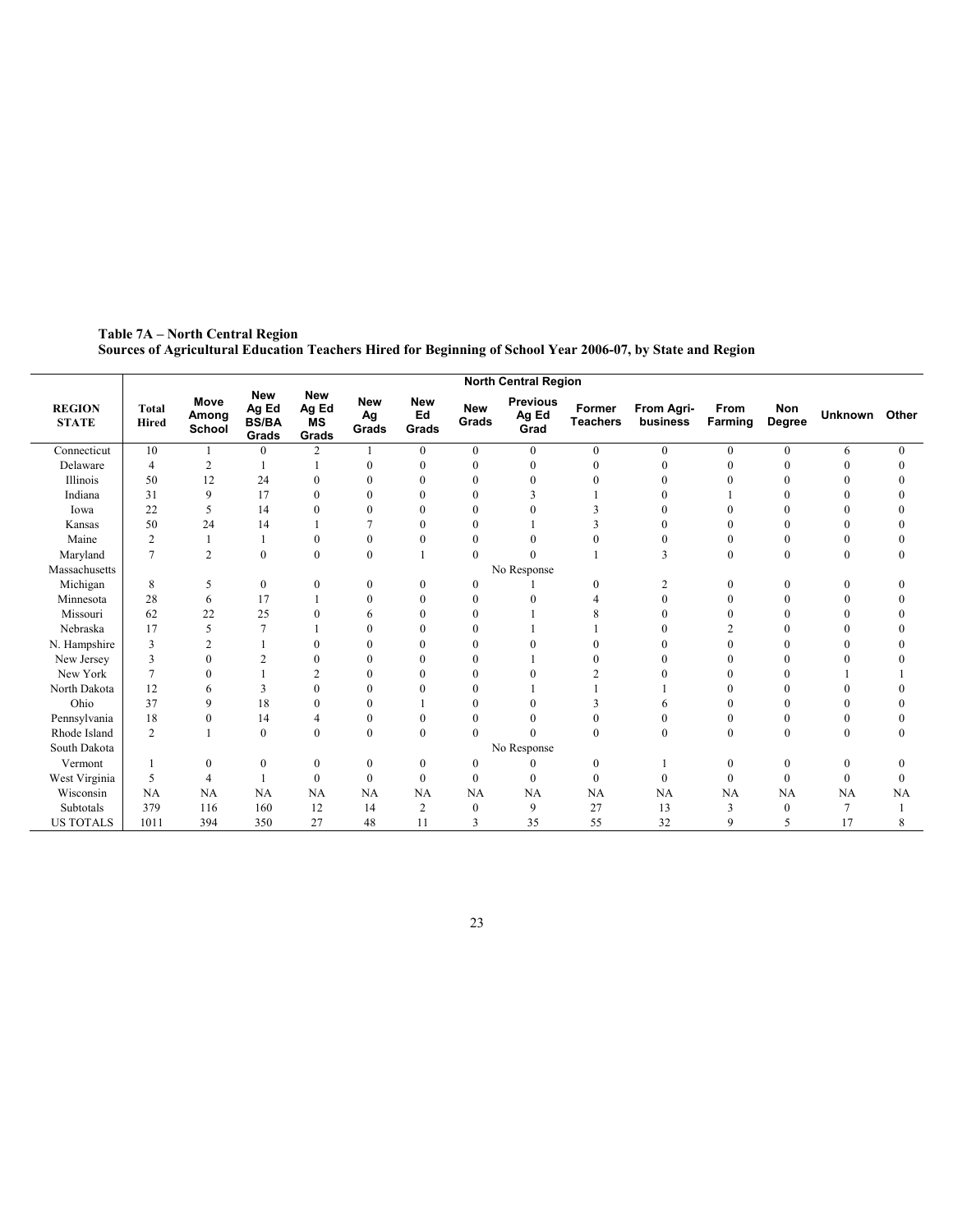**Table 7A – North Central Region**
**Sources of Agricultural Education Teachers Hired for Beginning of School Year 2006-07, by State and Region**

| REGION STATE | North Central Region | | | | | | | | | | | | | |
|---|---|---|---|---|---|---|---|---|---|---|---|---|---|---|
| | Total Hired | Move Among School | New Ag Ed BS/BA Grads | New Ag Ed MS Grads | New Ag Grads | New Ed Grads | New Grads | Previous Ag Ed Grad | Former Teachers | From Agri-business | From Farming | Non Degree | Unknown | Other |
| Connecticut | 10 | 1 | 0 | 2 | 1 | 0 | 0 | 0 | 0 | 0 | 0 | 0 | 6 | 0 |
| Delaware | 4 | 2 | 1 | 1 | 0 | 0 | 0 | 0 | 0 | 0 | 0 | 0 | 0 | 0 |
| Illinois | 50 | 12 | 24 | 0 | 0 | 0 | 0 | 0 | 0 | 0 | 0 | 0 | 0 | 0 |
| Indiana | 31 | 9 | 17 | 0 | 0 | 0 | 0 | 3 | 1 | 0 | 1 | 0 | 0 | 0 |
| Iowa | 22 | 5 | 14 | 0 | 0 | 0 | 0 | 0 | 3 | 0 | 0 | 0 | 0 | 0 |
| Kansas | 50 | 24 | 14 | 1 | 7 | 0 | 0 | 1 | 3 | 0 | 0 | 0 | 0 | 0 |
| Maine | 2 | 1 | 1 | 0 | 0 | 0 | 0 | 0 | 0 | 0 | 0 | 0 | 0 | 0 |
| Maryland | 7 | 2 | 0 | 0 | 0 | 1 | 0 | 0 | 1 | 3 | 0 | 0 | 0 | 0 |
| Massachusetts | No Response | | | | | | | | | | | | | |
| Michigan | 8 | 5 | 0 | 0 | 0 | 0 | 0 | 1 | 0 | 2 | 0 | 0 | 0 | 0 |
| Minnesota | 28 | 6 | 17 | 1 | 0 | 0 | 0 | 0 | 4 | 0 | 0 | 0 | 0 | 0 |
| Missouri | 62 | 22 | 25 | 0 | 6 | 0 | 0 | 1 | 8 | 0 | 0 | 0 | 0 | 0 |
| Nebraska | 17 | 5 | 7 | 1 | 0 | 0 | 0 | 1 | 1 | 0 | 2 | 0 | 0 | 0 |
| N. Hampshire | 3 | 2 | 1 | 0 | 0 | 0 | 0 | 0 | 0 | 0 | 0 | 0 | 0 | 0 |
| New Jersey | 3 | 0 | 2 | 0 | 0 | 0 | 0 | 1 | 0 | 0 | 0 | 0 | 0 | 0 |
| New York | 7 | 0 | 1 | 2 | 0 | 0 | 0 | 0 | 2 | 0 | 0 | 0 | 1 | 1 |
| North Dakota | 12 | 6 | 3 | 0 | 0 | 0 | 0 | 1 | 1 | 1 | 0 | 0 | 0 | 0 |
| Ohio | 37 | 9 | 18 | 0 | 0 | 1 | 0 | 0 | 3 | 6 | 0 | 0 | 0 | 0 |
| Pennsylvania | 18 | 0 | 14 | 4 | 0 | 0 | 0 | 0 | 0 | 0 | 0 | 0 | 0 | 0 |
| Rhode Island | 2 | 1 | 0 | 0 | 0 | 0 | 0 | 0 | 0 | 0 | 0 | 0 | 0 | 0 |
| South Dakota | No Response | | | | | | | | | | | | | |
| Vermont | 1 | 0 | 0 | 0 | 0 | 0 | 0 | 0 | 0 | 1 | 0 | 0 | 0 | 0 |
| West Virginia | 5 | 4 | 1 | 0 | 0 | 0 | 0 | 0 | 0 | 0 | 0 | 0 | 0 | 0 |
| Wisconsin | NA | NA | NA | NA | NA | NA | NA | NA | NA | NA | NA | NA | NA | NA |
| Subtotals | 379 | 116 | 160 | 12 | 14 | 2 | 0 | 9 | 27 | 13 | 3 | 0 | 7 | 1 |
| US TOTALS | 1011 | 394 | 350 | 27 | 48 | 11 | 3 | 35 | 55 | 32 | 9 | 5 | 17 | 8 |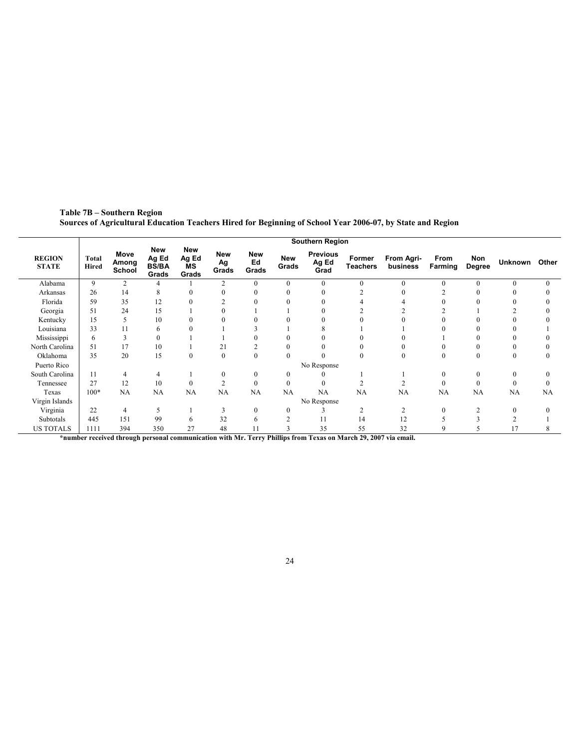**Table 7B – Southern Region**
**Sources of Agricultural Education Teachers Hired for Beginning of School Year 2006-07, by State and Region**

| REGION STATE | Southern Region | | | | | | | | | | | | | |
|---|---|---|---|---|---|---|---|---|---|---|---|---|---|---|
| | Total Hired | Move Among School | New Ag Ed BS/BA Grads | New Ag Ed MS Grads | New Ag Grads | New Ed Grads | New Grads | Previous Ag Ed Grad | Former Teachers | From Agri-business | From Farming | Non Degree | Unknown | Other |
| Alabama | 9 | 2 | 4 | 1 | 2 | 0 | 0 | 0 | 0 | 0 | 0 | 0 | 0 | 0 |
| Arkansas | 26 | 14 | 8 | 0 | 0 | 0 | 0 | 0 | 2 | 0 | 2 | 0 | 0 | 0 |
| Florida | 59 | 35 | 12 | 0 | 2 | 0 | 0 | 0 | 4 | 4 | 0 | 0 | 0 | 0 |
| Georgia | 51 | 24 | 15 | 1 | 0 | 1 | 1 | 0 | 2 | 2 | 2 | 1 | 2 | 0 |
| Kentucky | 15 | 5 | 10 | 0 | 0 | 0 | 0 | 0 | 0 | 0 | 0 | 0 | 0 | 0 |
| Louisiana | 33 | 11 | 6 | 0 | 1 | 3 | 1 | 8 | 1 | 1 | 0 | 0 | 0 | 1 |
| Mississippi | 6 | 3 | 0 | 1 | 1 | 0 | 0 | 0 | 0 | 0 | 1 | 0 | 0 | 0 |
| North Carolina | 51 | 17 | 10 | 1 | 21 | 2 | 0 | 0 | 0 | 0 | 0 | 0 | 0 | 0 |
| Oklahoma | 35 | 20 | 15 | 0 | 0 | 0 | 0 | 0 | 0 | 0 | 0 | 0 | 0 | 0 |
| Puerto Rico | No Response | | | | | | | | | | | | | |
| South Carolina | 11 | 4 | 4 | 1 | 0 | 0 | 0 | 0 | 1 | 1 | 0 | 0 | 0 | 0 |
| Tennessee | 27 | 12 | 10 | 0 | 2 | 0 | 0 | 0 | 2 | 2 | 0 | 0 | 0 | 0 |
| Texas | 100* | NA | NA | NA | NA | NA | NA | NA | NA | NA | NA | NA | NA | NA |
| Virgin Islands | No Response | | | | | | | | | | | | | |
| Virginia | 22 | 4 | 5 | 1 | 3 | 0 | 0 | 3 | 2 | 2 | 0 | 2 | 0 | 0 |
| Subtotals | 445 | 151 | 99 | 6 | 32 | 6 | 2 | 11 | 14 | 12 | 5 | 3 | 2 | 1 |
| US TOTALS | 1111 | 394 | 350 | 27 | 48 | 11 | 3 | 35 | 55 | 32 | 9 | 5 | 17 | 8 |

**\*number received through personal communication with Mr. Terry Phillips from Texas on March 29, 2007 via email.**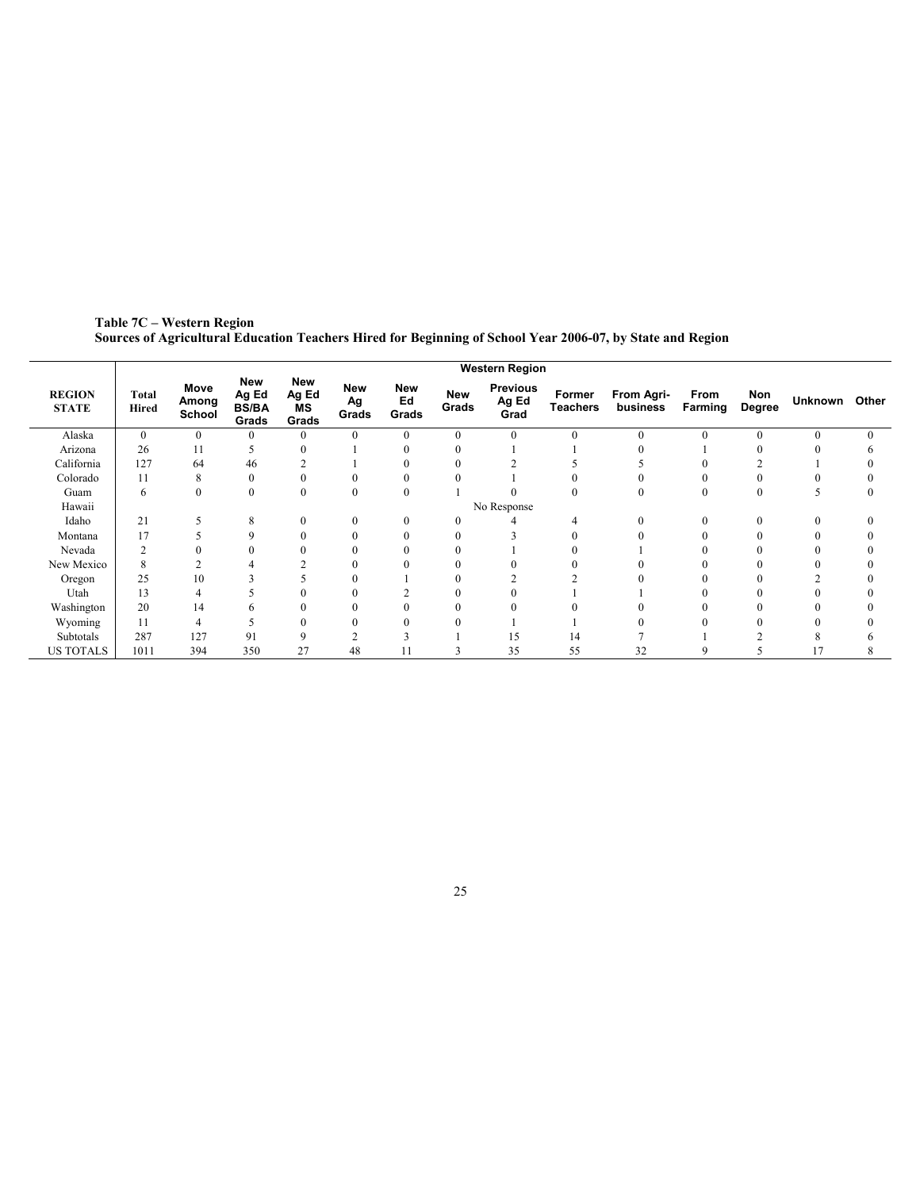**Table 7C – Western Region**
**Sources of Agricultural Education Teachers Hired for Beginning of School Year 2006-07, by State and Region**

| | Western Region | | | | | | | | | | | | | |
|---|---|---|---|---|---|---|---|---|---|---|---|---|---|---|
| **REGION STATE** | **Total Hired** | **Move Among School** | **New Ag Ed BS/BA Grads** | **New Ag Ed MS Grads** | **New Ag Grads** | **New Ed Grads** | **New Grads** | **Previous Ag Ed Grad** | **Former Teachers** | **From Agri-business** | **From Farming** | **Non Degree** | **Unknown** | **Other** |
| Alaska | 0 | 0 | 0 | 0 | 0 | 0 | 0 | 0 | 0 | 0 | 0 | 0 | 0 | 0 |
| Arizona | 26 | 11 | 5 | 0 | 1 | 0 | 0 | 1 | 1 | 0 | 1 | 0 | 0 | 6 |
| California | 127 | 64 | 46 | 2 | 1 | 0 | 0 | 2 | 5 | 5 | 0 | 2 | 1 | 0 |
| Colorado | 11 | 8 | 0 | 0 | 0 | 0 | 0 | 1 | 0 | 0 | 0 | 0 | 0 | 0 |
| Guam | 6 | 0 | 0 | 0 | 0 | 0 | 1 | 0 | 0 | 0 | 0 | 0 | 5 | 0 |
| Hawaii | | | | | | | | No Response | | | | | | |
| Idaho | 21 | 5 | 8 | 0 | 0 | 0 | 0 | 4 | 4 | 0 | 0 | 0 | 0 | 0 |
| Montana | 17 | 5 | 9 | 0 | 0 | 0 | 0 | 3 | 0 | 0 | 0 | 0 | 0 | 0 |
| Nevada | 2 | 0 | 0 | 0 | 0 | 0 | 0 | 1 | 0 | 1 | 0 | 0 | 0 | 0 |
| New Mexico | 8 | 2 | 4 | 2 | 0 | 0 | 0 | 0 | 0 | 0 | 0 | 0 | 0 | 0 |
| Oregon | 25 | 10 | 3 | 5 | 0 | 1 | 0 | 2 | 2 | 0 | 0 | 0 | 2 | 0 |
| Utah | 13 | 4 | 5 | 0 | 0 | 2 | 0 | 0 | 1 | 1 | 0 | 0 | 0 | 0 |
| Washington | 20 | 14 | 6 | 0 | 0 | 0 | 0 | 0 | 0 | 0 | 0 | 0 | 0 | 0 |
| Wyoming | 11 | 4 | 5 | 0 | 0 | 0 | 0 | 1 | 1 | 0 | 0 | 0 | 0 | 0 |
| Subtotals | 287 | 127 | 91 | 9 | 2 | 3 | 1 | 15 | 14 | 7 | 1 | 2 | 8 | 6 |
| US TOTALS | 1011 | 394 | 350 | 27 | 48 | 11 | 3 | 35 | 55 | 32 | 9 | 5 | 17 | 8 |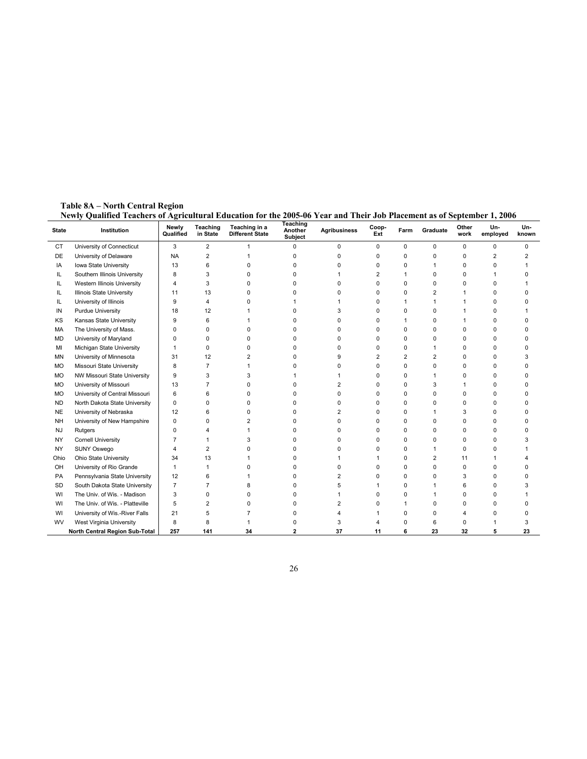**Table 8A – North Central Region**
**Newly Qualified Teachers of Agricultural Education for the 2005-06 Year and Their Job Placement as of September 1, 2006**

| State | Institution | Newly Qualified | Teaching in State | Teaching in a Different State | Teaching Another Subject | Agribusiness | Coop-Ext | Farm | Graduate | Other work | Un-employed | Un-known |
|---|---|---|---|---|---|---|---|---|---|---|---|---|
| CT | University of Connecticut | 3 | 2 | 1 | 0 | 0 | 0 | 0 | 0 | 0 | 0 | 0 |
| DE | University of Delaware | NA | 2 | 1 | 0 | 0 | 0 | 0 | 0 | 0 | 2 | 2 |
| IA | Iowa State University | 13 | 6 | 0 | 0 | 0 | 0 | 0 | 1 | 0 | 0 | 1 |
| IL | Southern Illinois University | 8 | 3 | 0 | 0 | 1 | 2 | 1 | 0 | 0 | 1 | 0 |
| IL | Western Illinois University | 4 | 3 | 0 | 0 | 0 | 0 | 0 | 0 | 0 | 0 | 1 |
| IL | Illinois State University | 11 | 13 | 0 | 0 | 0 | 0 | 0 | 2 | 1 | 0 | 0 |
| IL | University of Illinois | 9 | 4 | 0 | 1 | 1 | 0 | 1 | 1 | 1 | 0 | 0 |
| IN | Purdue University | 18 | 12 | 1 | 0 | 3 | 0 | 0 | 0 | 1 | 0 | 1 |
| KS | Kansas State University | 9 | 6 | 1 | 0 | 0 | 0 | 1 | 0 | 1 | 0 | 0 |
| MA | The University of Mass. | 0 | 0 | 0 | 0 | 0 | 0 | 0 | 0 | 0 | 0 | 0 |
| MD | University of Maryland | 0 | 0 | 0 | 0 | 0 | 0 | 0 | 0 | 0 | 0 | 0 |
| MI | Michigan State University | 1 | 0 | 0 | 0 | 0 | 0 | 0 | 1 | 0 | 0 | 0 |
| MN | University of Minnesota | 31 | 12 | 2 | 0 | 9 | 2 | 2 | 2 | 0 | 0 | 3 |
| MO | Missouri State University | 8 | 7 | 1 | 0 | 0 | 0 | 0 | 0 | 0 | 0 | 0 |
| MO | NW Missouri State University | 9 | 3 | 3 | 1 | 1 | 0 | 0 | 1 | 0 | 0 | 0 |
| MO | University of Missouri | 13 | 7 | 0 | 0 | 2 | 0 | 0 | 3 | 1 | 0 | 0 |
| MO | University of Central Missouri | 6 | 6 | 0 | 0 | 0 | 0 | 0 | 0 | 0 | 0 | 0 |
| ND | North Dakota State University | 0 | 0 | 0 | 0 | 0 | 0 | 0 | 0 | 0 | 0 | 0 |
| NE | University of Nebraska | 12 | 6 | 0 | 0 | 2 | 0 | 0 | 1 | 3 | 0 | 0 |
| NH | University of New Hampshire | 0 | 0 | 2 | 0 | 0 | 0 | 0 | 0 | 0 | 0 | 0 |
| NJ | Rutgers | 0 | 4 | 1 | 0 | 0 | 0 | 0 | 0 | 0 | 0 | 0 |
| NY | Cornell University | 7 | 1 | 3 | 0 | 0 | 0 | 0 | 0 | 0 | 0 | 3 |
| NY | SUNY Oswego | 4 | 2 | 0 | 0 | 0 | 0 | 0 | 1 | 0 | 0 | 1 |
| Ohio | Ohio State University | 34 | 13 | 1 | 0 | 1 | 1 | 0 | 2 | 11 | 1 | 4 |
| OH | University of Rio Grande | 1 | 1 | 0 | 0 | 0 | 0 | 0 | 0 | 0 | 0 | 0 |
| PA | Pennsylvania State University | 12 | 6 | 1 | 0 | 2 | 0 | 0 | 0 | 3 | 0 | 0 |
| SD | South Dakota State University | 7 | 7 | 8 | 0 | 5 | 1 | 0 | 1 | 6 | 0 | 3 |
| WI | The Univ. of Wis. - Madison | 3 | 0 | 0 | 0 | 1 | 0 | 0 | 1 | 0 | 0 | 1 |
| WI | The Univ. of Wis. - Platteville | 5 | 2 | 0 | 0 | 2 | 0 | 1 | 0 | 0 | 0 | 0 |
| WI | University of Wis.-River Falls | 21 | 5 | 7 | 0 | 4 | 1 | 0 | 0 | 4 | 0 | 0 |
| WV | West Virginia University | 8 | 8 | 1 | 0 | 3 | 4 | 0 | 6 | 0 | 1 | 3 |
| | **North Central Region Sub-Total** | **257** | **141** | **34** | **2** | **37** | **11** | **6** | **23** | **32** | **5** | **23** |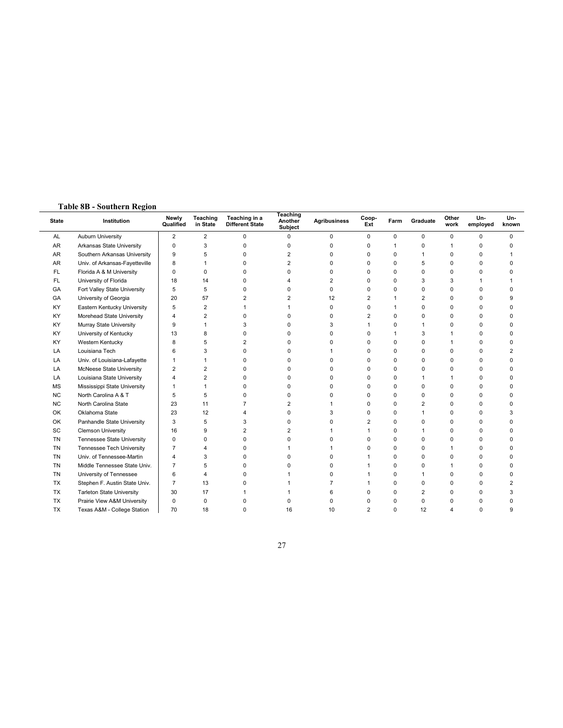**Table 8B - Southern Region**

| State | Institution | Newly Qualified | Teaching in State | Teaching in a Different State | Teaching Another Subject | Agribusiness | Coop-Ext | Farm | Graduate | Other work | Un-employed | Un-known |
|---|---|---|---|---|---|---|---|---|---|---|---|---|
| AL | Auburn University | 2 | 2 | 0 | 0 | 0 | 0 | 0 | 0 | 0 | 0 | 0 |
| AR | Arkansas State University | 0 | 3 | 0 | 0 | 0 | 0 | 1 | 0 | 1 | 0 | 0 |
| AR | Southern Arkansas University | 9 | 5 | 0 | 2 | 0 | 0 | 0 | 1 | 0 | 0 | 1 |
| AR | Univ. of Arkansas-Fayetteville | 8 | 1 | 0 | 2 | 0 | 0 | 0 | 5 | 0 | 0 | 0 |
| FL | Florida A & M University | 0 | 0 | 0 | 0 | 0 | 0 | 0 | 0 | 0 | 0 | 0 |
| FL | University of Florida | 18 | 14 | 0 | 4 | 2 | 0 | 0 | 3 | 3 | 1 | 1 |
| GA | Fort Valley State University | 5 | 5 | 0 | 0 | 0 | 0 | 0 | 0 | 0 | 0 | 0 |
| GA | University of Georgia | 20 | 57 | 2 | 2 | 12 | 2 | 1 | 2 | 0 | 0 | 9 |
| KY | Eastern Kentucky University | 5 | 2 | 1 | 1 | 0 | 0 | 1 | 0 | 0 | 0 | 0 |
| KY | Morehead State University | 4 | 2 | 0 | 0 | 0 | 2 | 0 | 0 | 0 | 0 | 0 |
| KY | Murray State University | 9 | 1 | 3 | 0 | 3 | 1 | 0 | 1 | 0 | 0 | 0 |
| KY | University of Kentucky | 13 | 8 | 0 | 0 | 0 | 0 | 1 | 3 | 1 | 0 | 0 |
| KY | Western Kentucky | 8 | 5 | 2 | 0 | 0 | 0 | 0 | 0 | 1 | 0 | 0 |
| LA | Louisiana Tech | 6 | 3 | 0 | 0 | 1 | 0 | 0 | 0 | 0 | 0 | 2 |
| LA | Univ. of Louisiana-Lafayette | 1 | 1 | 0 | 0 | 0 | 0 | 0 | 0 | 0 | 0 | 0 |
| LA | McNeese State University | 2 | 2 | 0 | 0 | 0 | 0 | 0 | 0 | 0 | 0 | 0 |
| LA | Louisiana State University | 4 | 2 | 0 | 0 | 0 | 0 | 0 | 1 | 1 | 0 | 0 |
| MS | Mississippi State University | 1 | 1 | 0 | 0 | 0 | 0 | 0 | 0 | 0 | 0 | 0 |
| NC | North Carolina A & T | 5 | 5 | 0 | 0 | 0 | 0 | 0 | 0 | 0 | 0 | 0 |
| NC | North Carolina State | 23 | 11 | 7 | 2 | 1 | 0 | 0 | 2 | 0 | 0 | 0 |
| OK | Oklahoma State | 23 | 12 | 4 | 0 | 3 | 0 | 0 | 1 | 0 | 0 | 3 |
| OK | Panhandle State University | 3 | 5 | 3 | 0 | 0 | 2 | 0 | 0 | 0 | 0 | 0 |
| SC | Clemson University | 16 | 9 | 2 | 2 | 1 | 1 | 0 | 1 | 0 | 0 | 0 |
| TN | Tennessee State University | 0 | 0 | 0 | 0 | 0 | 0 | 0 | 0 | 0 | 0 | 0 |
| TN | Tennessee Tech University | 7 | 4 | 0 | 1 | 1 | 0 | 0 | 0 | 1 | 0 | 0 |
| TN | Univ. of Tennessee-Martin | 4 | 3 | 0 | 0 | 0 | 1 | 0 | 0 | 0 | 0 | 0 |
| TN | Middle Tennessee State Univ. | 7 | 5 | 0 | 0 | 0 | 1 | 0 | 0 | 1 | 0 | 0 |
| TN | University of Tennessee | 6 | 4 | 0 | 1 | 0 | 1 | 0 | 1 | 0 | 0 | 0 |
| TX | Stephen F. Austin State Univ. | 7 | 13 | 0 | 1 | 7 | 1 | 0 | 0 | 0 | 0 | 2 |
| TX | Tarleton State University | 30 | 17 | 1 | 1 | 6 | 0 | 0 | 2 | 0 | 0 | 3 |
| TX | Prairie View A&M University | 0 | 0 | 0 | 0 | 0 | 0 | 0 | 0 | 0 | 0 | 0 |
| TX | Texas A&M - College Station | 70 | 18 | 0 | 16 | 10 | 2 | 0 | 12 | 4 | 0 | 9 |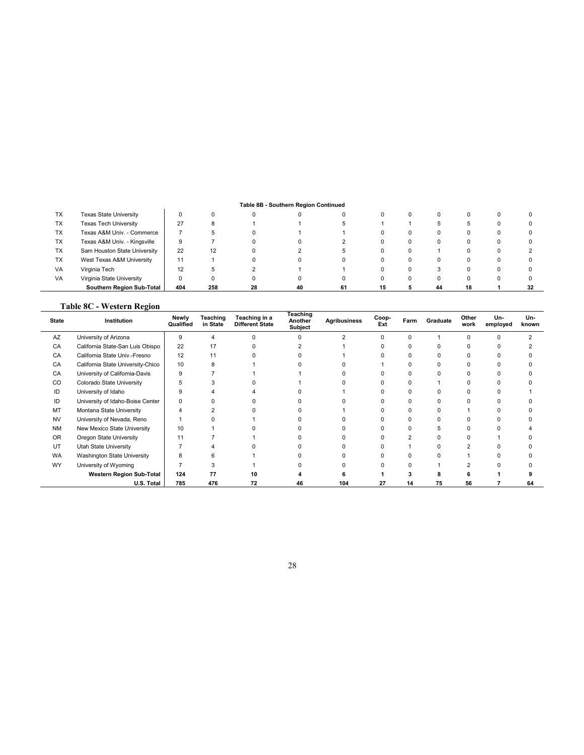**Table 8B - Southern Region Continued**

| State | Institution | Newly Qualified | Teaching in State | Teaching in a Different State | Teaching Another Subject | Agribusiness | Coop-Ext | Farm | Graduate | Other work | Un-employed | Un-known |
|---|---|---|---|---|---|---|---|---|---|---|---|---|
| TX | Texas State University | 0 | 0 | 0 | 0 | 0 | 0 | 0 | 0 | 0 | 0 | 0 |
| TX | Texas Tech University | 27 | 8 | 1 | 1 | 5 | 1 | 1 | 5 | 5 | 0 | 0 |
| TX | Texas A&M Univ. - Commerce | 7 | 5 | 0 | 1 | 1 | 0 | 0 | 0 | 0 | 0 | 0 |
| TX | Texas A&M Univ. - Kingsville | 9 | 7 | 0 | 0 | 2 | 0 | 0 | 0 | 0 | 0 | 0 |
| TX | Sam Houston State University | 22 | 12 | 0 | 2 | 5 | 0 | 0 | 1 | 0 | 0 | 2 |
| TX | West Texas A&M University | 11 | 1 | 0 | 0 | 0 | 0 | 0 | 0 | 0 | 0 | 0 |
| VA | Virginia Tech | 12 | 5 | 2 | 1 | 1 | 0 | 0 | 3 | 0 | 0 | 0 |
| VA | Virginia State University | 0 | 0 | 0 | 0 | 0 | 0 | 0 | 0 | 0 | 0 | 0 |
| | **Southern Region Sub-Total** | **404** | **258** | **28** | **40** | **61** | **15** | **5** | **44** | **18** | **1** | **32** |

## Table 8C - Western Region

| State | Institution | Newly Qualified | Teaching in State | Teaching in a Different State | Teaching Another Subject | Agribusiness | Coop-Ext | Farm | Graduate | Other work | Un-employed | Un-known |
|---|---|---|---|---|---|---|---|---|---|---|---|---|
| AZ | University of Arizona | 9 | 4 | 0 | 0 | 2 | 0 | 0 | 1 | 0 | 0 | 2 |
| CA | California State-San Luis Obispo | 22 | 17 | 0 | 2 | 1 | 0 | 0 | 0 | 0 | 0 | 2 |
| CA | California State Univ.-Fresno | 12 | 11 | 0 | 0 | 1 | 0 | 0 | 0 | 0 | 0 | 0 |
| CA | California State University-Chico | 10 | 8 | 1 | 0 | 0 | 1 | 0 | 0 | 0 | 0 | 0 |
| CA | University of California-Davis | 9 | 7 | 1 | 1 | 0 | 0 | 0 | 0 | 0 | 0 | 0 |
| CO | Colorado State University | 5 | 3 | 0 | 1 | 0 | 0 | 0 | 1 | 0 | 0 | 0 |
| ID | University of Idaho | 9 | 4 | 4 | 0 | 1 | 0 | 0 | 0 | 0 | 0 | 1 |
| ID | University of Idaho-Boise Center | 0 | 0 | 0 | 0 | 0 | 0 | 0 | 0 | 0 | 0 | 0 |
| MT | Montana State University | 4 | 2 | 0 | 0 | 1 | 0 | 0 | 0 | 1 | 0 | 0 |
| NV | University of Nevada, Reno | 1 | 0 | 1 | 0 | 0 | 0 | 0 | 0 | 0 | 0 | 0 |
| NM | New Mexico State University | 10 | 1 | 0 | 0 | 0 | 0 | 0 | 5 | 0 | 0 | 4 |
| OR | Oregon State University | 11 | 7 | 1 | 0 | 0 | 0 | 2 | 0 | 0 | 1 | 0 |
| UT | Utah State University | 7 | 4 | 0 | 0 | 0 | 0 | 1 | 0 | 2 | 0 | 0 |
| WA | Washington State University | 8 | 6 | 1 | 0 | 0 | 0 | 0 | 0 | 1 | 0 | 0 |
| WY | University of Wyoming | 7 | 3 | 1 | 0 | 0 | 0 | 0 | 1 | 2 | 0 | 0 |
| | **Western Region Sub-Total** | **124** | **77** | **10** | **4** | **6** | **1** | **3** | **8** | **6** | **1** | **9** |
| | **U.S. Total** | **785** | **476** | **72** | **46** | **104** | **27** | **14** | **75** | **56** | **7** | **64** |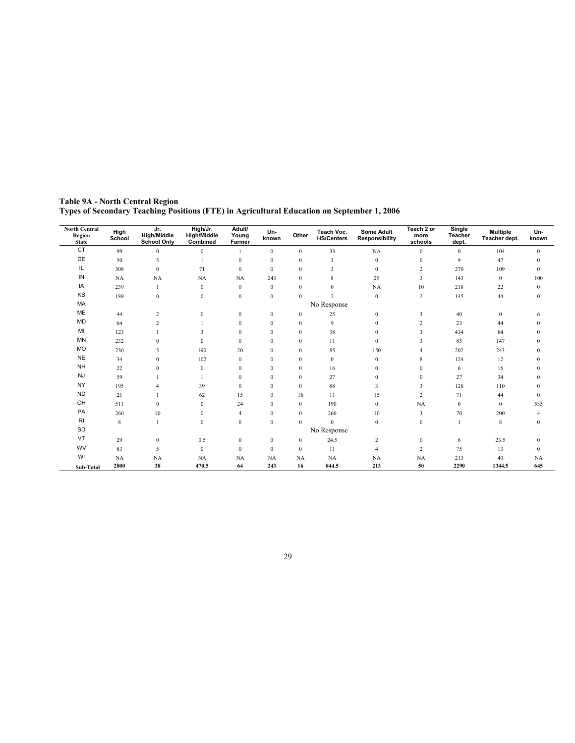**Table 9A - North Central Region**
**Types of Secondary Teaching Positions (FTE) in Agricultural Education on September 1, 2006**

| North Central Region State | High School | Jr. High/Middle School Only | High/Jr. High/Middle Combined | Adult/ Young Farmer | Un-known | Other | Teach Voc. HS/Centers | Some Adult Responsibility | Teach 2 or more schools | Single Teacher dept. | Multiple Teacher dept. | Un-known |
|---|---|---|---|---|---|---|---|---|---|---|---|---|
| CT | 99 | 0 | 0 | 1 | 0 | 0 | 33 | NA | 0 | 0 | 104 | 0 |
| DE | 50 | 5 | 1 | 0 | 0 | 0 | 3 | 0 | 0 | 9 | 47 | 0 |
| IL | 308 | 0 | 71 | 0 | 0 | 0 | 3 | 0 | 2 | 270 | 109 | 0 |
| IN | NA | NA | NA | NA | 243 | 0 | 8 | 29 | 3 | 143 | 0 | 100 |
| IA | 239 | 1 | 0 | 0 | 0 | 0 | 0 | NA | 10 | 218 | 22 | 0 |
| KS | 189 | 0 | 0 | 0 | 0 | 0 | 2 | 0 | 2 | 145 | 44 | 0 |
| MA | | | | | | | No Response | | | | | |
| ME | 44 | 2 | 0 | 0 | 0 | 0 | 25 | 0 | 3 | 40 | 0 | 6 |
| MD | 64 | 2 | 1 | 0 | 0 | 0 | 9 | 0 | 2 | 23 | 44 | 0 |
| MI | 123 | 1 | 3 | 0 | 0 | 0 | 38 | 0 | 3 | 434 | 84 | 0 |
| MN | 232 | 0 | 0 | 0 | 0 | 0 | 11 | 0 | 3 | 85 | 147 | 0 |
| MO | 230 | 5 | 190 | 20 | 0 | 0 | 85 | 150 | 4 | 202 | 243 | 0 |
| NE | 34 | 0 | 102 | 0 | 0 | 0 | 0 | 0 | 8 | 124 | 12 | 0 |
| NH | 22 | 0 | 0 | 0 | 0 | 0 | 16 | 0 | 0 | 6 | 16 | 0 |
| NJ | 59 | 1 | 1 | 0 | 0 | 0 | 27 | 0 | 0 | 27 | 34 | 0 |
| NY | 195 | 4 | 39 | 0 | 0 | 0 | 88 | 3 | 3 | 128 | 110 | 0 |
| ND | 21 | 1 | 62 | 15 | 0 | 16 | 11 | 15 | 2 | 71 | 44 | 0 |
| OH | 511 | 0 | 0 | 24 | 0 | 0 | 190 | 0 | NA | 0 | 0 | 535 |
| PA | 260 | 10 | 0 | 4 | 0 | 0 | 260 | 10 | 3 | 70 | 200 | 4 |
| RI | 8 | 1 | 0 | 0 | 0 | 0 | 0 | 0 | 0 | 1 | 8 | 0 |
| SD | | | | | | | No Response | | | | | |
| VT | 29 | 0 | 0.5 | 0 | 0 | 0 | 24.5 | 2 | 0 | 6 | 23.5 | 0 |
| WV | 83 | 5 | 0 | 0 | 0 | 0 | 11 | 4 | 2 | 75 | 13 | 0 |
| WI | NA | NA | NA | NA | NA | NA | NA | NA | NA | 213 | 40 | NA |
| **Sub-Total** | **2800** | **38** | **470.5** | **64** | **243** | **16** | **844.5** | **213** | **50** | **2290** | **1344.5** | **645** |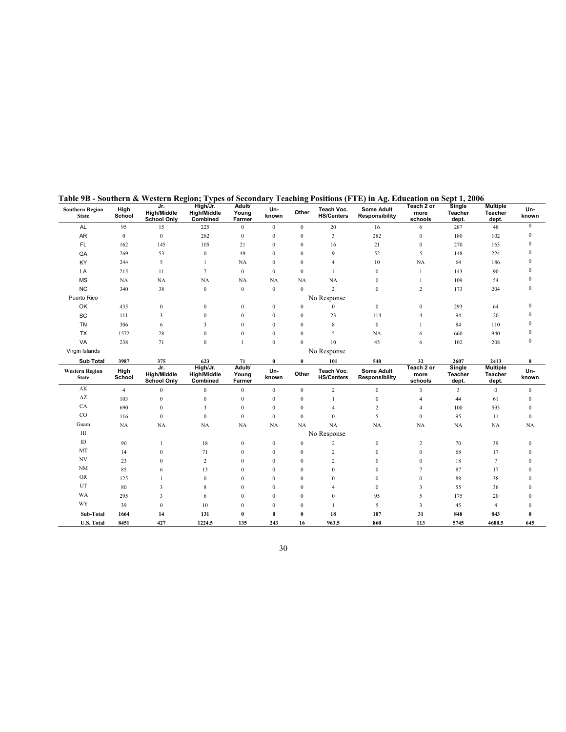**Table 9B - Southern & Western Region; Types of Secondary Teaching Positions (FTE) in Ag. Education on Sept 1, 2006**

| Southern Region State | High School | Jr. High/Middle School Only | High/Jr. High/Middle Combined | Adult/ Young Farmer | Un-known | Other | Teach Voc. HS/Centers | Some Adult Responsibility | Teach 2 or more schools | Single Teacher dept. | Multiple Teacher dept. | Un-known |
|---|---|---|---|---|---|---|---|---|---|---|---|---|
| AL | 95 | 15 | 225 | 0 | 0 | 0 | 20 | 16 | 6 | 287 | 48 | 0 |
| AR | 0 | 0 | 282 | 0 | 0 | 0 | 3 | 282 | 0 | 180 | 102 | 0 |
| FL | 162 | 145 | 105 | 21 | 0 | 0 | 16 | 21 | 0 | 270 | 163 | 0 |
| GA | 269 | 53 | 0 | 49 | 0 | 0 | 9 | 52 | 5 | 148 | 224 | 0 |
| KY | 244 | 5 | 1 | NA | 0 | 0 | 4 | 10 | NA | 64 | 186 | 0 |
| LA | 215 | 11 | 7 | 0 | 0 | 0 | 1 | 0 | 1 | 143 | 90 | 0 |
| MS | NA | NA | NA | NA | NA | NA | NA | 0 | 1 | 109 | 54 | 0 |
| NC | 340 | 38 | 0 | 0 | 0 | 0 | 2 | 0 | 2 | 173 | 204 | 0 |
| Puerto Rico | | | | | | | No Response | | | | | |
| OK | 435 | 0 | 0 | 0 | 0 | 0 | 0 | 0 | 0 | 293 | 64 | 0 |
| SC | 111 | 3 | 0 | 0 | 0 | 0 | 23 | 114 | 4 | 94 | 20 | 0 |
| TN | 306 | 6 | 3 | 0 | 0 | 0 | 8 | 0 | 1 | 84 | 110 | 0 |
| TX | 1572 | 28 | 0 | 0 | 0 | 0 | 5 | NA | 6 | 660 | 940 | 0 |
| VA | 238 | 71 | 0 | 1 | 0 | 0 | 10 | 45 | 6 | 102 | 208 | 0 |
| Virgin Islands | | | | | | | No Response | | | | | |
| **Sub Total** | **3987** | **375** | **623** | **71** | **0** | **0** | **101** | **540** | **32** | **2607** | **2413** | **0** |
| **Western Region State** | **High School** | **Jr. High/Middle School Only** | **High/Jr. High/Middle Combined** | **Adult/ Young Farmer** | **Un-known** | **Other** | **Teach Voc. HS/Centers** | **Some Adult Responsibility** | **Teach 2 or more schools** | **Single Teacher dept.** | **Multiple Teacher dept.** | **Un-known** |
| AK | 4 | 0 | 0 | 0 | 0 | 0 | 2 | 0 | 3 | 3 | 0 | 0 |
| AZ | 103 | 0 | 0 | 0 | 0 | 0 | 1 | 0 | 4 | 44 | 61 | 0 |
| CA | 690 | 0 | 3 | 0 | 0 | 0 | 4 | 2 | 4 | 100 | 593 | 0 |
| CO | 116 | 0 | 0 | 0 | 0 | 0 | 0 | 5 | 0 | 95 | 11 | 0 |
| Guam | NA | NA | NA | NA | NA | NA | NA | NA | NA | NA | NA | NA |
| HI | | | | | | | No Response | | | | | |
| ID | 90 | 1 | 18 | 0 | 0 | 0 | 2 | 0 | 2 | 70 | 39 | 0 |
| MT | 14 | 0 | 71 | 0 | 0 | 0 | 2 | 0 | 0 | 68 | 17 | 0 |
| NV | 23 | 0 | 2 | 0 | 0 | 0 | 2 | 0 | 0 | 18 | 7 | 0 |
| NM | 85 | 6 | 13 | 0 | 0 | 0 | 0 | 0 | 7 | 87 | 17 | 0 |
| OR | 125 | 1 | 0 | 0 | 0 | 0 | 0 | 0 | 0 | 88 | 38 | 0 |
| UT | 80 | 3 | 8 | 0 | 0 | 0 | 4 | 0 | 3 | 55 | 36 | 0 |
| WA | 295 | 3 | 6 | 0 | 0 | 0 | 0 | 95 | 5 | 175 | 20 | 0 |
| WY | 39 | 0 | 10 | 0 | 0 | 0 | 1 | 5 | 3 | 45 | 4 | 0 |
| **Sub-Total** | **1664** | **14** | **131** | **0** | **0** | **0** | **18** | **107** | **31** | **848** | **843** | **0** |
| **U.S. Total** | **8451** | **427** | **1224.5** | **135** | **243** | **16** | **963.5** | **860** | **113** | **5745** | **4600.5** | **645** |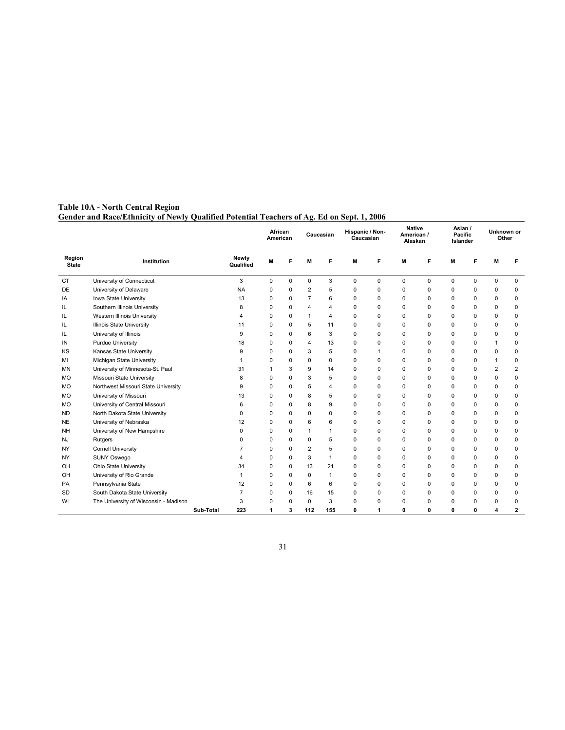**Table 10A - North Central Region**
**Gender and Race/Ethnicity of Newly Qualified Potential Teachers of Ag. Ed on Sept. 1, 2006**

| | | | African American | | Caucasian | | Hispanic / Non-Caucasian | | Native American / Alaskan | | Asian / Pacific Islander | | Unknown or Other | |
|---|---|---|---|---|---|---|---|---|---|---|---|---|---|---|
| Region State | Institution | Newly Qualified | M | F | M | F | M | F | M | F | M | F | M | F |
| CT | University of Connecticut | 3 | 0 | 0 | 0 | 3 | 0 | 0 | 0 | 0 | 0 | 0 | 0 | 0 |
| DE | University of Delaware | NA | 0 | 0 | 2 | 5 | 0 | 0 | 0 | 0 | 0 | 0 | 0 | 0 |
| IA | Iowa State University | 13 | 0 | 0 | 7 | 6 | 0 | 0 | 0 | 0 | 0 | 0 | 0 | 0 |
| IL | Southern Illinois University | 8 | 0 | 0 | 4 | 4 | 0 | 0 | 0 | 0 | 0 | 0 | 0 | 0 |
| IL | Western Illinois University | 4 | 0 | 0 | 1 | 4 | 0 | 0 | 0 | 0 | 0 | 0 | 0 | 0 |
| IL | Illinois State University | 11 | 0 | 0 | 5 | 11 | 0 | 0 | 0 | 0 | 0 | 0 | 0 | 0 |
| IL | University of Illinois | 9 | 0 | 0 | 6 | 3 | 0 | 0 | 0 | 0 | 0 | 0 | 0 | 0 |
| IN | Purdue University | 18 | 0 | 0 | 4 | 13 | 0 | 0 | 0 | 0 | 0 | 0 | 1 | 0 |
| KS | Kansas State University | 9 | 0 | 0 | 3 | 5 | 0 | 1 | 0 | 0 | 0 | 0 | 0 | 0 |
| MI | Michigan State University | 1 | 0 | 0 | 0 | 0 | 0 | 0 | 0 | 0 | 0 | 0 | 1 | 0 |
| MN | University of Minnesota-St. Paul | 31 | 1 | 3 | 9 | 14 | 0 | 0 | 0 | 0 | 0 | 0 | 2 | 2 |
| MO | Missouri State University | 8 | 0 | 0 | 3 | 5 | 0 | 0 | 0 | 0 | 0 | 0 | 0 | 0 |
| MO | Northwest Missouri State University | 9 | 0 | 0 | 5 | 4 | 0 | 0 | 0 | 0 | 0 | 0 | 0 | 0 |
| MO | University of Missouri | 13 | 0 | 0 | 8 | 5 | 0 | 0 | 0 | 0 | 0 | 0 | 0 | 0 |
| MO | University of Central Missouri | 6 | 0 | 0 | 8 | 9 | 0 | 0 | 0 | 0 | 0 | 0 | 0 | 0 |
| ND | North Dakota State University | 0 | 0 | 0 | 0 | 0 | 0 | 0 | 0 | 0 | 0 | 0 | 0 | 0 |
| NE | University of Nebraska | 12 | 0 | 0 | 6 | 6 | 0 | 0 | 0 | 0 | 0 | 0 | 0 | 0 |
| NH | University of New Hampshire | 0 | 0 | 0 | 1 | 1 | 0 | 0 | 0 | 0 | 0 | 0 | 0 | 0 |
| NJ | Rutgers | 0 | 0 | 0 | 0 | 5 | 0 | 0 | 0 | 0 | 0 | 0 | 0 | 0 |
| NY | Cornell University | 7 | 0 | 0 | 2 | 5 | 0 | 0 | 0 | 0 | 0 | 0 | 0 | 0 |
| NY | SUNY Oswego | 4 | 0 | 0 | 3 | 1 | 0 | 0 | 0 | 0 | 0 | 0 | 0 | 0 |
| OH | Ohio State University | 34 | 0 | 0 | 13 | 21 | 0 | 0 | 0 | 0 | 0 | 0 | 0 | 0 |
| OH | University of Rio Grande | 1 | 0 | 0 | 0 | 1 | 0 | 0 | 0 | 0 | 0 | 0 | 0 | 0 |
| PA | Pennsylvania State | 12 | 0 | 0 | 6 | 6 | 0 | 0 | 0 | 0 | 0 | 0 | 0 | 0 |
| SD | South Dakota State University | 7 | 0 | 0 | 16 | 15 | 0 | 0 | 0 | 0 | 0 | 0 | 0 | 0 |
| WI | The University of Wisconsin - Madison | 3 | 0 | 0 | 0 | 3 | 0 | 0 | 0 | 0 | 0 | 0 | 0 | 0 |
| | **Sub-Total** | **223** | **1** | **3** | **112** | **155** | **0** | **1** | **0** | **0** | **0** | **0** | **4** | **2** |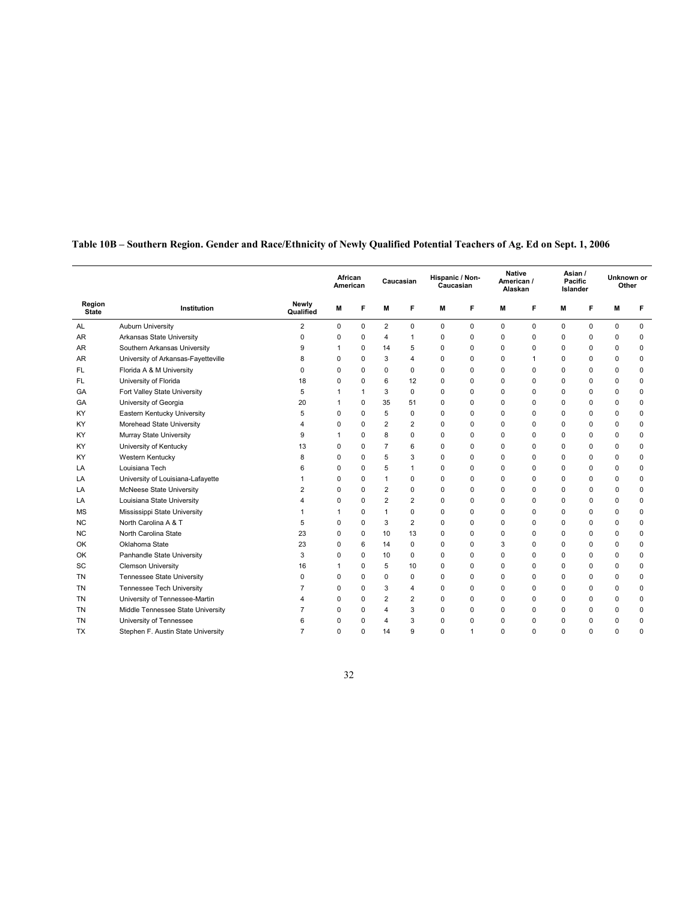**Table 10B – Southern Region. Gender and Race/Ethnicity of Newly Qualified Potential Teachers of Ag. Ed on Sept. 1, 2006**

| | | | African American | | Caucasian | | Hispanic / Non-Caucasian | | Native American / Alaskan | | Asian / Pacific Islander | | Unknown or Other | |
|---|---|---|---|---|---|---|---|---|---|---|---|---|---|---|
| Region State | Institution | Newly Qualified | M | F | M | F | M | F | M | F | M | F | M | F |
| AL | Auburn University | 2 | 0 | 0 | 2 | 0 | 0 | 0 | 0 | 0 | 0 | 0 | 0 | 0 |
| AR | Arkansas State University | 0 | 0 | 0 | 4 | 1 | 0 | 0 | 0 | 0 | 0 | 0 | 0 | 0 |
| AR | Southern Arkansas University | 9 | 1 | 0 | 14 | 5 | 0 | 0 | 0 | 0 | 0 | 0 | 0 | 0 |
| AR | University of Arkansas-Fayetteville | 8 | 0 | 0 | 3 | 4 | 0 | 0 | 0 | 1 | 0 | 0 | 0 | 0 |
| FL | Florida A & M University | 0 | 0 | 0 | 0 | 0 | 0 | 0 | 0 | 0 | 0 | 0 | 0 | 0 |
| FL | University of Florida | 18 | 0 | 0 | 6 | 12 | 0 | 0 | 0 | 0 | 0 | 0 | 0 | 0 |
| GA | Fort Valley State University | 5 | 1 | 1 | 3 | 0 | 0 | 0 | 0 | 0 | 0 | 0 | 0 | 0 |
| GA | University of Georgia | 20 | 1 | 0 | 35 | 51 | 0 | 0 | 0 | 0 | 0 | 0 | 0 | 0 |
| KY | Eastern Kentucky University | 5 | 0 | 0 | 5 | 0 | 0 | 0 | 0 | 0 | 0 | 0 | 0 | 0 |
| KY | Morehead State University | 4 | 0 | 0 | 2 | 2 | 0 | 0 | 0 | 0 | 0 | 0 | 0 | 0 |
| KY | Murray State University | 9 | 1 | 0 | 8 | 0 | 0 | 0 | 0 | 0 | 0 | 0 | 0 | 0 |
| KY | University of Kentucky | 13 | 0 | 0 | 7 | 6 | 0 | 0 | 0 | 0 | 0 | 0 | 0 | 0 |
| KY | Western Kentucky | 8 | 0 | 0 | 5 | 3 | 0 | 0 | 0 | 0 | 0 | 0 | 0 | 0 |
| LA | Louisiana Tech | 6 | 0 | 0 | 5 | 1 | 0 | 0 | 0 | 0 | 0 | 0 | 0 | 0 |
| LA | University of Louisiana-Lafayette | 1 | 0 | 0 | 1 | 0 | 0 | 0 | 0 | 0 | 0 | 0 | 0 | 0 |
| LA | McNeese State University | 2 | 0 | 0 | 2 | 0 | 0 | 0 | 0 | 0 | 0 | 0 | 0 | 0 |
| LA | Louisiana State University | 4 | 0 | 0 | 2 | 2 | 0 | 0 | 0 | 0 | 0 | 0 | 0 | 0 |
| MS | Mississippi State University | 1 | 1 | 0 | 1 | 0 | 0 | 0 | 0 | 0 | 0 | 0 | 0 | 0 |
| NC | North Carolina A & T | 5 | 0 | 0 | 3 | 2 | 0 | 0 | 0 | 0 | 0 | 0 | 0 | 0 |
| NC | North Carolina State | 23 | 0 | 0 | 10 | 13 | 0 | 0 | 0 | 0 | 0 | 0 | 0 | 0 |
| OK | Oklahoma State | 23 | 0 | 6 | 14 | 0 | 0 | 0 | 3 | 0 | 0 | 0 | 0 | 0 |
| OK | Panhandle State University | 3 | 0 | 0 | 10 | 0 | 0 | 0 | 0 | 0 | 0 | 0 | 0 | 0 |
| SC | Clemson University | 16 | 1 | 0 | 5 | 10 | 0 | 0 | 0 | 0 | 0 | 0 | 0 | 0 |
| TN | Tennessee State University | 0 | 0 | 0 | 0 | 0 | 0 | 0 | 0 | 0 | 0 | 0 | 0 | 0 |
| TN | Tennessee Tech University | 7 | 0 | 0 | 3 | 4 | 0 | 0 | 0 | 0 | 0 | 0 | 0 | 0 |
| TN | University of Tennessee-Martin | 4 | 0 | 0 | 2 | 2 | 0 | 0 | 0 | 0 | 0 | 0 | 0 | 0 |
| TN | Middle Tennessee State University | 7 | 0 | 0 | 4 | 3 | 0 | 0 | 0 | 0 | 0 | 0 | 0 | 0 |
| TN | University of Tennessee | 6 | 0 | 0 | 4 | 3 | 0 | 0 | 0 | 0 | 0 | 0 | 0 | 0 |
| TX | Stephen F. Austin State University | 7 | 0 | 0 | 14 | 9 | 0 | 1 | 0 | 0 | 0 | 0 | 0 | 0 |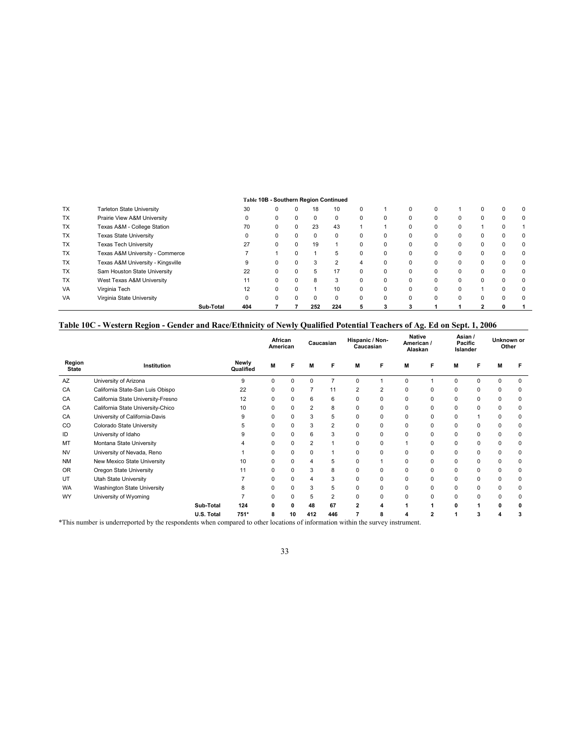**Table 10B - Southern Region Continued**

| Region State | Institution | | Newly Qualified | African American M | African American F | Caucasian M | Caucasian F | Hispanic / Non-Caucasian M | Hispanic / Non-Caucasian F | Native American / Alaskan M | Native American / Alaskan F | Asian / Pacific Islander M | Asian / Pacific Islander F | Unknown or Other M | Unknown or Other F |
|---|---|---|---|---|---|---|---|---|---|---|---|---|---|---|---|
| TX | Tarleton State University | | 30 | 0 | 0 | 18 | 10 | 0 | 1 | 0 | 0 | 1 | 0 | 0 | 0 |
| TX | Prairie View A&M University | | 0 | 0 | 0 | 0 | 0 | 0 | 0 | 0 | 0 | 0 | 0 | 0 | 0 |
| TX | Texas A&M - College Station | | 70 | 0 | 0 | 23 | 43 | 1 | 1 | 0 | 0 | 0 | 1 | 0 | 1 |
| TX | Texas State University | | 0 | 0 | 0 | 0 | 0 | 0 | 0 | 0 | 0 | 0 | 0 | 0 | 0 |
| TX | Texas Tech University | | 27 | 0 | 0 | 19 | 1 | 0 | 0 | 0 | 0 | 0 | 0 | 0 | 0 |
| TX | Texas A&M University - Commerce | | 7 | 1 | 0 | 1 | 5 | 0 | 0 | 0 | 0 | 0 | 0 | 0 | 0 |
| TX | Texas A&M University - Kingsville | | 9 | 0 | 0 | 3 | 2 | 4 | 0 | 0 | 0 | 0 | 0 | 0 | 0 |
| TX | Sam Houston State University | | 22 | 0 | 0 | 5 | 17 | 0 | 0 | 0 | 0 | 0 | 0 | 0 | 0 |
| TX | West Texas A&M University | | 11 | 0 | 0 | 8 | 3 | 0 | 0 | 0 | 0 | 0 | 0 | 0 | 0 |
| VA | Virginia Tech | | 12 | 0 | 0 | 1 | 10 | 0 | 0 | 0 | 0 | 0 | 1 | 0 | 0 |
| VA | Virginia State University | | 0 | 0 | 0 | 0 | 0 | 0 | 0 | 0 | 0 | 0 | 0 | 0 | 0 |
| | | **Sub-Total** | **404** | **7** | **7** | **252** | **224** | **5** | **3** | **3** | **1** | **1** | **2** | **0** | **1** |

## Table 10C - Western Region - Gender and Race/Ethnicity of Newly Qualified Potential Teachers of Ag. Ed on Sept. 1, 2006

| | | | | African American | | Caucasian | | Hispanic / Non-Caucasian | | Native American / Alaskan | | Asian / Pacific Islander | | Unknown or Other | |
|---|---|---|---|---|---|---|---|---|---|---|---|---|---|---|---|
| **Region State** | **Institution** | | **Newly Qualified** | **M** | **F** | **M** | **F** | **M** | **F** | **M** | **F** | **M** | **F** | **M** | **F** |
| AZ | University of Arizona | | 9 | 0 | 0 | 0 | 7 | 0 | 1 | 0 | 1 | 0 | 0 | 0 | 0 |
| CA | California State-San Luis Obispo | | 22 | 0 | 0 | 7 | 11 | 2 | 2 | 0 | 0 | 0 | 0 | 0 | 0 |
| CA | California State University-Fresno | | 12 | 0 | 0 | 6 | 6 | 0 | 0 | 0 | 0 | 0 | 0 | 0 | 0 |
| CA | California State University-Chico | | 10 | 0 | 0 | 2 | 8 | 0 | 0 | 0 | 0 | 0 | 0 | 0 | 0 |
| CA | University of California-Davis | | 9 | 0 | 0 | 3 | 5 | 0 | 0 | 0 | 0 | 0 | 1 | 0 | 0 |
| CO | Colorado State University | | 5 | 0 | 0 | 3 | 2 | 0 | 0 | 0 | 0 | 0 | 0 | 0 | 0 |
| ID | University of Idaho | | 9 | 0 | 0 | 6 | 3 | 0 | 0 | 0 | 0 | 0 | 0 | 0 | 0 |
| MT | Montana State University | | 4 | 0 | 0 | 2 | 1 | 0 | 0 | 1 | 0 | 0 | 0 | 0 | 0 |
| NV | University of Nevada, Reno | | 1 | 0 | 0 | 0 | 1 | 0 | 0 | 0 | 0 | 0 | 0 | 0 | 0 |
| NM | New Mexico State University | | 10 | 0 | 0 | 4 | 5 | 0 | 1 | 0 | 0 | 0 | 0 | 0 | 0 |
| OR | Oregon State University | | 11 | 0 | 0 | 3 | 8 | 0 | 0 | 0 | 0 | 0 | 0 | 0 | 0 |
| UT | Utah State University | | 7 | 0 | 0 | 4 | 3 | 0 | 0 | 0 | 0 | 0 | 0 | 0 | 0 |
| WA | Washington State University | | 8 | 0 | 0 | 3 | 5 | 0 | 0 | 0 | 0 | 0 | 0 | 0 | 0 |
| WY | University of Wyoming | | 7 | 0 | 0 | 5 | 2 | 0 | 0 | 0 | 0 | 0 | 0 | 0 | 0 |
| | | **Sub-Total** | **124** | **0** | **0** | **48** | **67** | **2** | **4** | **1** | **1** | **0** | **1** | **0** | **0** |
| | | **U.S. Total** | **751*** | **8** | **10** | **412** | **446** | **7** | **8** | **4** | **2** | **1** | **3** | **4** | **3** |

*This number is underreported by the respondents when compared to other locations of information within the survey instrument.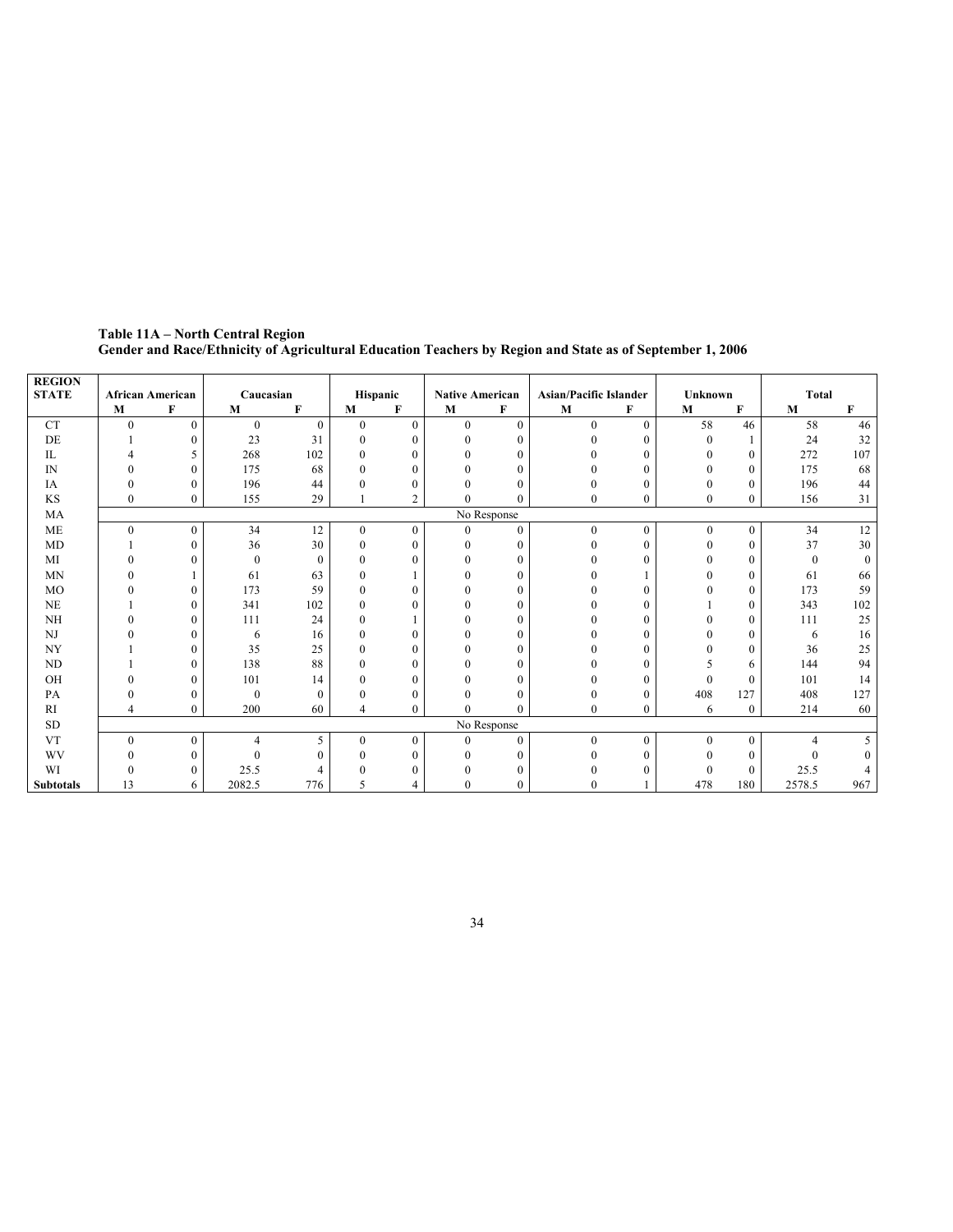**Table 11A – North Central Region**
**Gender and Race/Ethnicity of Agricultural Education Teachers by Region and State as of September 1, 2006**

| REGION STATE | African American | | Caucasian | | Hispanic | | Native American | | Asian/Pacific Islander | | Unknown | | Total | |
|---|---|---|---|---|---|---|---|---|---|---|---|---|---|---|
| | M | F | M | F | M | F | M | F | M | F | M | F | M | F |
| CT | 0 | 0 | 0 | 0 | 0 | 0 | 0 | 0 | 0 | 0 | 58 | 46 | 58 | 46 |
| DE | 1 | 0 | 23 | 31 | 0 | 0 | 0 | 0 | 0 | 0 | 0 | 1 | 24 | 32 |
| IL | 4 | 5 | 268 | 102 | 0 | 0 | 0 | 0 | 0 | 0 | 0 | 0 | 272 | 107 |
| IN | 0 | 0 | 175 | 68 | 0 | 0 | 0 | 0 | 0 | 0 | 0 | 0 | 175 | 68 |
| IA | 0 | 0 | 196 | 44 | 0 | 0 | 0 | 0 | 0 | 0 | 0 | 0 | 196 | 44 |
| KS | 0 | 0 | 155 | 29 | 1 | 2 | 0 | 0 | 0 | 0 | 0 | 0 | 156 | 31 |
| MA | No Response | | | | | | | | | | | | | |
| ME | 0 | 0 | 34 | 12 | 0 | 0 | 0 | 0 | 0 | 0 | 0 | 0 | 34 | 12 |
| MD | 1 | 0 | 36 | 30 | 0 | 0 | 0 | 0 | 0 | 0 | 0 | 0 | 37 | 30 |
| MI | 0 | 0 | 0 | 0 | 0 | 0 | 0 | 0 | 0 | 0 | 0 | 0 | 0 | 0 |
| MN | 0 | 1 | 61 | 63 | 0 | 1 | 0 | 0 | 0 | 1 | 0 | 0 | 61 | 66 |
| MO | 0 | 0 | 173 | 59 | 0 | 0 | 0 | 0 | 0 | 0 | 0 | 0 | 173 | 59 |
| NE | 1 | 0 | 341 | 102 | 0 | 0 | 0 | 0 | 0 | 0 | 1 | 0 | 343 | 102 |
| NH | 0 | 0 | 111 | 24 | 0 | 1 | 0 | 0 | 0 | 0 | 0 | 0 | 111 | 25 |
| NJ | 0 | 0 | 6 | 16 | 0 | 0 | 0 | 0 | 0 | 0 | 0 | 0 | 6 | 16 |
| NY | 1 | 0 | 35 | 25 | 0 | 0 | 0 | 0 | 0 | 0 | 0 | 0 | 36 | 25 |
| ND | 1 | 0 | 138 | 88 | 0 | 0 | 0 | 0 | 0 | 0 | 5 | 6 | 144 | 94 |
| OH | 0 | 0 | 101 | 14 | 0 | 0 | 0 | 0 | 0 | 0 | 0 | 0 | 101 | 14 |
| PA | 0 | 0 | 0 | 0 | 0 | 0 | 0 | 0 | 0 | 0 | 408 | 127 | 408 | 127 |
| RI | 4 | 0 | 200 | 60 | 4 | 0 | 0 | 0 | 0 | 0 | 6 | 0 | 214 | 60 |
| SD | No Response | | | | | | | | | | | | | |
| VT | 0 | 0 | 4 | 5 | 0 | 0 | 0 | 0 | 0 | 0 | 0 | 0 | 4 | 5 |
| WV | 0 | 0 | 0 | 0 | 0 | 0 | 0 | 0 | 0 | 0 | 0 | 0 | 0 | 0 |
| WI | 0 | 0 | 25.5 | 4 | 0 | 0 | 0 | 0 | 0 | 0 | 0 | 0 | 25.5 | 4 |
| **Subtotals** | 13 | 6 | 2082.5 | 776 | 5 | 4 | 0 | 0 | 0 | 1 | 478 | 180 | 2578.5 | 967 |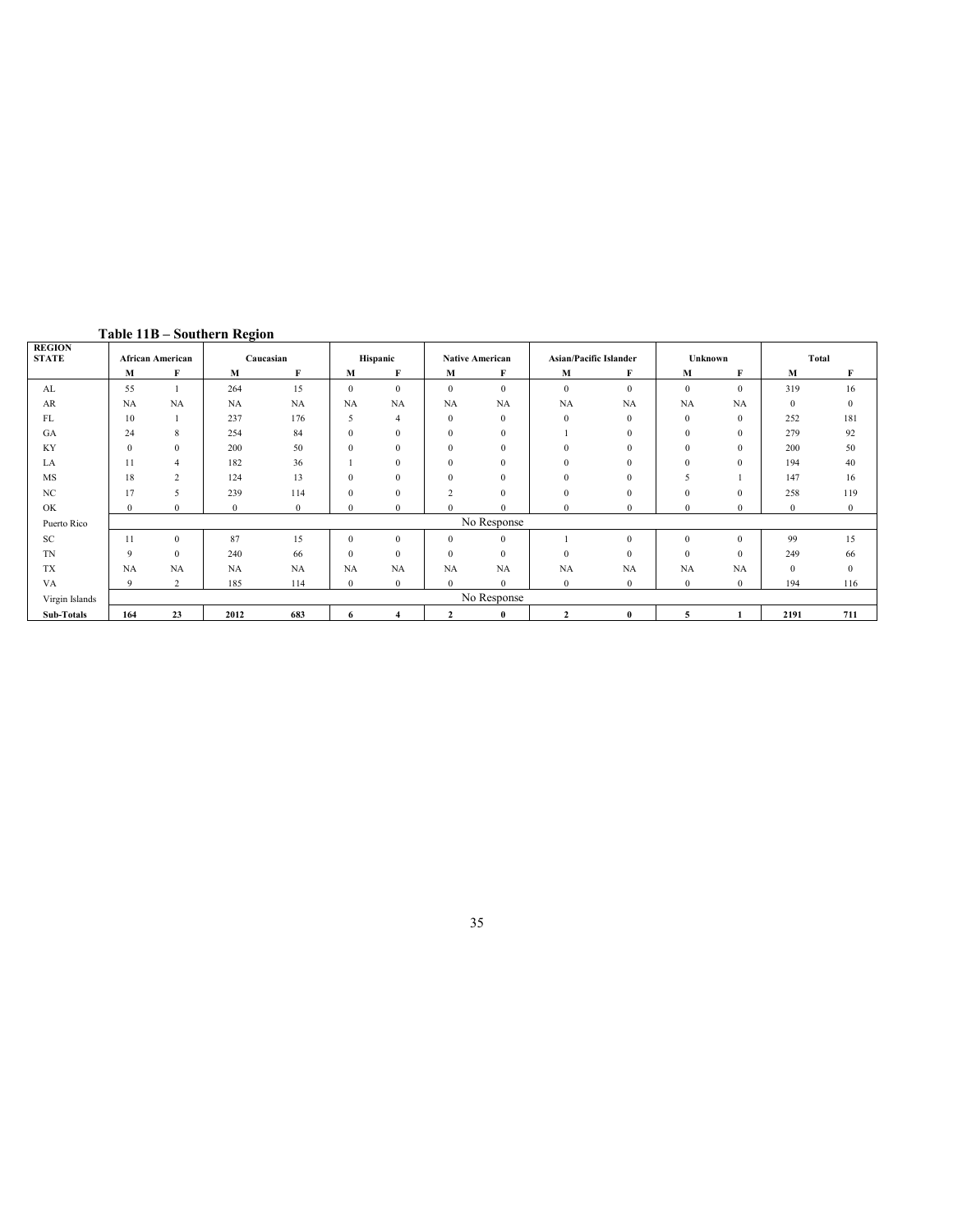**Table 11B – Southern Region**

| REGION STATE | African American | | Caucasian | | Hispanic | | Native American | | Asian/Pacific Islander | | Unknown | | Total | |
|---|---|---|---|---|---|---|---|---|---|---|---|---|---|---|
| | M | F | M | F | M | F | M | F | M | F | M | F | M | F |
| AL | 55 | 1 | 264 | 15 | 0 | 0 | 0 | 0 | 0 | 0 | 0 | 0 | 319 | 16 |
| AR | NA | NA | NA | NA | NA | NA | NA | NA | NA | NA | NA | NA | 0 | 0 |
| FL | 10 | 1 | 237 | 176 | 5 | 4 | 0 | 0 | 0 | 0 | 0 | 0 | 252 | 181 |
| GA | 24 | 8 | 254 | 84 | 0 | 0 | 0 | 0 | 1 | 0 | 0 | 0 | 279 | 92 |
| KY | 0 | 0 | 200 | 50 | 0 | 0 | 0 | 0 | 0 | 0 | 0 | 0 | 200 | 50 |
| LA | 11 | 4 | 182 | 36 | 1 | 0 | 0 | 0 | 0 | 0 | 0 | 0 | 194 | 40 |
| MS | 18 | 2 | 124 | 13 | 0 | 0 | 0 | 0 | 0 | 0 | 5 | 1 | 147 | 16 |
| NC | 17 | 5 | 239 | 114 | 0 | 0 | 2 | 0 | 0 | 0 | 0 | 0 | 258 | 119 |
| OK | 0 | 0 | 0 | 0 | 0 | 0 | 0 | 0 | 0 | 0 | 0 | 0 | 0 | 0 |
| Puerto Rico | No Response | | | | | | | | | | | | | |
| SC | 11 | 0 | 87 | 15 | 0 | 0 | 0 | 0 | 1 | 0 | 0 | 0 | 99 | 15 |
| TN | 9 | 0 | 240 | 66 | 0 | 0 | 0 | 0 | 0 | 0 | 0 | 0 | 249 | 66 |
| TX | NA | NA | NA | NA | NA | NA | NA | NA | NA | NA | NA | NA | 0 | 0 |
| VA | 9 | 2 | 185 | 114 | 0 | 0 | 0 | 0 | 0 | 0 | 0 | 0 | 194 | 116 |
| Virgin Islands | No Response | | | | | | | | | | | | | |
| **Sub-Totals** | **164** | **23** | **2012** | **683** | **6** | **4** | **2** | **0** | **2** | **0** | **5** | **1** | **2191** | **711** |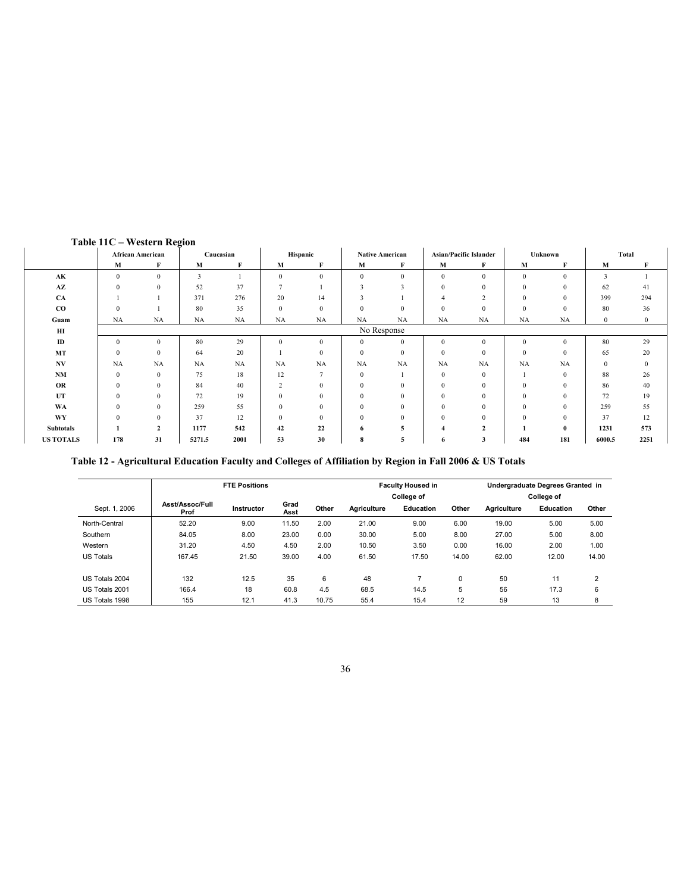## Table 11C – Western Region

| | African American | | Caucasian | | Hispanic | | Native American | | Asian/Pacific Islander | | Unknown | | Total | |
|---|---|---|---|---|---|---|---|---|---|---|---|---|---|---|
| | M | F | M | F | M | F | M | F | M | F | M | F | M | F |
| AK | 0 | 0 | 3 | 1 | 0 | 0 | 0 | 0 | 0 | 0 | 0 | 0 | 3 | 1 |
| AZ | 0 | 0 | 52 | 37 | 7 | 1 | 3 | 3 | 0 | 0 | 0 | 0 | 62 | 41 |
| CA | 1 | 1 | 371 | 276 | 20 | 14 | 3 | 1 | 4 | 2 | 0 | 0 | 399 | 294 |
| CO | 0 | 1 | 80 | 35 | 0 | 0 | 0 | 0 | 0 | 0 | 0 | 0 | 80 | 36 |
| Guam | NA | NA | NA | NA | NA | NA | NA | NA | NA | NA | NA | NA | 0 | 0 |
| HI | No Response | | | | | | | | | | | | | |
| ID | 0 | 0 | 80 | 29 | 0 | 0 | 0 | 0 | 0 | 0 | 0 | 0 | 80 | 29 |
| MT | 0 | 0 | 64 | 20 | 1 | 0 | 0 | 0 | 0 | 0 | 0 | 0 | 65 | 20 |
| NV | NA | NA | NA | NA | NA | NA | NA | NA | NA | NA | NA | NA | 0 | 0 |
| NM | 0 | 0 | 75 | 18 | 12 | 7 | 0 | 1 | 0 | 0 | 1 | 0 | 88 | 26 |
| OR | 0 | 0 | 84 | 40 | 2 | 0 | 0 | 0 | 0 | 0 | 0 | 0 | 86 | 40 |
| UT | 0 | 0 | 72 | 19 | 0 | 0 | 0 | 0 | 0 | 0 | 0 | 0 | 72 | 19 |
| WA | 0 | 0 | 259 | 55 | 0 | 0 | 0 | 0 | 0 | 0 | 0 | 0 | 259 | 55 |
| WY | 0 | 0 | 37 | 12 | 0 | 0 | 0 | 0 | 0 | 0 | 0 | 0 | 37 | 12 |
| **Subtotals** | **1** | **2** | **1177** | **542** | **42** | **22** | **6** | **5** | **4** | **2** | **1** | **0** | **1231** | **573** |
| **US TOTALS** | **178** | **31** | **5271.5** | **2001** | **53** | **30** | **8** | **5** | **6** | **3** | **484** | **181** | **6000.5** | **2251** |

## Table 12 - Agricultural Education Faculty and Colleges of Affiliation by Region in Fall 2006 & US Totals

| | FTE Positions | | | | Faculty Housed in College of | | | Undergraduate Degrees Granted in College of | | |
|---|---|---|---|---|---|---|---|---|---|---|
| Sept. 1, 2006 | Asst/Assoc/Full Prof | Instructor | Grad Asst | Other | Agriculture | Education | Other | Agriculture | Education | Other |
| North-Central | 52.20 | 9.00 | 11.50 | 2.00 | 21.00 | 9.00 | 6.00 | 19.00 | 5.00 | 5.00 |
| Southern | 84.05 | 8.00 | 23.00 | 0.00 | 30.00 | 5.00 | 8.00 | 27.00 | 5.00 | 8.00 |
| Western | 31.20 | 4.50 | 4.50 | 2.00 | 10.50 | 3.50 | 0.00 | 16.00 | 2.00 | 1.00 |
| US Totals | 167.45 | 21.50 | 39.00 | 4.00 | 61.50 | 17.50 | 14.00 | 62.00 | 12.00 | 14.00 |
| US Totals 2004 | 132 | 12.5 | 35 | 6 | 48 | 7 | 0 | 50 | 11 | 2 |
| US Totals 2001 | 166.4 | 18 | 60.8 | 4.5 | 68.5 | 14.5 | 5 | 56 | 17.3 | 6 |
| US Totals 1998 | 155 | 12.1 | 41.3 | 10.75 | 55.4 | 15.4 | 12 | 59 | 13 | 8 |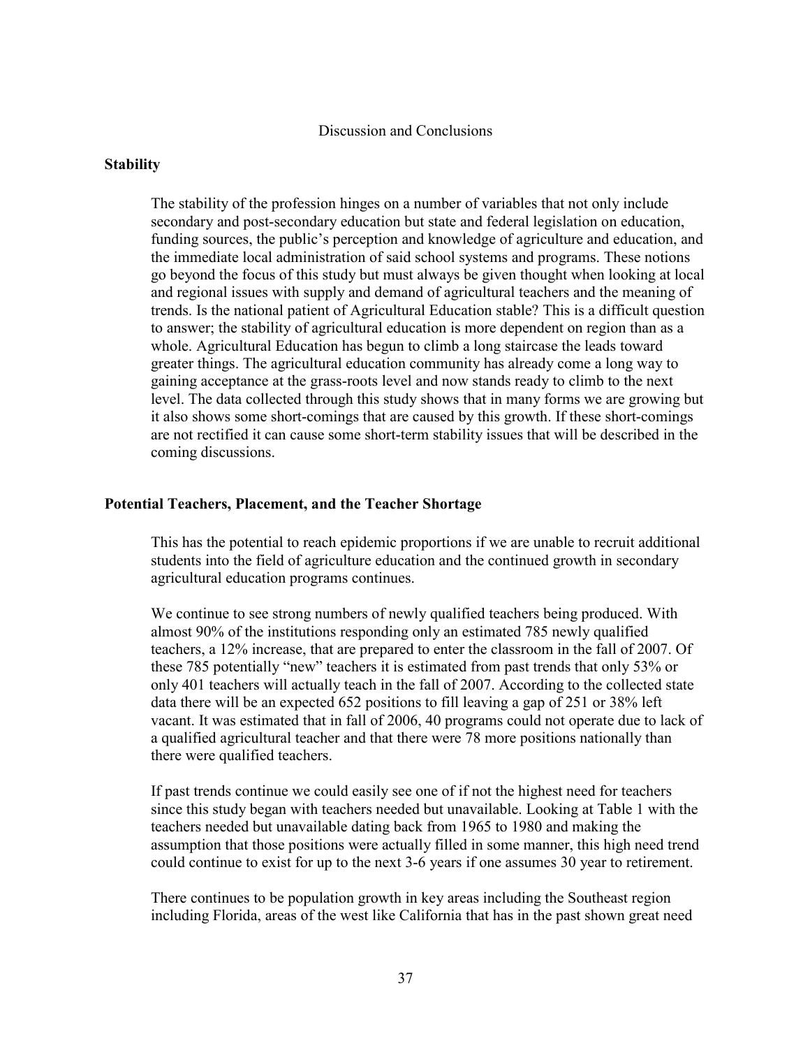# Discussion and Conclusions

## Stability

The stability of the profession hinges on a number of variables that not only include secondary and post-secondary education but state and federal legislation on education, funding sources, the public's perception and knowledge of agriculture and education, and the immediate local administration of said school systems and programs. These notions go beyond the focus of this study but must always be given thought when looking at local and regional issues with supply and demand of agricultural teachers and the meaning of trends. Is the national patient of Agricultural Education stable? This is a difficult question to answer; the stability of agricultural education is more dependent on region than as a whole. Agricultural Education has begun to climb a long staircase the leads toward greater things. The agricultural education community has already come a long way to gaining acceptance at the grass-roots level and now stands ready to climb to the next level. The data collected through this study shows that in many forms we are growing but it also shows some short-comings that are caused by this growth. If these short-comings are not rectified it can cause some short-term stability issues that will be described in the coming discussions.

## Potential Teachers, Placement, and the Teacher Shortage

This has the potential to reach epidemic proportions if we are unable to recruit additional students into the field of agriculture education and the continued growth in secondary agricultural education programs continues.

We continue to see strong numbers of newly qualified teachers being produced. With almost 90% of the institutions responding only an estimated 785 newly qualified teachers, a 12% increase, that are prepared to enter the classroom in the fall of 2007. Of these 785 potentially "new" teachers it is estimated from past trends that only 53% or only 401 teachers will actually teach in the fall of 2007. According to the collected state data there will be an expected 652 positions to fill leaving a gap of 251 or 38% left vacant. It was estimated that in fall of 2006, 40 programs could not operate due to lack of a qualified agricultural teacher and that there were 78 more positions nationally than there were qualified teachers.

If past trends continue we could easily see one of if not the highest need for teachers since this study began with teachers needed but unavailable. Looking at Table 1 with the teachers needed but unavailable dating back from 1965 to 1980 and making the assumption that those positions were actually filled in some manner, this high need trend could continue to exist for up to the next 3-6 years if one assumes 30 year to retirement.

There continues to be population growth in key areas including the Southeast region including Florida, areas of the west like California that has in the past shown great need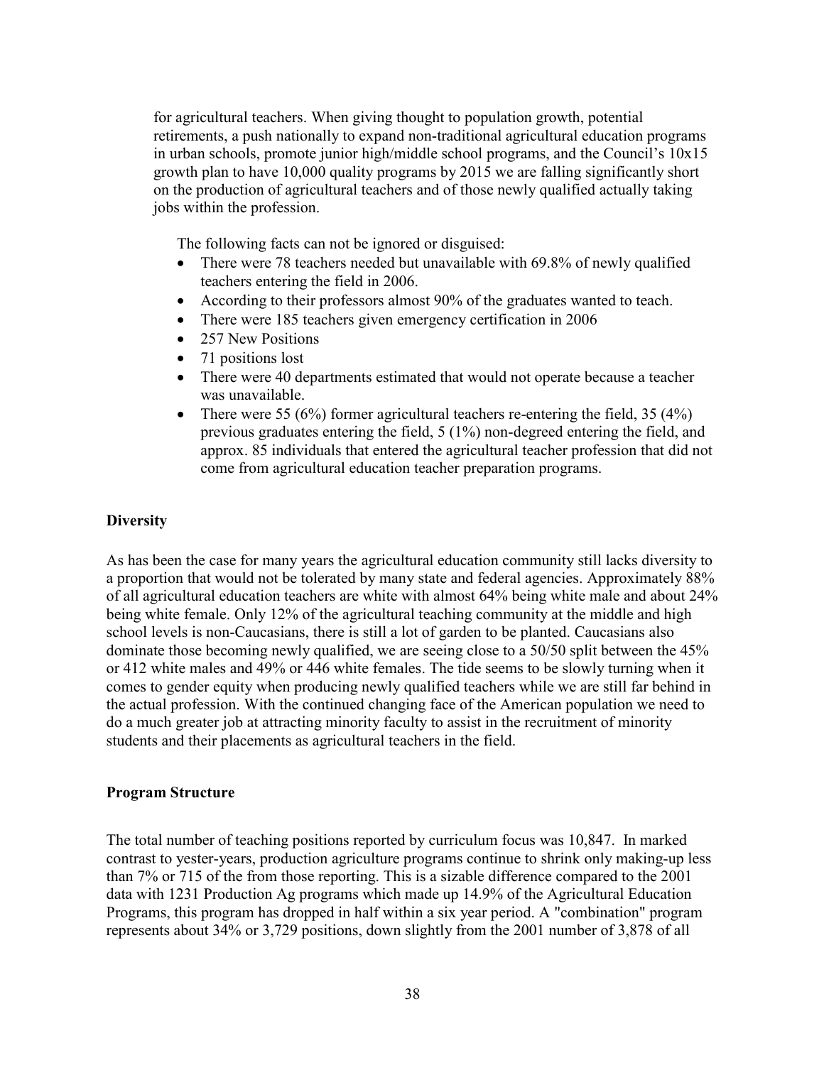for agricultural teachers. When giving thought to population growth, potential retirements, a push nationally to expand non-traditional agricultural education programs in urban schools, promote junior high/middle school programs, and the Council's 10x15 growth plan to have 10,000 quality programs by 2015 we are falling significantly short on the production of agricultural teachers and of those newly qualified actually taking jobs within the profession.

The following facts can not be ignored or disguised:

- There were 78 teachers needed but unavailable with 69.8% of newly qualified teachers entering the field in 2006.
- According to their professors almost 90% of the graduates wanted to teach.
- There were 185 teachers given emergency certification in 2006
- 257 New Positions
- 71 positions lost
- There were 40 departments estimated that would not operate because a teacher was unavailable.
- There were 55 (6%) former agricultural teachers re-entering the field, 35 (4%) previous graduates entering the field, 5 (1%) non-degreed entering the field, and approx. 85 individuals that entered the agricultural teacher profession that did not come from agricultural education teacher preparation programs.

**Diversity**

As has been the case for many years the agricultural education community still lacks diversity to a proportion that would not be tolerated by many state and federal agencies. Approximately 88% of all agricultural education teachers are white with almost 64% being white male and about 24% being white female. Only 12% of the agricultural teaching community at the middle and high school levels is non-Caucasians, there is still a lot of garden to be planted. Caucasians also dominate those becoming newly qualified, we are seeing close to a 50/50 split between the 45% or 412 white males and 49% or 446 white females. The tide seems to be slowly turning when it comes to gender equity when producing newly qualified teachers while we are still far behind in the actual profession. With the continued changing face of the American population we need to do a much greater job at attracting minority faculty to assist in the recruitment of minority students and their placements as agricultural teachers in the field.

**Program Structure**

The total number of teaching positions reported by curriculum focus was 10,847. In marked contrast to yester-years, production agriculture programs continue to shrink only making-up less than 7% or 715 of the from those reporting. This is a sizable difference compared to the 2001 data with 1231 Production Ag programs which made up 14.9% of the Agricultural Education Programs, this program has dropped in half within a six year period. A "combination" program represents about 34% or 3,729 positions, down slightly from the 2001 number of 3,878 of all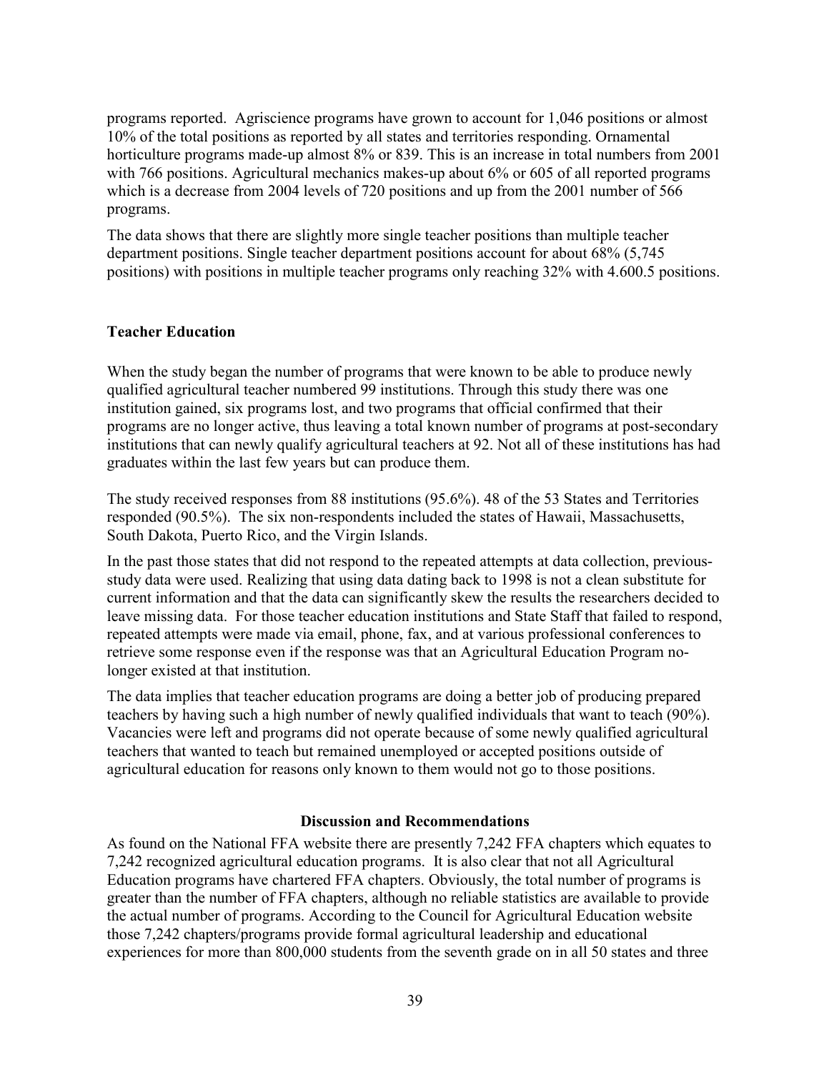programs reported. Agriscience programs have grown to account for 1,046 positions or almost 10% of the total positions as reported by all states and territories responding. Ornamental horticulture programs made-up almost 8% or 839. This is an increase in total numbers from 2001 with 766 positions. Agricultural mechanics makes-up about 6% or 605 of all reported programs which is a decrease from 2004 levels of 720 positions and up from the 2001 number of 566 programs.

The data shows that there are slightly more single teacher positions than multiple teacher department positions. Single teacher department positions account for about 68% (5,745 positions) with positions in multiple teacher programs only reaching 32% with 4.600.5 positions.

**Teacher Education**

When the study began the number of programs that were known to be able to produce newly qualified agricultural teacher numbered 99 institutions. Through this study there was one institution gained, six programs lost, and two programs that official confirmed that their programs are no longer active, thus leaving a total known number of programs at post-secondary institutions that can newly qualify agricultural teachers at 92. Not all of these institutions has had graduates within the last few years but can produce them.

The study received responses from 88 institutions (95.6%). 48 of the 53 States and Territories responded (90.5%). The six non-respondents included the states of Hawaii, Massachusetts, South Dakota, Puerto Rico, and the Virgin Islands.

In the past those states that did not respond to the repeated attempts at data collection, previous-study data were used. Realizing that using data dating back to 1998 is not a clean substitute for current information and that the data can significantly skew the results the researchers decided to leave missing data. For those teacher education institutions and State Staff that failed to respond, repeated attempts were made via email, phone, fax, and at various professional conferences to retrieve some response even if the response was that an Agricultural Education Program no-longer existed at that institution.

The data implies that teacher education programs are doing a better job of producing prepared teachers by having such a high number of newly qualified individuals that want to teach (90%). Vacancies were left and programs did not operate because of some newly qualified agricultural teachers that wanted to teach but remained unemployed or accepted positions outside of agricultural education for reasons only known to them would not go to those positions.

## Discussion and Recommendations

As found on the National FFA website there are presently 7,242 FFA chapters which equates to 7,242 recognized agricultural education programs. It is also clear that not all Agricultural Education programs have chartered FFA chapters. Obviously, the total number of programs is greater than the number of FFA chapters, although no reliable statistics are available to provide the actual number of programs. According to the Council for Agricultural Education website those 7,242 chapters/programs provide formal agricultural leadership and educational experiences for more than 800,000 students from the seventh grade on in all 50 states and three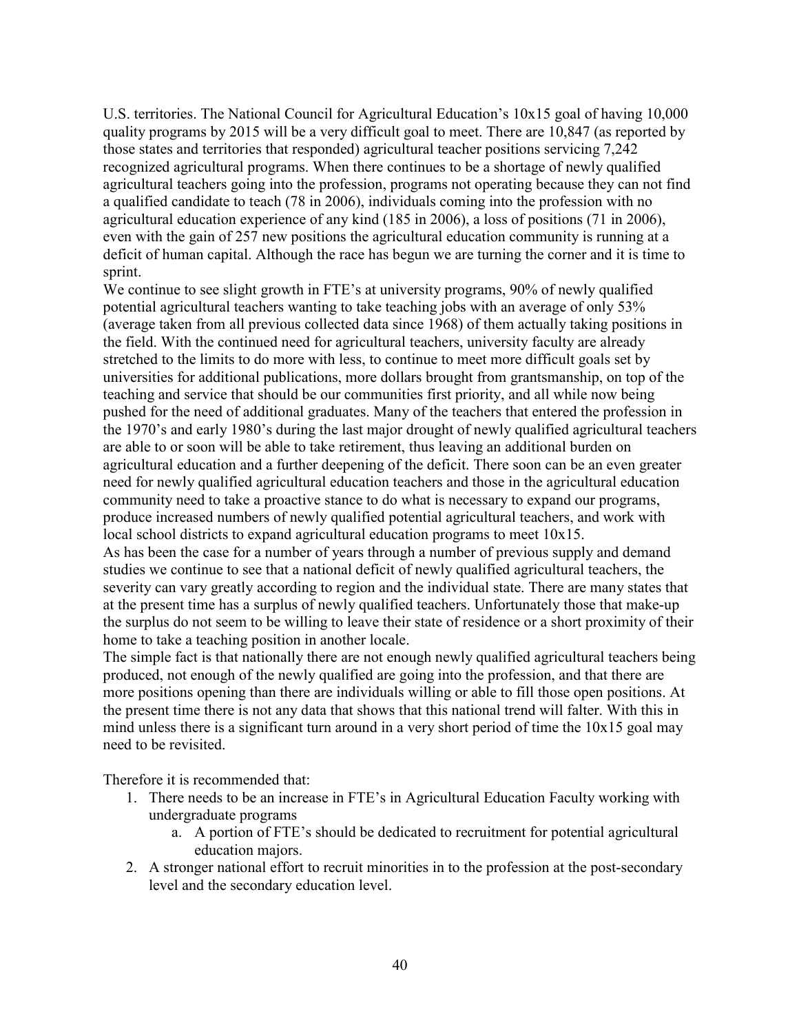U.S. territories. The National Council for Agricultural Education's 10x15 goal of having 10,000 quality programs by 2015 will be a very difficult goal to meet. There are 10,847 (as reported by those states and territories that responded) agricultural teacher positions servicing 7,242 recognized agricultural programs. When there continues to be a shortage of newly qualified agricultural teachers going into the profession, programs not operating because they can not find a qualified candidate to teach (78 in 2006), individuals coming into the profession with no agricultural education experience of any kind (185 in 2006), a loss of positions (71 in 2006), even with the gain of 257 new positions the agricultural education community is running at a deficit of human capital. Although the race has begun we are turning the corner and it is time to sprint.

We continue to see slight growth in FTE's at university programs, 90% of newly qualified potential agricultural teachers wanting to take teaching jobs with an average of only 53% (average taken from all previous collected data since 1968) of them actually taking positions in the field. With the continued need for agricultural teachers, university faculty are already stretched to the limits to do more with less, to continue to meet more difficult goals set by universities for additional publications, more dollars brought from grantsmanship, on top of the teaching and service that should be our communities first priority, and all while now being pushed for the need of additional graduates. Many of the teachers that entered the profession in the 1970's and early 1980's during the last major drought of newly qualified agricultural teachers are able to or soon will be able to take retirement, thus leaving an additional burden on agricultural education and a further deepening of the deficit. There soon can be an even greater need for newly qualified agricultural education teachers and those in the agricultural education community need to take a proactive stance to do what is necessary to expand our programs, produce increased numbers of newly qualified potential agricultural teachers, and work with local school districts to expand agricultural education programs to meet 10x15.

As has been the case for a number of years through a number of previous supply and demand studies we continue to see that a national deficit of newly qualified agricultural teachers, the severity can vary greatly according to region and the individual state. There are many states that at the present time has a surplus of newly qualified teachers. Unfortunately those that make-up the surplus do not seem to be willing to leave their state of residence or a short proximity of their home to take a teaching position in another locale.

The simple fact is that nationally there are not enough newly qualified agricultural teachers being produced, not enough of the newly qualified are going into the profession, and that there are more positions opening than there are individuals willing or able to fill those open positions. At the present time there is not any data that shows that this national trend will falter. With this in mind unless there is a significant turn around in a very short period of time the 10x15 goal may need to be revisited.

Therefore it is recommended that:

1. There needs to be an increase in FTE's in Agricultural Education Faculty working with undergraduate programs
   a. A portion of FTE's should be dedicated to recruitment for potential agricultural education majors.
2. A stronger national effort to recruit minorities in to the profession at the post-secondary level and the secondary education level.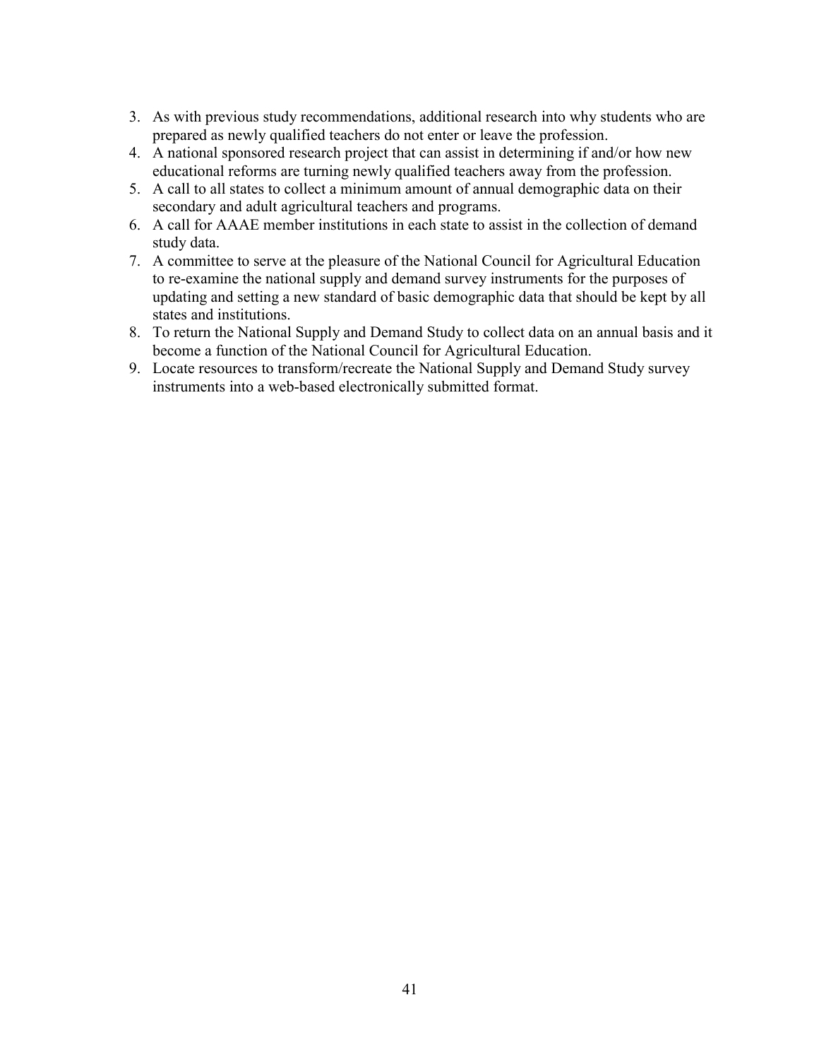3. As with previous study recommendations, additional research into why students who are prepared as newly qualified teachers do not enter or leave the profession.
4. A national sponsored research project that can assist in determining if and/or how new educational reforms are turning newly qualified teachers away from the profession.
5. A call to all states to collect a minimum amount of annual demographic data on their secondary and adult agricultural teachers and programs.
6. A call for AAAE member institutions in each state to assist in the collection of demand study data.
7. A committee to serve at the pleasure of the National Council for Agricultural Education to re-examine the national supply and demand survey instruments for the purposes of updating and setting a new standard of basic demographic data that should be kept by all states and institutions.
8. To return the National Supply and Demand Study to collect data on an annual basis and it become a function of the National Council for Agricultural Education.
9. Locate resources to transform/recreate the National Supply and Demand Study survey instruments into a web-based electronically submitted format.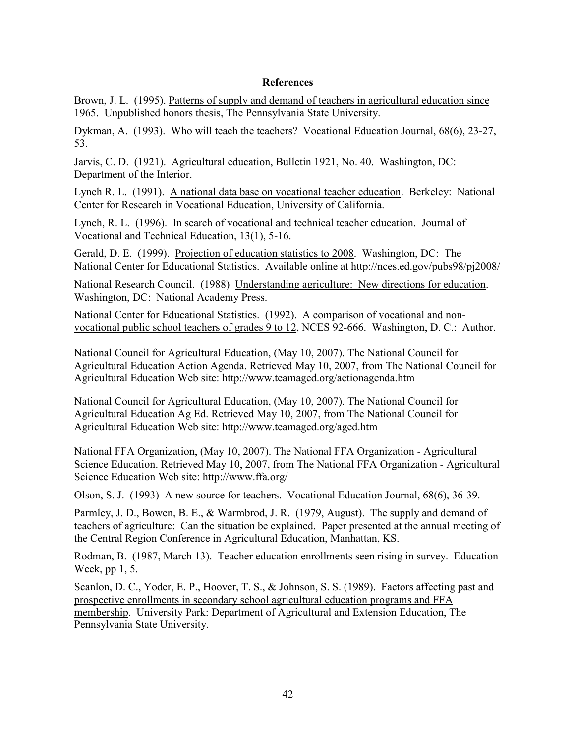**References**

Brown, J. L. (1995). Patterns of supply and demand of teachers in agricultural education since 1965. Unpublished honors thesis, The Pennsylvania State University.

Dykman, A. (1993). Who will teach the teachers? Vocational Education Journal, 68(6), 23-27, 53.

Jarvis, C. D. (1921). Agricultural education, Bulletin 1921, No. 40. Washington, DC: Department of the Interior.

Lynch R. L. (1991). A national data base on vocational teacher education. Berkeley: National Center for Research in Vocational Education, University of California.

Lynch, R. L. (1996). In search of vocational and technical teacher education. Journal of Vocational and Technical Education, 13(1), 5-16.

Gerald, D. E. (1999). Projection of education statistics to 2008. Washington, DC: The National Center for Educational Statistics. Available online at http://nces.ed.gov/pubs98/pj2008/

National Research Council. (1988) Understanding agriculture: New directions for education. Washington, DC: National Academy Press.

National Center for Educational Statistics. (1992). A comparison of vocational and non-vocational public school teachers of grades 9 to 12, NCES 92-666. Washington, D. C.: Author.

National Council for Agricultural Education, (May 10, 2007). The National Council for Agricultural Education Action Agenda. Retrieved May 10, 2007, from The National Council for Agricultural Education Web site: http://www.teamaged.org/actionagenda.htm

National Council for Agricultural Education, (May 10, 2007). The National Council for Agricultural Education Ag Ed. Retrieved May 10, 2007, from The National Council for Agricultural Education Web site: http://www.teamaged.org/aged.htm

National FFA Organization, (May 10, 2007). The National FFA Organization - Agricultural Science Education. Retrieved May 10, 2007, from The National FFA Organization - Agricultural Science Education Web site: http://www.ffa.org/

Olson, S. J. (1993) A new source for teachers. Vocational Education Journal, 68(6), 36-39.

Parmley, J. D., Bowen, B. E., & Warmbrod, J. R. (1979, August). The supply and demand of teachers of agriculture: Can the situation be explained. Paper presented at the annual meeting of the Central Region Conference in Agricultural Education, Manhattan, KS.

Rodman, B. (1987, March 13). Teacher education enrollments seen rising in survey. Education Week, pp 1, 5.

Scanlon, D. C., Yoder, E. P., Hoover, T. S., & Johnson, S. S. (1989). Factors affecting past and prospective enrollments in secondary school agricultural education programs and FFA membership. University Park: Department of Agricultural and Extension Education, The Pennsylvania State University.